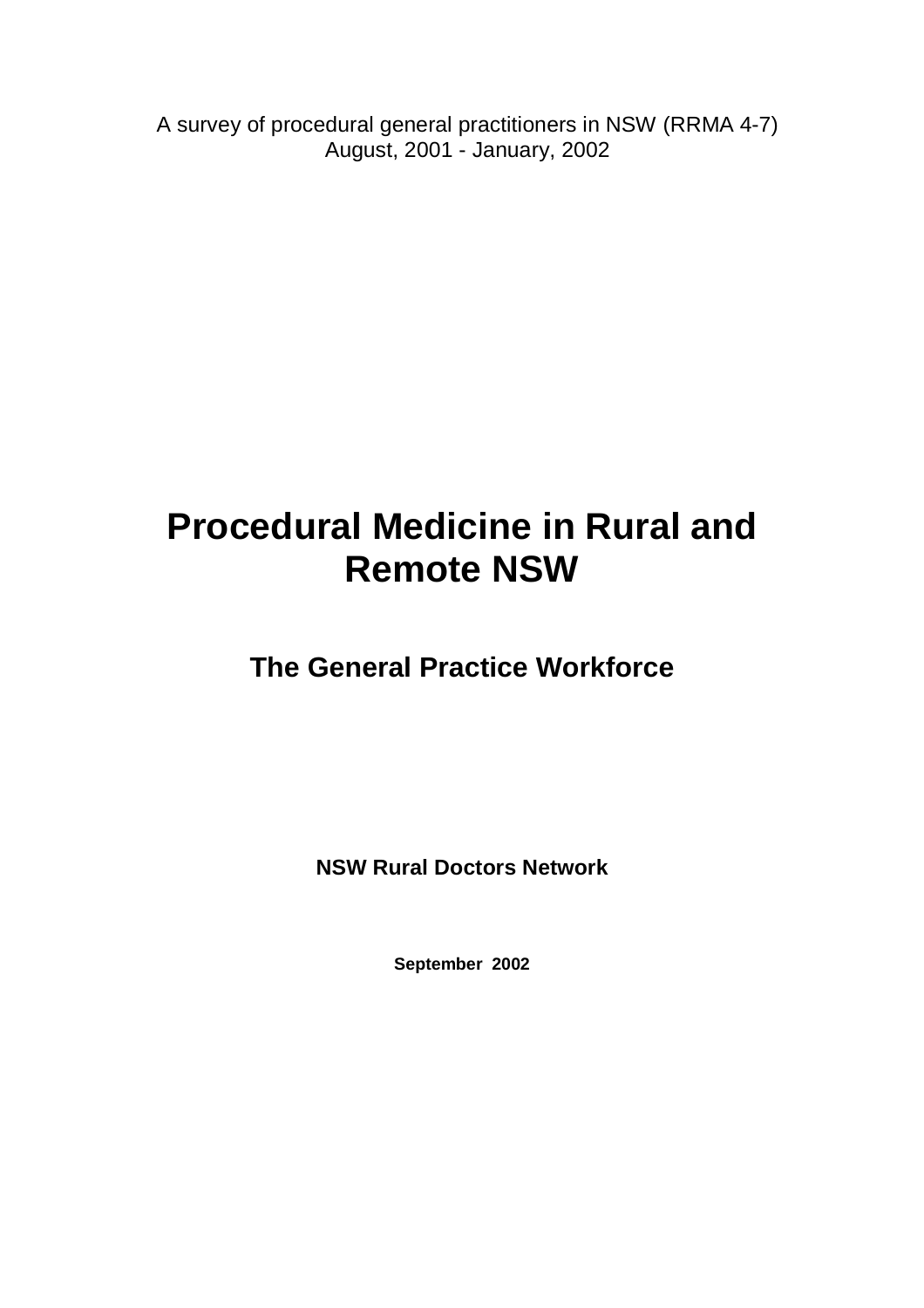A survey of procedural general practitioners in NSW (RRMA 4-7)
August, 2001 - January, 2002

# Procedural Medicine in Rural and Remote NSW

## The General Practice Workforce

**NSW Rural Doctors Network**

**September 2002**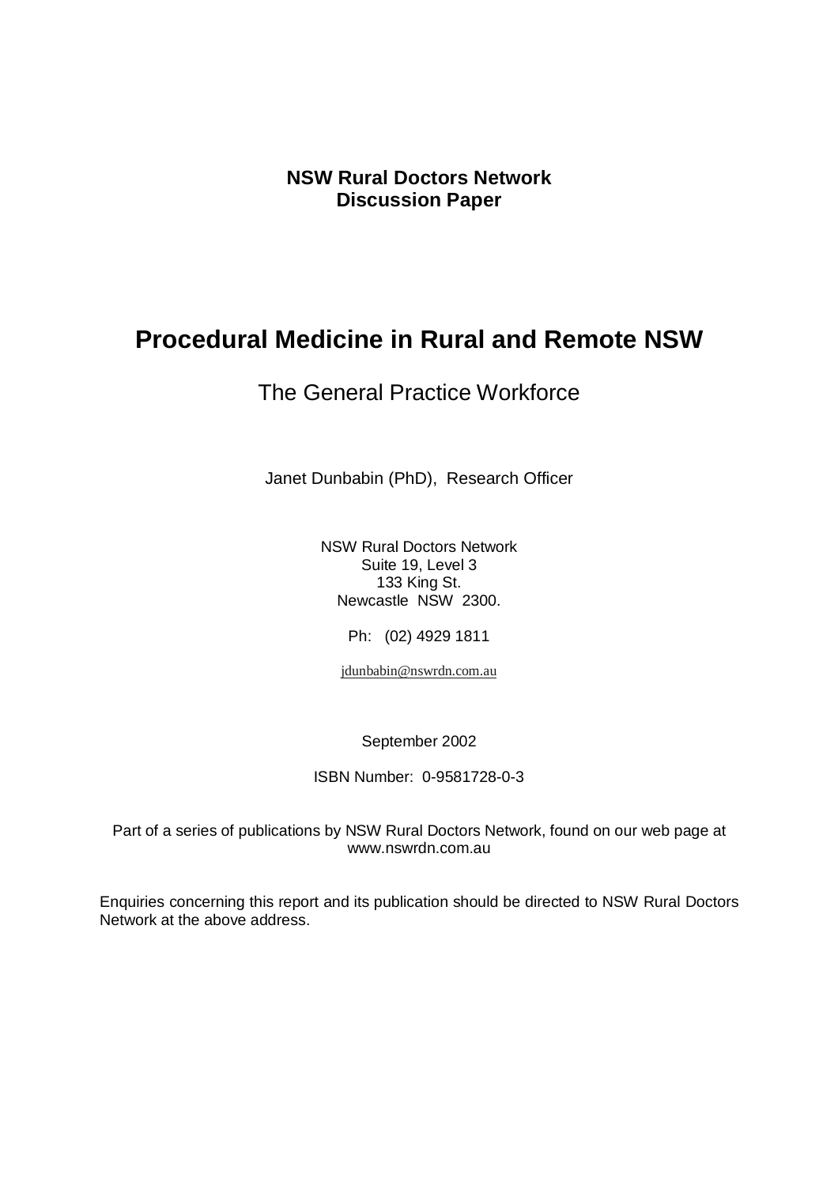**NSW Rural Doctors Network**
**Discussion Paper**

# Procedural Medicine in Rural and Remote NSW

## The General Practice Workforce

Janet Dunbabin (PhD), Research Officer

NSW Rural Doctors Network
Suite 19, Level 3
133 King St.
Newcastle NSW 2300.

Ph: (02) 4929 1811

jdunbabin@nswrdn.com.au

September 2002

ISBN Number: 0-9581728-0-3

Part of a series of publications by NSW Rural Doctors Network, found on our web page at www.nswrdn.com.au

Enquiries concerning this report and its publication should be directed to NSW Rural Doctors Network at the above address.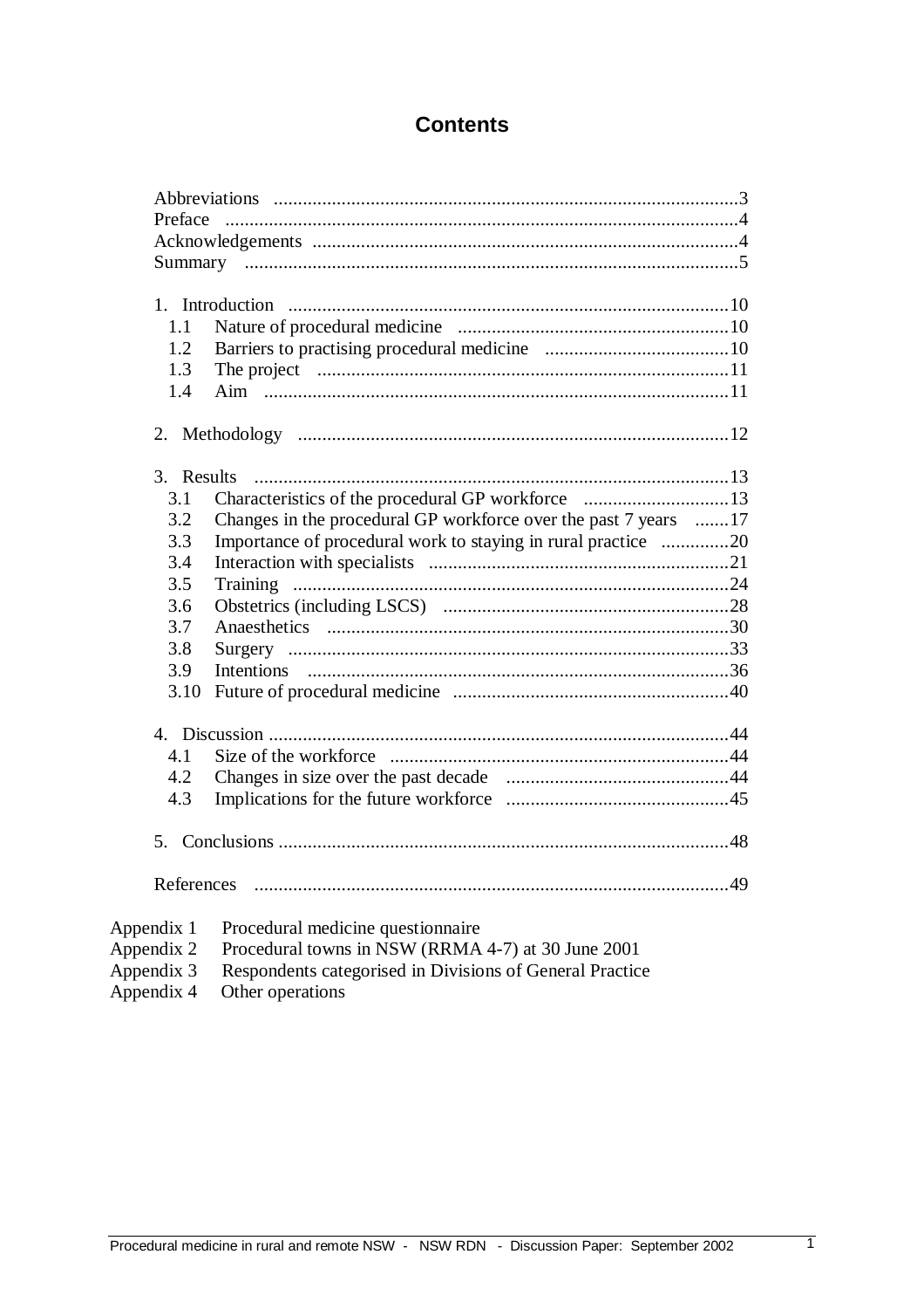# Contents

Abbreviations ...............................................................................................3
Preface .........................................................................................................4
Acknowledgements .......................................................................................4
Summary .....................................................................................................5

1. Introduction ..........................................................................................10
   1.1 Nature of procedural medicine .......................................................10
   1.2 Barriers to practising procedural medicine ......................................10
   1.3 The project ....................................................................................11
   1.4 Aim ...............................................................................................11

2. Methodology .........................................................................................12

3. Results .................................................................................................13
   3.1 Characteristics of the procedural GP workforce ..............................13
   3.2 Changes in the procedural GP workforce over the past 7 years .......17
   3.3 Importance of procedural work to staying in rural practice ..............20
   3.4 Interaction with specialists .............................................................21
   3.5 Training .........................................................................................24
   3.6 Obstetrics (including LSCS) ...........................................................28
   3.7 Anaesthetics ..................................................................................30
   3.8 Surgery ..........................................................................................33
   3.9 Intentions ......................................................................................36
   3.10 Future of procedural medicine .........................................................40

4. Discussion ..............................................................................................44
   4.1 Size of the workforce .....................................................................44
   4.2 Changes in size over the past decade .............................................44
   4.3 Implications for the future workforce .............................................45

5. Conclusions ............................................................................................48

References .................................................................................................49

Appendix 1 Procedural medicine questionnaire
Appendix 2 Procedural towns in NSW (RRMA 4-7) at 30 June 2001
Appendix 3 Respondents categorised in Divisions of General Practice
Appendix 4 Other operations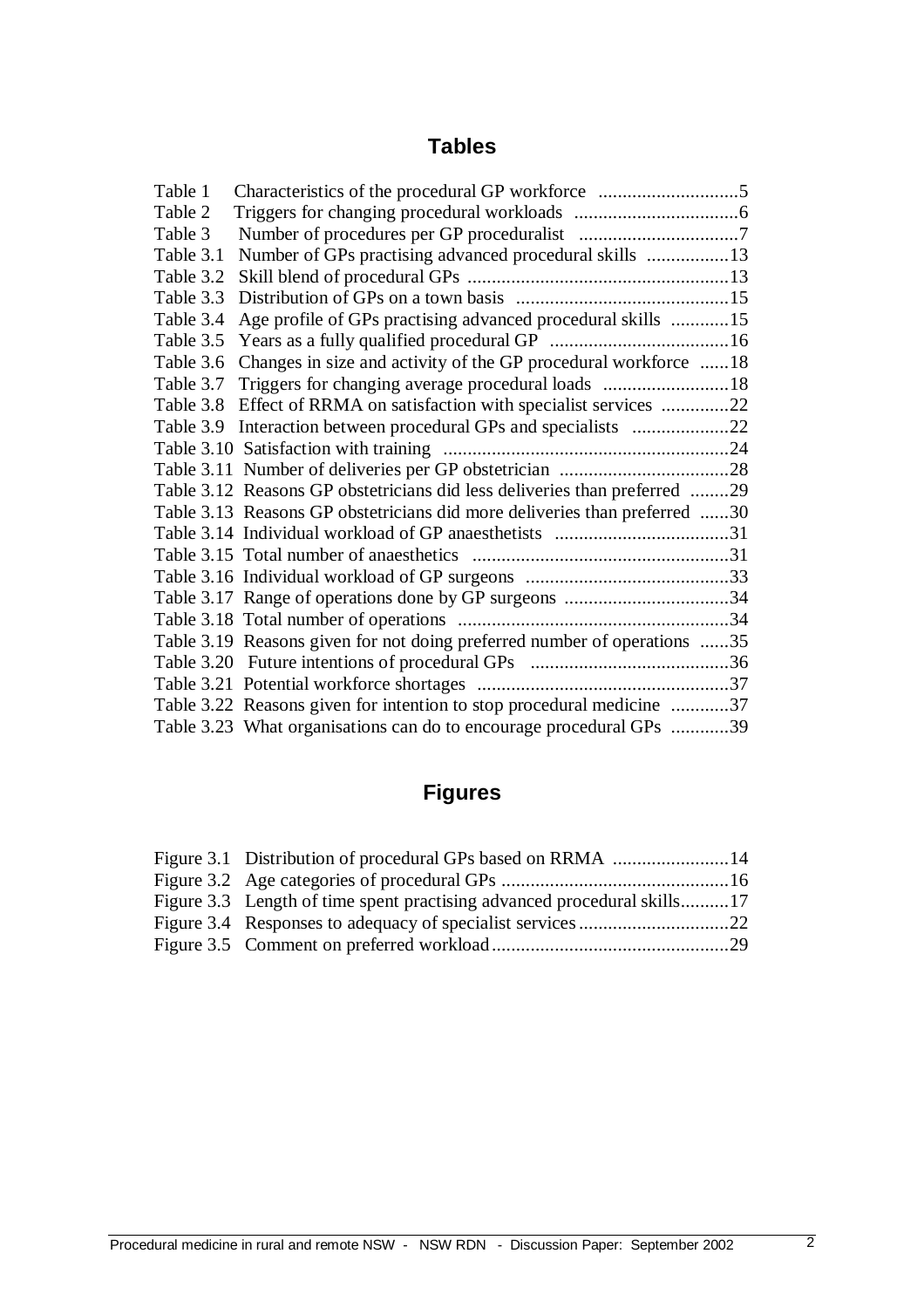## Tables

| | | |
|---|---|---|
| Table 1 | Characteristics of the procedural GP workforce | 5 |
| Table 2 | Triggers for changing procedural workloads | 6 |
| Table 3 | Number of procedures per GP proceduralist | 7 |
| Table 3.1 | Number of GPs practising advanced procedural skills | 13 |
| Table 3.2 | Skill blend of procedural GPs | 13 |
| Table 3.3 | Distribution of GPs on a town basis | 15 |
| Table 3.4 | Age profile of GPs practising advanced procedural skills | 15 |
| Table 3.5 | Years as a fully qualified procedural GP | 16 |
| Table 3.6 | Changes in size and activity of the GP procedural workforce | 18 |
| Table 3.7 | Triggers for changing average procedural loads | 18 |
| Table 3.8 | Effect of RRMA on satisfaction with specialist services | 22 |
| Table 3.9 | Interaction between procedural GPs and specialists | 22 |
| Table 3.10 | Satisfaction with training | 24 |
| Table 3.11 | Number of deliveries per GP obstetrician | 28 |
| Table 3.12 | Reasons GP obstetricians did less deliveries than preferred | 29 |
| Table 3.13 | Reasons GP obstetricians did more deliveries than preferred | 30 |
| Table 3.14 | Individual workload of GP anaesthetists | 31 |
| Table 3.15 | Total number of anaesthetics | 31 |
| Table 3.16 | Individual workload of GP surgeons | 33 |
| Table 3.17 | Range of operations done by GP surgeons | 34 |
| Table 3.18 | Total number of operations | 34 |
| Table 3.19 | Reasons given for not doing preferred number of operations | 35 |
| Table 3.20 | Future intentions of procedural GPs | 36 |
| Table 3.21 | Potential workforce shortages | 37 |
| Table 3.22 | Reasons given for intention to stop procedural medicine | 37 |
| Table 3.23 | What organisations can do to encourage procedural GPs | 39 |

## Figures

| | | |
|---|---|---|
| Figure 3.1 | Distribution of procedural GPs based on RRMA | 14 |
| Figure 3.2 | Age categories of procedural GPs | 16 |
| Figure 3.3 | Length of time spent practising advanced procedural skills | 17 |
| Figure 3.4 | Responses to adequacy of specialist services | 22 |
| Figure 3.5 | Comment on preferred workload | 29 |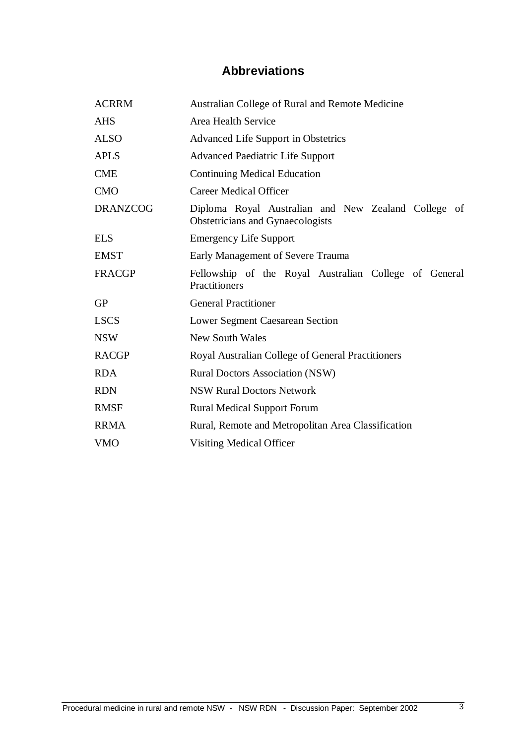## Abbreviations

| | |
|---|---|
| ACRRM | Australian College of Rural and Remote Medicine |
| AHS | Area Health Service |
| ALSO | Advanced Life Support in Obstetrics |
| APLS | Advanced Paediatric Life Support |
| CME | Continuing Medical Education |
| CMO | Career Medical Officer |
| DRANZCOG | Diploma Royal Australian and New Zealand College of Obstetricians and Gynaecologists |
| ELS | Emergency Life Support |
| EMST | Early Management of Severe Trauma |
| FRACGP | Fellowship of the Royal Australian College of General Practitioners |
| GP | General Practitioner |
| LSCS | Lower Segment Caesarean Section |
| NSW | New South Wales |
| RACGP | Royal Australian College of General Practitioners |
| RDA | Rural Doctors Association (NSW) |
| RDN | NSW Rural Doctors Network |
| RMSF | Rural Medical Support Forum |
| RRMA | Rural, Remote and Metropolitan Area Classification |
| VMO | Visiting Medical Officer |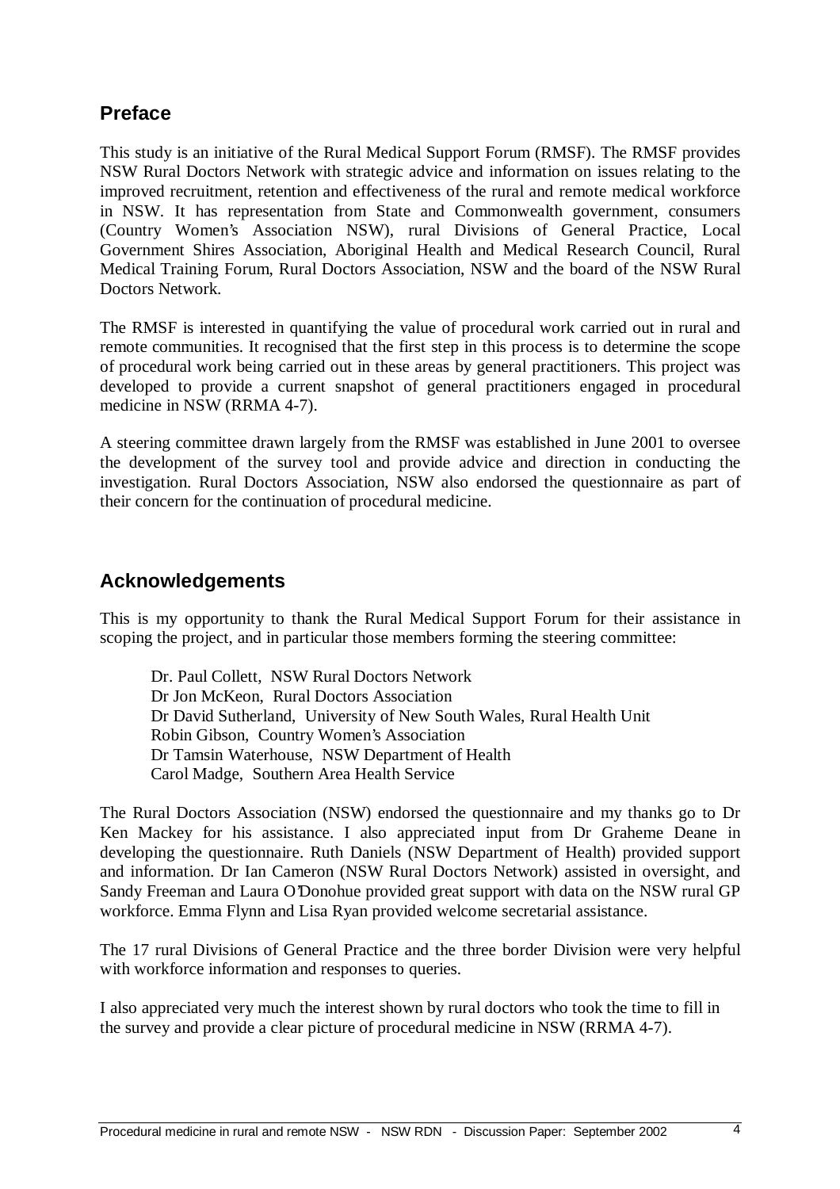## Preface

This study is an initiative of the Rural Medical Support Forum (RMSF). The RMSF provides NSW Rural Doctors Network with strategic advice and information on issues relating to the improved recruitment, retention and effectiveness of the rural and remote medical workforce in NSW. It has representation from State and Commonwealth government, consumers (Country Women's Association NSW), rural Divisions of General Practice, Local Government Shires Association, Aboriginal Health and Medical Research Council, Rural Medical Training Forum, Rural Doctors Association, NSW and the board of the NSW Rural Doctors Network.

The RMSF is interested in quantifying the value of procedural work carried out in rural and remote communities. It recognised that the first step in this process is to determine the scope of procedural work being carried out in these areas by general practitioners. This project was developed to provide a current snapshot of general practitioners engaged in procedural medicine in NSW (RRMA 4-7).

A steering committee drawn largely from the RMSF was established in June 2001 to oversee the development of the survey tool and provide advice and direction in conducting the investigation. Rural Doctors Association, NSW also endorsed the questionnaire as part of their concern for the continuation of procedural medicine.

## Acknowledgements

This is my opportunity to thank the Rural Medical Support Forum for their assistance in scoping the project, and in particular those members forming the steering committee:

Dr. Paul Collett, NSW Rural Doctors Network
Dr Jon McKeon, Rural Doctors Association
Dr David Sutherland, University of New South Wales, Rural Health Unit
Robin Gibson, Country Women's Association
Dr Tamsin Waterhouse, NSW Department of Health
Carol Madge, Southern Area Health Service

The Rural Doctors Association (NSW) endorsed the questionnaire and my thanks go to Dr Ken Mackey for his assistance. I also appreciated input from Dr Graheme Deane in developing the questionnaire. Ruth Daniels (NSW Department of Health) provided support and information. Dr Ian Cameron (NSW Rural Doctors Network) assisted in oversight, and Sandy Freeman and Laura O'Donohue provided great support with data on the NSW rural GP workforce. Emma Flynn and Lisa Ryan provided welcome secretarial assistance.

The 17 rural Divisions of General Practice and the three border Division were very helpful with workforce information and responses to queries.

I also appreciated very much the interest shown by rural doctors who took the time to fill in the survey and provide a clear picture of procedural medicine in NSW (RRMA 4-7).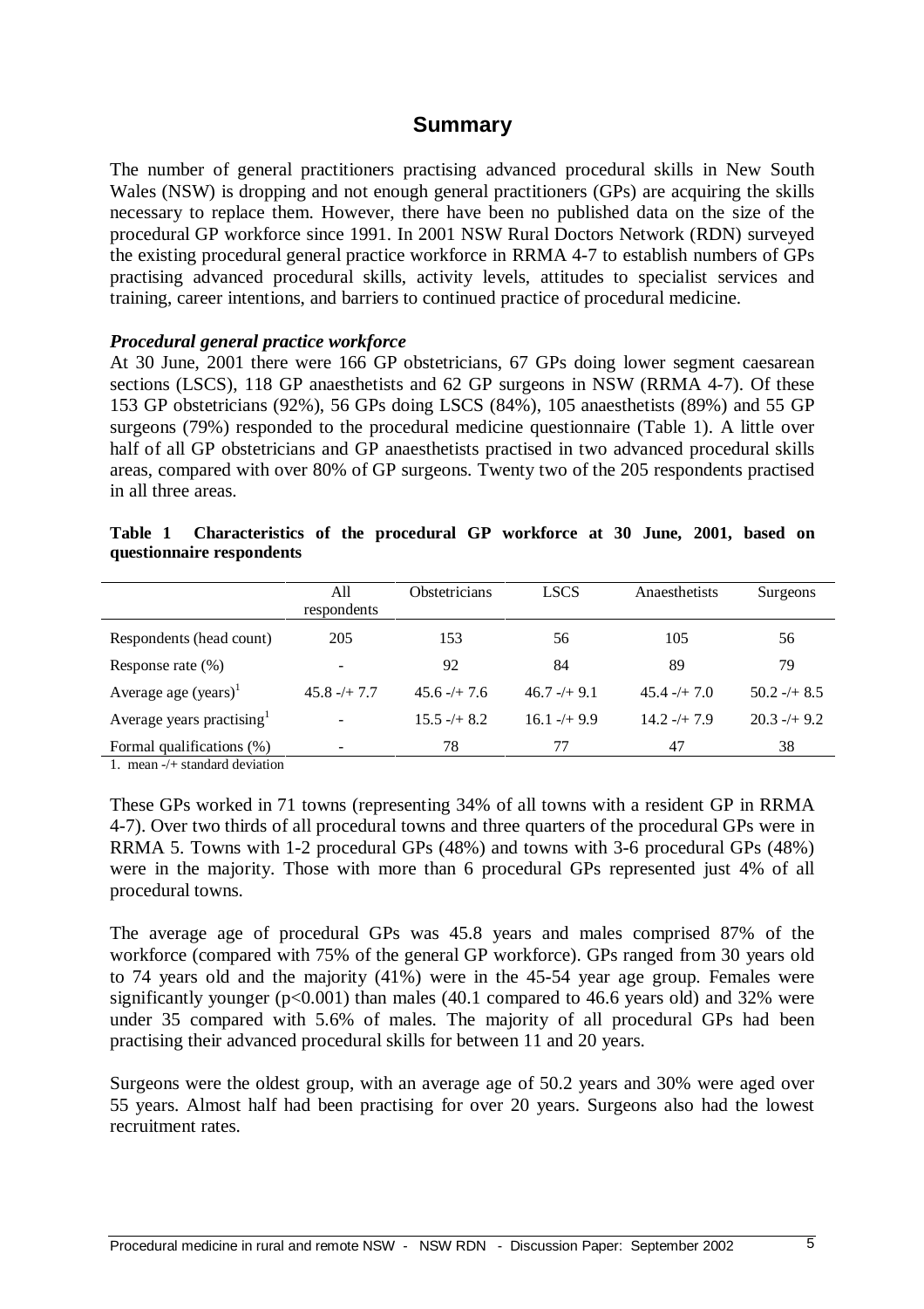# Summary

The number of general practitioners practising advanced procedural skills in New South Wales (NSW) is dropping and not enough general practitioners (GPs) are acquiring the skills necessary to replace them. However, there have been no published data on the size of the procedural GP workforce since 1991. In 2001 NSW Rural Doctors Network (RDN) surveyed the existing procedural general practice workforce in RRMA 4-7 to establish numbers of GPs practising advanced procedural skills, activity levels, attitudes to specialist services and training, career intentions, and barriers to continued practice of procedural medicine.

### *Procedural general practice workforce*

At 30 June, 2001 there were 166 GP obstetricians, 67 GPs doing lower segment caesarean sections (LSCS), 118 GP anaesthetists and 62 GP surgeons in NSW (RRMA 4-7). Of these 153 GP obstetricians (92%), 56 GPs doing LSCS (84%), 105 anaesthetists (89%) and 55 GP surgeons (79%) responded to the procedural medicine questionnaire (Table 1). A little over half of all GP obstetricians and GP anaesthetists practised in two advanced procedural skills areas, compared with over 80% of GP surgeons. Twenty two of the 205 respondents practised in all three areas.

**Table 1 Characteristics of the procedural GP workforce at 30 June, 2001, based on questionnaire respondents**

| | All respondents | Obstetricians | LSCS | Anaesthetists | Surgeons |
|---|---|---|---|---|---|
| Respondents (head count) | 205 | 153 | 56 | 105 | 56 |
| Response rate (%) | - | 92 | 84 | 89 | 79 |
| Average age (years)[1] | 45.8 -/+ 7.7 | 45.6 -/+ 7.6 | 46.7 -/+ 9.1 | 45.4 -/+ 7.0 | 50.2 -/+ 8.5 |
| Average years practising[1] | - | 15.5 -/+ 8.2 | 16.1 -/+ 9.9 | 14.2 -/+ 7.9 | 20.3 -/+ 9.2 |
| Formal qualifications (%) | - | 78 | 77 | 47 | 38 |

1. mean -/+ standard deviation

These GPs worked in 71 towns (representing 34% of all towns with a resident GP in RRMA 4-7). Over two thirds of all procedural towns and three quarters of the procedural GPs were in RRMA 5. Towns with 1-2 procedural GPs (48%) and towns with 3-6 procedural GPs (48%) were in the majority. Those with more than 6 procedural GPs represented just 4% of all procedural towns.

The average age of procedural GPs was 45.8 years and males comprised 87% of the workforce (compared with 75% of the general GP workforce). GPs ranged from 30 years old to 74 years old and the majority (41%) were in the 45-54 year age group. Females were significantly younger ($p<0.001$) than males (40.1 compared to 46.6 years old) and 32% were under 35 compared with 5.6% of males. The majority of all procedural GPs had been practising their advanced procedural skills for between 11 and 20 years.

Surgeons were the oldest group, with an average age of 50.2 years and 30% were aged over 55 years. Almost half had been practising for over 20 years. Surgeons also had the lowest recruitment rates.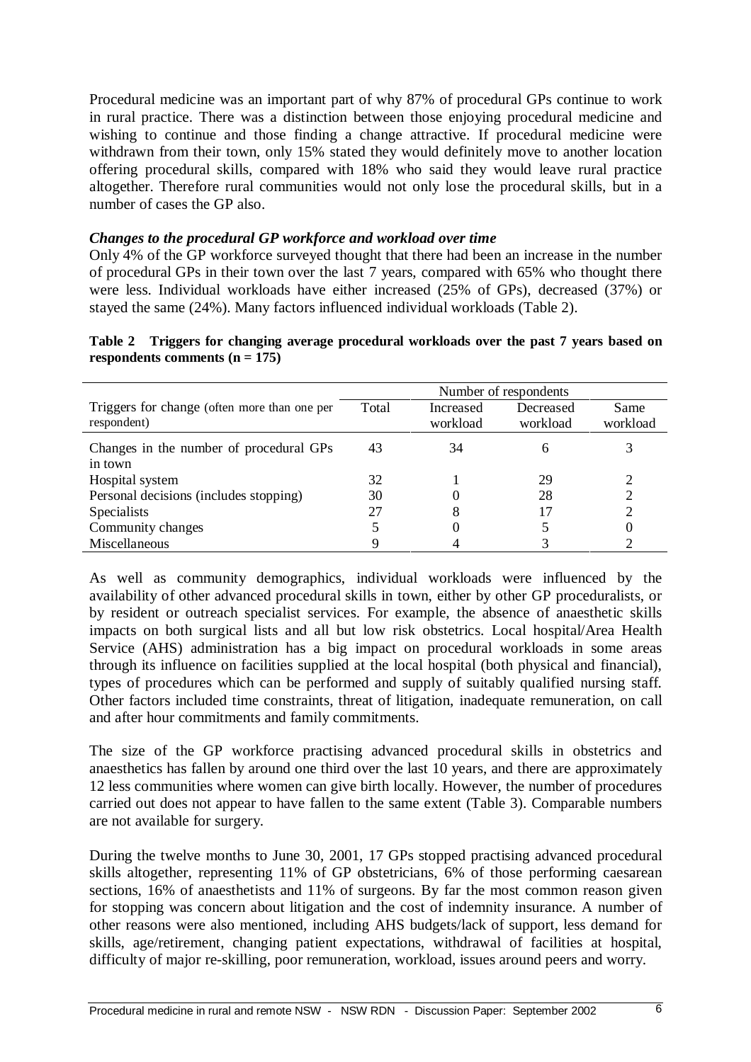Procedural medicine was an important part of why 87% of procedural GPs continue to work in rural practice. There was a distinction between those enjoying procedural medicine and wishing to continue and those finding a change attractive. If procedural medicine were withdrawn from their town, only 15% stated they would definitely move to another location offering procedural skills, compared with 18% who said they would leave rural practice altogether. Therefore rural communities would not only lose the procedural skills, but in a number of cases the GP also.

### *Changes to the procedural GP workforce and workload over time*

Only 4% of the GP workforce surveyed thought that there had been an increase in the number of procedural GPs in their town over the last 7 years, compared with 65% who thought there were less. Individual workloads have either increased (25% of GPs), decreased (37%) or stayed the same (24%). Many factors influenced individual workloads (Table 2).

**Table 2 Triggers for changing average procedural workloads over the past 7 years based on respondents comments (n = 175)**

| Triggers for change (often more than one per respondent) | Number of respondents | | | |
|---|---|---|---|---|
| | Total | Increased workload | Decreased workload | Same workload |
| Changes in the number of procedural GPs in town | 43 | 34 | 6 | 3 |
| Hospital system | 32 | 1 | 29 | 2 |
| Personal decisions (includes stopping) | 30 | 0 | 28 | 2 |
| Specialists | 27 | 8 | 17 | 2 |
| Community changes | 5 | 0 | 5 | 0 |
| Miscellaneous | 9 | 4 | 3 | 2 |

As well as community demographics, individual workloads were influenced by the availability of other advanced procedural skills in town, either by other GP proceduralists, or by resident or outreach specialist services. For example, the absence of anaesthetic skills impacts on both surgical lists and all but low risk obstetrics. Local hospital/Area Health Service (AHS) administration has a big impact on procedural workloads in some areas through its influence on facilities supplied at the local hospital (both physical and financial), types of procedures which can be performed and supply of suitably qualified nursing staff. Other factors included time constraints, threat of litigation, inadequate remuneration, on call and after hour commitments and family commitments.

The size of the GP workforce practising advanced procedural skills in obstetrics and anaesthetics has fallen by around one third over the last 10 years, and there are approximately 12 less communities where women can give birth locally. However, the number of procedures carried out does not appear to have fallen to the same extent (Table 3). Comparable numbers are not available for surgery.

During the twelve months to June 30, 2001, 17 GPs stopped practising advanced procedural skills altogether, representing 11% of GP obstetricians, 6% of those performing caesarean sections, 16% of anaesthetists and 11% of surgeons. By far the most common reason given for stopping was concern about litigation and the cost of indemnity insurance. A number of other reasons were also mentioned, including AHS budgets/lack of support, less demand for skills, age/retirement, changing patient expectations, withdrawal of facilities at hospital, difficulty of major re-skilling, poor remuneration, workload, issues around peers and worry.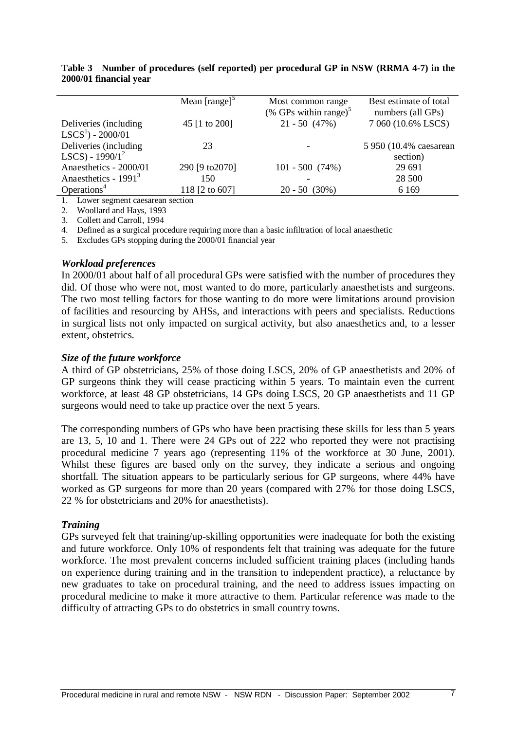**Table 3 Number of procedures (self reported) per procedural GP in NSW (RRMA 4-7) in the 2000/01 financial year**

| | Mean [range][5] | Most common range (% GPs within range)[5] | Best estimate of total numbers (all GPs) |
|---|---|---|---|
| Deliveries (including LSCS[1]) - 2000/01 | 45 [1 to 200] | 21 - 50 (47%) | 7 060 (10.6% LSCS) |
| Deliveries (including LSCS) - 1990/1[2] | 23 | - | 5 950 (10.4% caesarean section) |
| Anaesthetics - 2000/01 | 290 [9 to2070] | 101 - 500 (74%) | 29 691 |
| Anaesthetics - 1991[3] | 150 | - | 28 500 |
| Operations[4] | 118 [2 to 607] | 20 - 50 (30%) | 6 169 |

1. Lower segment caesarean section
2. Woollard and Hays, 1993
3. Collett and Carroll, 1994
4. Defined as a surgical procedure requiring more than a basic infiltration of local anaesthetic
5. Excludes GPs stopping during the 2000/01 financial year

### *Workload preferences*

In 2000/01 about half of all procedural GPs were satisfied with the number of procedures they did. Of those who were not, most wanted to do more, particularly anaesthetists and surgeons. The two most telling factors for those wanting to do more were limitations around provision of facilities and resourcing by AHSs, and interactions with peers and specialists. Reductions in surgical lists not only impacted on surgical activity, but also anaesthetics and, to a lesser extent, obstetrics.

### *Size of the future workforce*

A third of GP obstetricians, 25% of those doing LSCS, 20% of GP anaesthetists and 20% of GP surgeons think they will cease practicing within 5 years. To maintain even the current workforce, at least 48 GP obstetricians, 14 GPs doing LSCS, 20 GP anaesthetists and 11 GP surgeons would need to take up practice over the next 5 years.

The corresponding numbers of GPs who have been practising these skills for less than 5 years are 13, 5, 10 and 1. There were 24 GPs out of 222 who reported they were not practising procedural medicine 7 years ago (representing 11% of the workforce at 30 June, 2001). Whilst these figures are based only on the survey, they indicate a serious and ongoing shortfall. The situation appears to be particularly serious for GP surgeons, where 44% have worked as GP surgeons for more than 20 years (compared with 27% for those doing LSCS, 22 % for obstetricians and 20% for anaesthetists).

### *Training*

GPs surveyed felt that training/up-skilling opportunities were inadequate for both the existing and future workforce. Only 10% of respondents felt that training was adequate for the future workforce. The most prevalent concerns included sufficient training places (including hands on experience during training and in the transition to independent practice), a reluctance by new graduates to take on procedural training, and the need to address issues impacting on procedural medicine to make it more attractive to them. Particular reference was made to the difficulty of attracting GPs to do obstetrics in small country towns.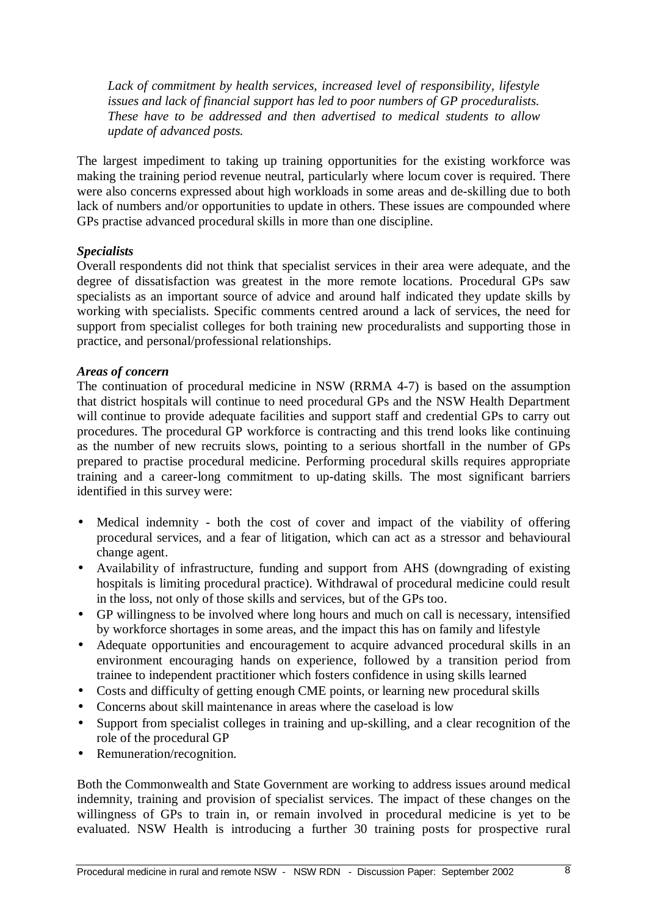> *Lack of commitment by health services, increased level of responsibility, lifestyle issues and lack of financial support has led to poor numbers of GP proceduralists. These have to be addressed and then advertised to medical students to allow update of advanced posts.*

The largest impediment to taking up training opportunities for the existing workforce was making the training period revenue neutral, particularly where locum cover is required. There were also concerns expressed about high workloads in some areas and de-skilling due to both lack of numbers and/or opportunities to update in others. These issues are compounded where GPs practise advanced procedural skills in more than one discipline.

***Specialists***

Overall respondents did not think that specialist services in their area were adequate, and the degree of dissatisfaction was greatest in the more remote locations. Procedural GPs saw specialists as an important source of advice and around half indicated they update skills by working with specialists. Specific comments centred around a lack of services, the need for support from specialist colleges for both training new proceduralists and supporting those in practice, and personal/professional relationships.

***Areas of concern***

The continuation of procedural medicine in NSW (RRMA 4-7) is based on the assumption that district hospitals will continue to need procedural GPs and the NSW Health Department will continue to provide adequate facilities and support staff and credential GPs to carry out procedures. The procedural GP workforce is contracting and this trend looks like continuing as the number of new recruits slows, pointing to a serious shortfall in the number of GPs prepared to practise procedural medicine. Performing procedural skills requires appropriate training and a career-long commitment to up-dating skills. The most significant barriers identified in this survey were:

- Medical indemnity - both the cost of cover and impact of the viability of offering procedural services, and a fear of litigation, which can act as a stressor and behavioural change agent.
- Availability of infrastructure, funding and support from AHS (downgrading of existing hospitals is limiting procedural practice). Withdrawal of procedural medicine could result in the loss, not only of those skills and services, but of the GPs too.
- GP willingness to be involved where long hours and much on call is necessary, intensified by workforce shortages in some areas, and the impact this has on family and lifestyle
- Adequate opportunities and encouragement to acquire advanced procedural skills in an environment encouraging hands on experience, followed by a transition period from trainee to independent practitioner which fosters confidence in using skills learned
- Costs and difficulty of getting enough CME points, or learning new procedural skills
- Concerns about skill maintenance in areas where the caseload is low
- Support from specialist colleges in training and up-skilling, and a clear recognition of the role of the procedural GP
- Remuneration/recognition.

Both the Commonwealth and State Government are working to address issues around medical indemnity, training and provision of specialist services. The impact of these changes on the willingness of GPs to train in, or remain involved in procedural medicine is yet to be evaluated. NSW Health is introducing a further 30 training posts for prospective rural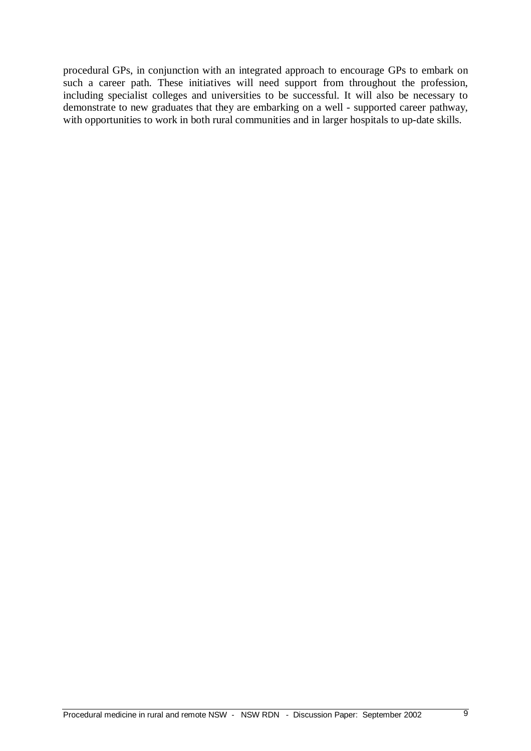procedural GPs, in conjunction with an integrated approach to encourage GPs to embark on such a career path. These initiatives will need support from throughout the profession, including specialist colleges and universities to be successful. It will also be necessary to demonstrate to new graduates that they are embarking on a well - supported career pathway, with opportunities to work in both rural communities and in larger hospitals to up-date skills.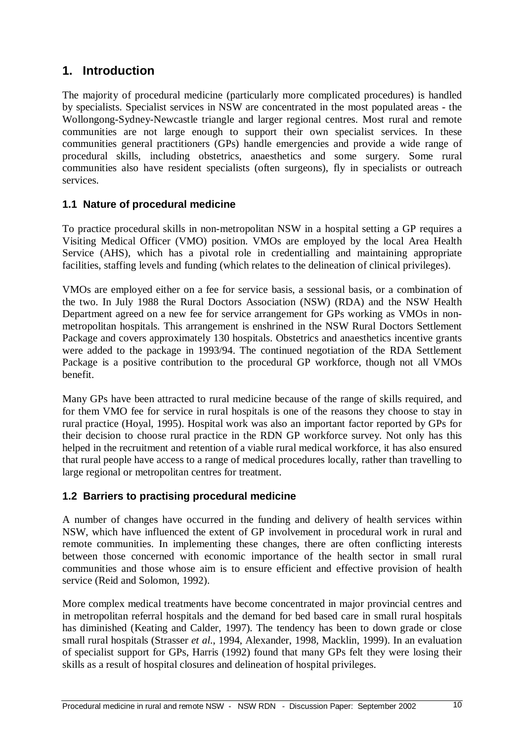# 1. Introduction

The majority of procedural medicine (particularly more complicated procedures) is handled by specialists. Specialist services in NSW are concentrated in the most populated areas - the Wollongong-Sydney-Newcastle triangle and larger regional centres. Most rural and remote communities are not large enough to support their own specialist services. In these communities general practitioners (GPs) handle emergencies and provide a wide range of procedural skills, including obstetrics, anaesthetics and some surgery. Some rural communities also have resident specialists (often surgeons), fly in specialists or outreach services.

## 1.1 Nature of procedural medicine

To practice procedural skills in non-metropolitan NSW in a hospital setting a GP requires a Visiting Medical Officer (VMO) position. VMOs are employed by the local Area Health Service (AHS), which has a pivotal role in credentialling and maintaining appropriate facilities, staffing levels and funding (which relates to the delineation of clinical privileges).

VMOs are employed either on a fee for service basis, a sessional basis, or a combination of the two. In July 1988 the Rural Doctors Association (NSW) (RDA) and the NSW Health Department agreed on a new fee for service arrangement for GPs working as VMOs in non-metropolitan hospitals. This arrangement is enshrined in the NSW Rural Doctors Settlement Package and covers approximately 130 hospitals. Obstetrics and anaesthetics incentive grants were added to the package in 1993/94. The continued negotiation of the RDA Settlement Package is a positive contribution to the procedural GP workforce, though not all VMOs benefit.

Many GPs have been attracted to rural medicine because of the range of skills required, and for them VMO fee for service in rural hospitals is one of the reasons they choose to stay in rural practice (Hoyal, 1995). Hospital work was also an important factor reported by GPs for their decision to choose rural practice in the RDN GP workforce survey. Not only has this helped in the recruitment and retention of a viable rural medical workforce, it has also ensured that rural people have access to a range of medical procedures locally, rather than travelling to large regional or metropolitan centres for treatment.

## 1.2 Barriers to practising procedural medicine

A number of changes have occurred in the funding and delivery of health services within NSW, which have influenced the extent of GP involvement in procedural work in rural and remote communities. In implementing these changes, there are often conflicting interests between those concerned with economic importance of the health sector in small rural communities and those whose aim is to ensure efficient and effective provision of health service (Reid and Solomon, 1992).

More complex medical treatments have become concentrated in major provincial centres and in metropolitan referral hospitals and the demand for bed based care in small rural hospitals has diminished (Keating and Calder, 1997). The tendency has been to down grade or close small rural hospitals (Strasser *et al.*, 1994, Alexander, 1998, Macklin, 1999). In an evaluation of specialist support for GPs, Harris (1992) found that many GPs felt they were losing their skills as a result of hospital closures and delineation of hospital privileges.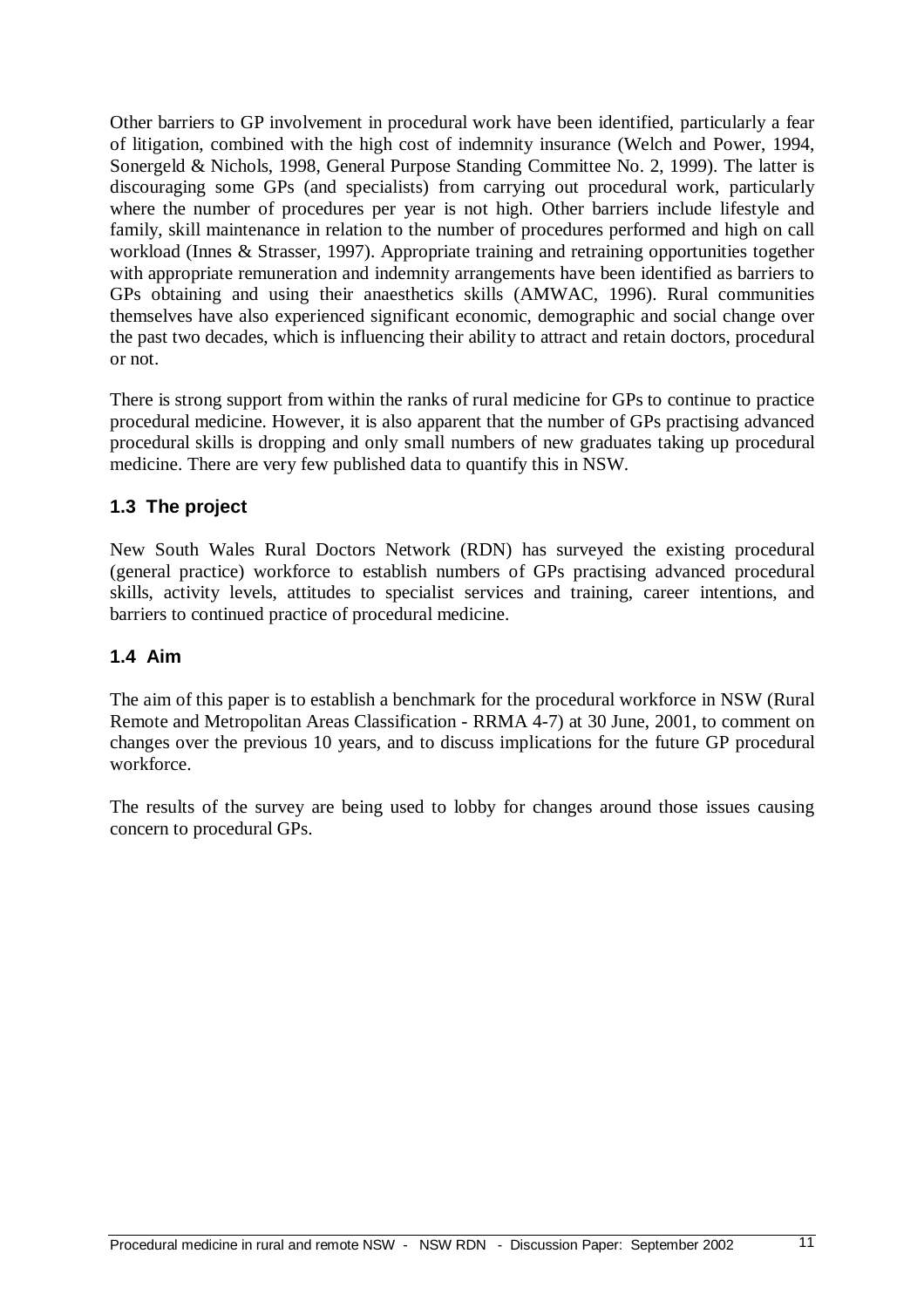Other barriers to GP involvement in procedural work have been identified, particularly a fear of litigation, combined with the high cost of indemnity insurance (Welch and Power, 1994, Sonergeld & Nichols, 1998, General Purpose Standing Committee No. 2, 1999). The latter is discouraging some GPs (and specialists) from carrying out procedural work, particularly where the number of procedures per year is not high. Other barriers include lifestyle and family, skill maintenance in relation to the number of procedures performed and high on call workload (Innes & Strasser, 1997). Appropriate training and retraining opportunities together with appropriate remuneration and indemnity arrangements have been identified as barriers to GPs obtaining and using their anaesthetics skills (AMWAC, 1996). Rural communities themselves have also experienced significant economic, demographic and social change over the past two decades, which is influencing their ability to attract and retain doctors, procedural or not.

There is strong support from within the ranks of rural medicine for GPs to continue to practice procedural medicine. However, it is also apparent that the number of GPs practising advanced procedural skills is dropping and only small numbers of new graduates taking up procedural medicine. There are very few published data to quantify this in NSW.

## 1.3 The project

New South Wales Rural Doctors Network (RDN) has surveyed the existing procedural (general practice) workforce to establish numbers of GPs practising advanced procedural skills, activity levels, attitudes to specialist services and training, career intentions, and barriers to continued practice of procedural medicine.

## 1.4 Aim

The aim of this paper is to establish a benchmark for the procedural workforce in NSW (Rural Remote and Metropolitan Areas Classification - RRMA 4-7) at 30 June, 2001, to comment on changes over the previous 10 years, and to discuss implications for the future GP procedural workforce.

The results of the survey are being used to lobby for changes around those issues causing concern to procedural GPs.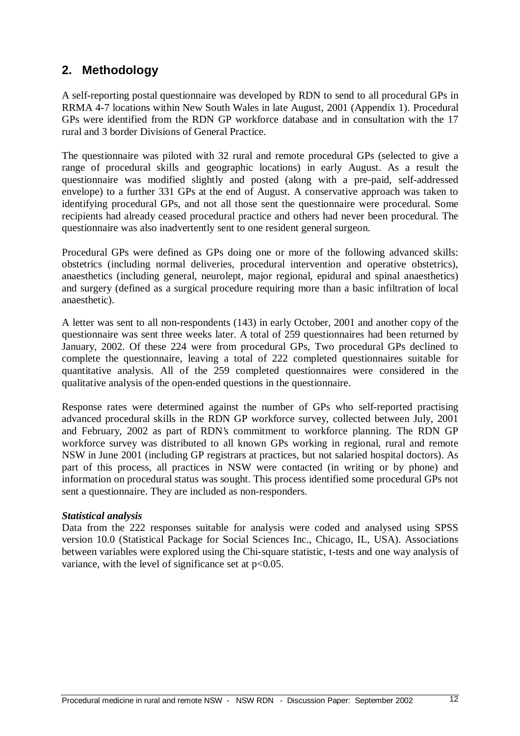## 2. Methodology

A self-reporting postal questionnaire was developed by RDN to send to all procedural GPs in RRMA 4-7 locations within New South Wales in late August, 2001 (Appendix 1). Procedural GPs were identified from the RDN GP workforce database and in consultation with the 17 rural and 3 border Divisions of General Practice.

The questionnaire was piloted with 32 rural and remote procedural GPs (selected to give a range of procedural skills and geographic locations) in early August. As a result the questionnaire was modified slightly and posted (along with a pre-paid, self-addressed envelope) to a further 331 GPs at the end of August. A conservative approach was taken to identifying procedural GPs, and not all those sent the questionnaire were procedural. Some recipients had already ceased procedural practice and others had never been procedural. The questionnaire was also inadvertently sent to one resident general surgeon.

Procedural GPs were defined as GPs doing one or more of the following advanced skills: obstetrics (including normal deliveries, procedural intervention and operative obstetrics), anaesthetics (including general, neurolept, major regional, epidural and spinal anaesthetics) and surgery (defined as a surgical procedure requiring more than a basic infiltration of local anaesthetic).

A letter was sent to all non-respondents (143) in early October, 2001 and another copy of the questionnaire was sent three weeks later. A total of 259 questionnaires had been returned by January, 2002. Of these 224 were from procedural GPs, Two procedural GPs declined to complete the questionnaire, leaving a total of 222 completed questionnaires suitable for quantitative analysis. All of the 259 completed questionnaires were considered in the qualitative analysis of the open-ended questions in the questionnaire.

Response rates were determined against the number of GPs who self-reported practising advanced procedural skills in the RDN GP workforce survey, collected between July, 2001 and February, 2002 as part of RDN's commitment to workforce planning. The RDN GP workforce survey was distributed to all known GPs working in regional, rural and remote NSW in June 2001 (including GP registrars at practices, but not salaried hospital doctors). As part of this process, all practices in NSW were contacted (in writing or by phone) and information on procedural status was sought. This process identified some procedural GPs not sent a questionnaire. They are included as non-responders.

***Statistical analysis***

Data from the 222 responses suitable for analysis were coded and analysed using SPSS version 10.0 (Statistical Package for Social Sciences Inc., Chicago, IL, USA). Associations between variables were explored using the Chi-square statistic, t-tests and one way analysis of variance, with the level of significance set at $p<0.05$.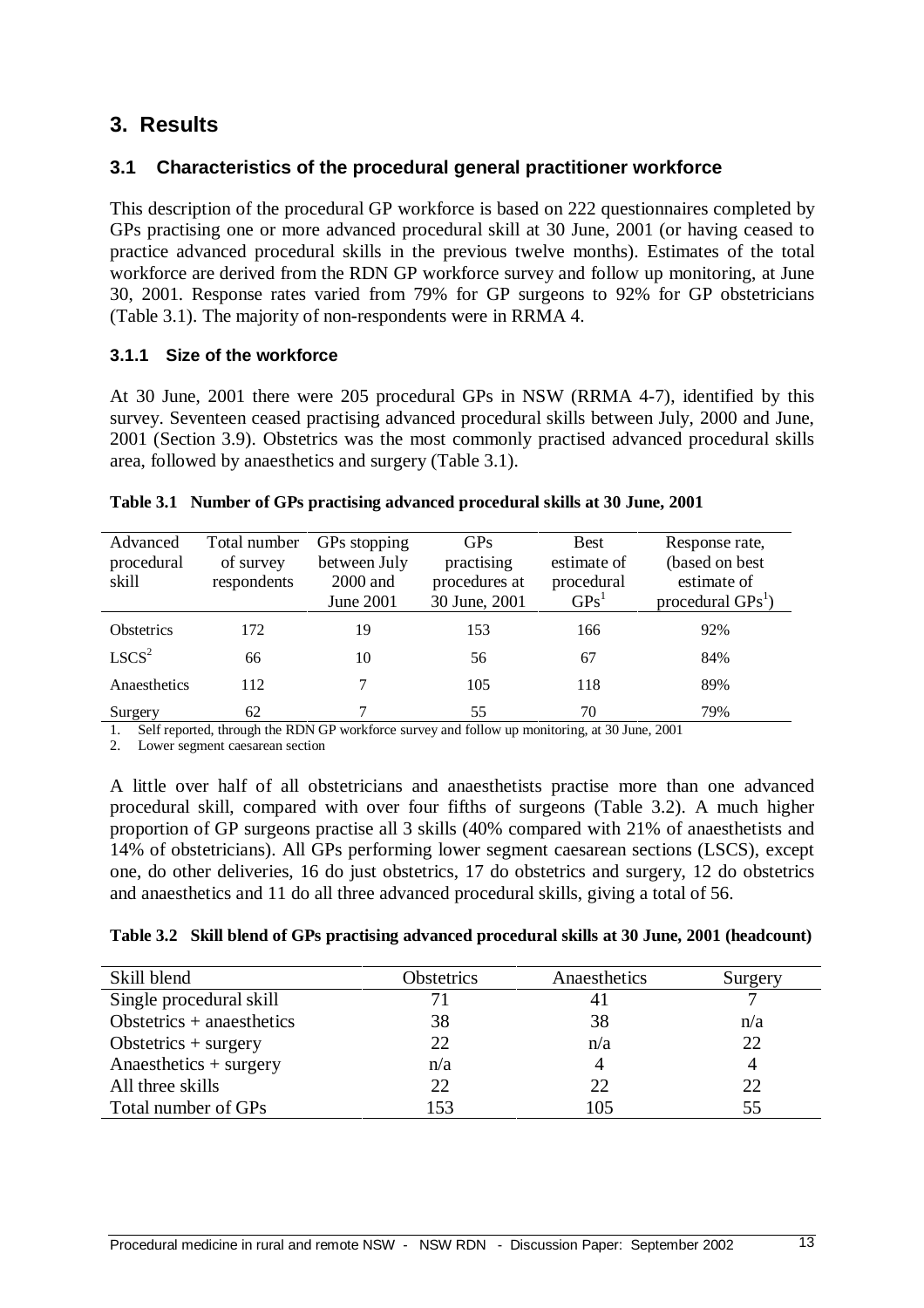# 3. Results

## 3.1 Characteristics of the procedural general practitioner workforce

This description of the procedural GP workforce is based on 222 questionnaires completed by GPs practising one or more advanced procedural skill at 30 June, 2001 (or having ceased to practice advanced procedural skills in the previous twelve months). Estimates of the total workforce are derived from the RDN GP workforce survey and follow up monitoring, at June 30, 2001. Response rates varied from 79% for GP surgeons to 92% for GP obstetricians (Table 3.1). The majority of non-respondents were in RRMA 4.

### 3.1.1 Size of the workforce

At 30 June, 2001 there were 205 procedural GPs in NSW (RRMA 4-7), identified by this survey. Seventeen ceased practising advanced procedural skills between July, 2000 and June, 2001 (Section 3.9). Obstetrics was the most commonly practised advanced procedural skills area, followed by anaesthetics and surgery (Table 3.1).

**Table 3.1 Number of GPs practising advanced procedural skills at 30 June, 2001**

| Advanced procedural skill | Total number of survey respondents | GPs stopping between July 2000 and June 2001 | GPs practising procedures at 30 June, 2001 | Best estimate of procedural GPs[1] | Response rate, (based on best estimate of procedural GPs[1]) |
|---|---|---|---|---|---|
| Obstetrics | 172 | 19 | 153 | 166 | 92% |
| LSCS[2] | 66 | 10 | 56 | 67 | 84% |
| Anaesthetics | 112 | 7 | 105 | 118 | 89% |
| Surgery | 62 | 7 | 55 | 70 | 79% |

1. Self reported, through the RDN GP workforce survey and follow up monitoring, at 30 June, 2001
2. Lower segment caesarean section

A little over half of all obstetricians and anaesthetists practise more than one advanced procedural skill, compared with over four fifths of surgeons (Table 3.2). A much higher proportion of GP surgeons practise all 3 skills (40% compared with 21% of anaesthetists and 14% of obstetricians). All GPs performing lower segment caesarean sections (LSCS), except one, do other deliveries, 16 do just obstetrics, 17 do obstetrics and surgery, 12 do obstetrics and anaesthetics and 11 do all three advanced procedural skills, giving a total of 56.

**Table 3.2 Skill blend of GPs practising advanced procedural skills at 30 June, 2001 (headcount)**

| Skill blend | Obstetrics | Anaesthetics | Surgery |
|---|---|---|---|
| Single procedural skill | 71 | 41 | 7 |
| Obstetrics + anaesthetics | 38 | 38 | n/a |
| Obstetrics + surgery | 22 | n/a | 22 |
| Anaesthetics + surgery | n/a | 4 | 4 |
| All three skills | 22 | 22 | 22 |
| Total number of GPs | 153 | 105 | 55 |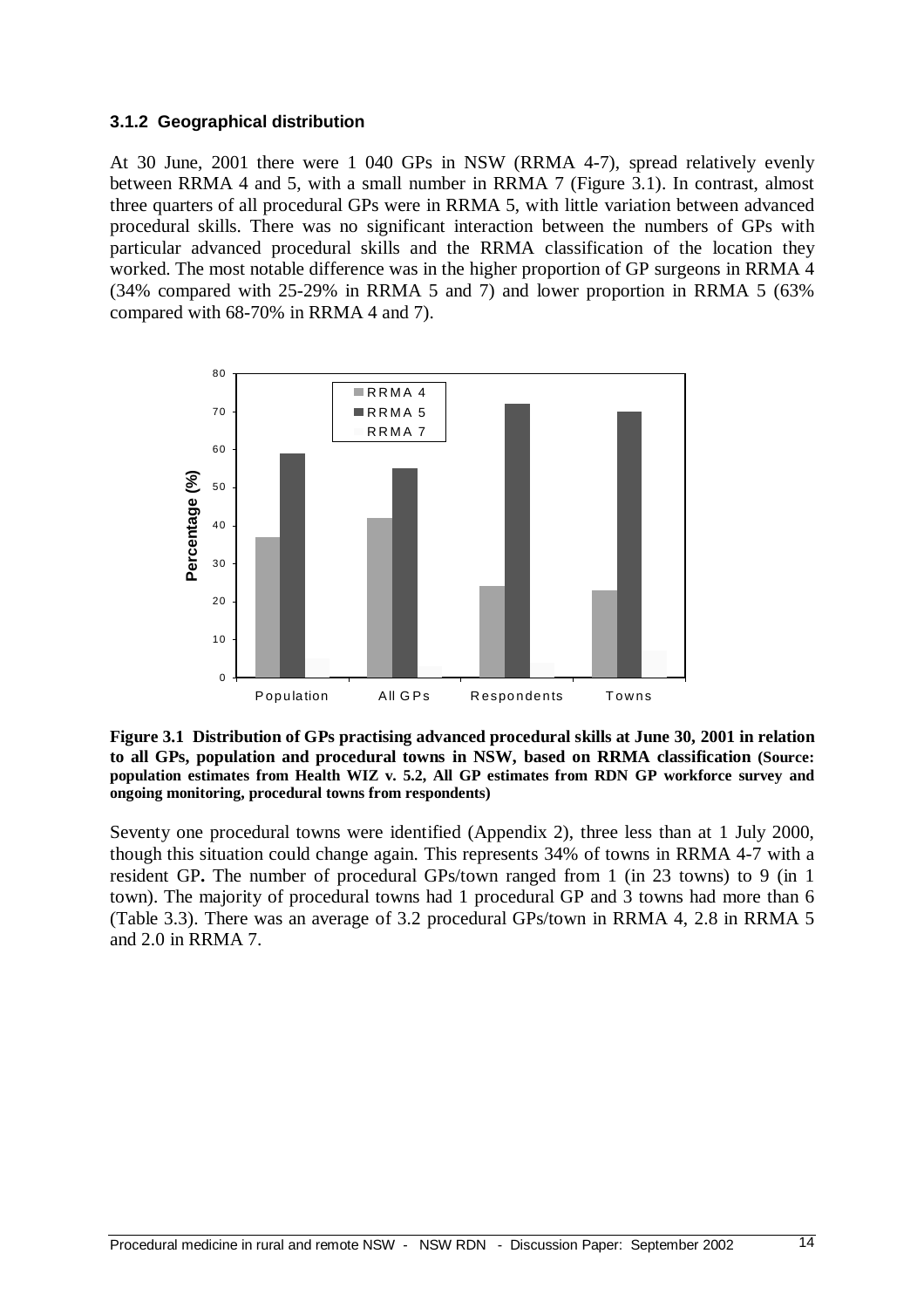### 3.1.2 Geographical distribution

At 30 June, 2001 there were 1 040 GPs in NSW (RRMA 4-7), spread relatively evenly between RRMA 4 and 5, with a small number in RRMA 7 (Figure 3.1). In contrast, almost three quarters of all procedural GPs were in RRMA 5, with little variation between advanced procedural skills. There was no significant interaction between the numbers of GPs with particular advanced procedural skills and the RRMA classification of the location they worked. The most notable difference was in the higher proportion of GP surgeons in RRMA 4 (34% compared with 25-29% in RRMA 5 and 7) and lower proportion in RRMA 5 (63% compared with 68-70% in RRMA 4 and 7).

**Figure 3.1 Distribution of GPs practising advanced procedural skills at June 30, 2001 in relation to all GPs, population and procedural towns in NSW, based on RRMA classification (Source: population estimates from Health WIZ v. 5.2, All GP estimates from RDN GP workforce survey and ongoing monitoring, procedural towns from respondents)**

Seventy one procedural towns were identified (Appendix 2), three less than at 1 July 2000, though this situation could change again. This represents 34% of towns in RRMA 4-7 with a resident GP**.** The number of procedural GPs/town ranged from 1 (in 23 towns) to 9 (in 1 town). The majority of procedural towns had 1 procedural GP and 3 towns had more than 6 (Table 3.3). There was an average of 3.2 procedural GPs/town in RRMA 4, 2.8 in RRMA 5 and 2.0 in RRMA 7.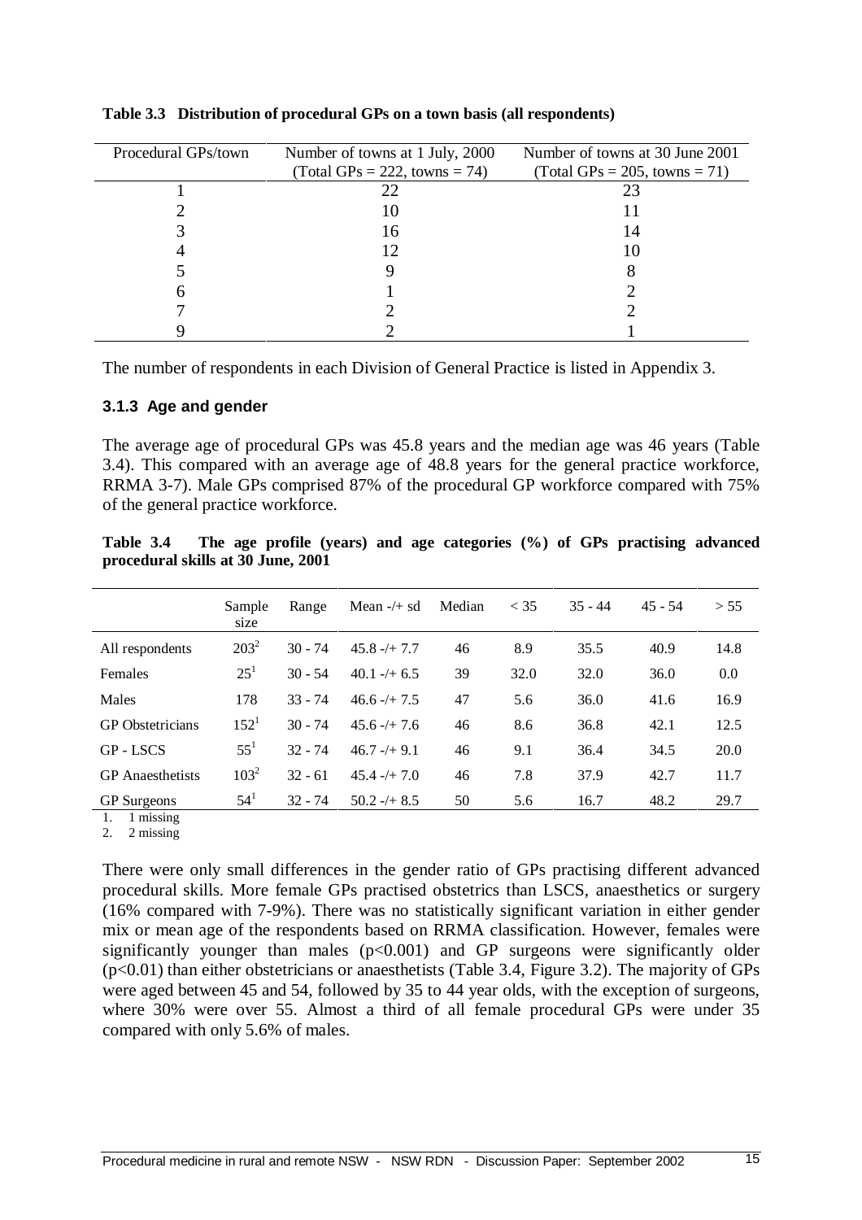**Table 3.3 Distribution of procedural GPs on a town basis (all respondents)**

| Procedural GPs/town | Number of towns at 1 July, 2000 (Total GPs = 222, towns = 74) | Number of towns at 30 June 2001 (Total GPs = 205, towns = 71) |
|---|---|---|
| 1 | 22 | 23 |
| 2 | 10 | 11 |
| 3 | 16 | 14 |
| 4 | 12 | 10 |
| 5 | 9 | 8 |
| 6 | 1 | 2 |
| 7 | 2 | 2 |
| 9 | 2 | 1 |

The number of respondents in each Division of General Practice is listed in Appendix 3.

### 3.1.3 Age and gender

The average age of procedural GPs was 45.8 years and the median age was 46 years (Table 3.4). This compared with an average age of 48.8 years for the general practice workforce, RRMA 3-7). Male GPs comprised 87% of the procedural GP workforce compared with 75% of the general practice workforce.

**Table 3.4 The age profile (years) and age categories (%) of GPs practising advanced procedural skills at 30 June, 2001**

| | Sample size | Range | Mean -/+ sd | Median | < 35 | 35 - 44 | 45 - 54 | > 55 |
|---|---|---|---|---|---|---|---|---|
| All respondents | 203[2] | 30 - 74 | 45.8 -/+ 7.7 | 46 | 8.9 | 35.5 | 40.9 | 14.8 |
| Females | 25[1] | 30 - 54 | 40.1 -/+ 6.5 | 39 | 32.0 | 32.0 | 36.0 | 0.0 |
| Males | 178 | 33 - 74 | 46.6 -/+ 7.5 | 47 | 5.6 | 36.0 | 41.6 | 16.9 |
| GP Obstetricians | 152[1] | 30 - 74 | 45.6 -/+ 7.6 | 46 | 8.6 | 36.8 | 42.1 | 12.5 |
| GP - LSCS | 55[1] | 32 - 74 | 46.7 -/+ 9.1 | 46 | 9.1 | 36.4 | 34.5 | 20.0 |
| GP Anaesthetists | 103[2] | 32 - 61 | 45.4 -/+ 7.0 | 46 | 7.8 | 37.9 | 42.7 | 11.7 |
| GP Surgeons | 54[1] | 32 - 74 | 50.2 -/+ 8.5 | 50 | 5.6 | 16.7 | 48.2 | 29.7 |

1. 1 missing
2. 2 missing

There were only small differences in the gender ratio of GPs practising different advanced procedural skills. More female GPs practised obstetrics than LSCS, anaesthetics or surgery (16% compared with 7-9%). There was no statistically significant variation in either gender mix or mean age of the respondents based on RRMA classification. However, females were significantly younger than males ($p<0.001$) and GP surgeons were significantly older ($p<0.01$) than either obstetricians or anaesthetists (Table 3.4, Figure 3.2). The majority of GPs were aged between 45 and 54, followed by 35 to 44 year olds, with the exception of surgeons, where 30% were over 55. Almost a third of all female procedural GPs were under 35 compared with only 5.6% of males.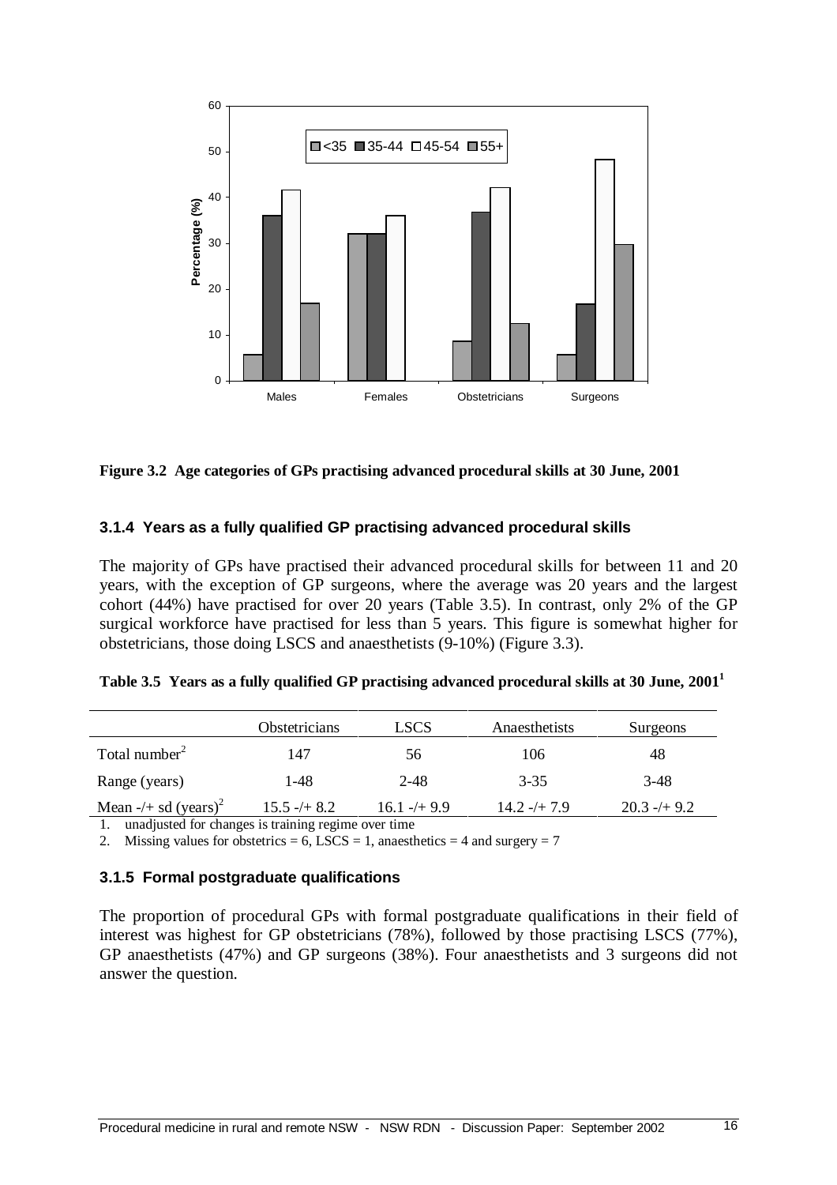**Figure 3.2 Age categories of GPs practising advanced procedural skills at 30 June, 2001**

### 3.1.4 Years as a fully qualified GP practising advanced procedural skills

The majority of GPs have practised their advanced procedural skills for between 11 and 20 years, with the exception of GP surgeons, where the average was 20 years and the largest cohort (44%) have practised for over 20 years (Table 3.5). In contrast, only 2% of the GP surgical workforce have practised for less than 5 years. This figure is somewhat higher for obstetricians, those doing LSCS and anaesthetists (9-10%) (Figure 3.3).

**Table 3.5 Years as a fully qualified GP practising advanced procedural skills at 30 June, 2001[1]**

| | Obstetricians | LSCS | Anaesthetists | Surgeons |
|---|---|---|---|---|
| Total number[2] | 147 | 56 | 106 | 48 |
| Range (years) | 1-48 | 2-48 | 3-35 | 3-48 |
| Mean -/+ sd (years)[2] | 15.5 -/+ 8.2 | 16.1 -/+ 9.9 | 14.2 -/+ 7.9 | 20.3 -/+ 9.2 |

1. unadjusted for changes is training regime over time
2. Missing values for obstetrics = 6, LSCS = 1, anaesthetics = 4 and surgery = 7

### 3.1.5 Formal postgraduate qualifications

The proportion of procedural GPs with formal postgraduate qualifications in their field of interest was highest for GP obstetricians (78%), followed by those practising LSCS (77%), GP anaesthetists (47%) and GP surgeons (38%). Four anaesthetists and 3 surgeons did not answer the question.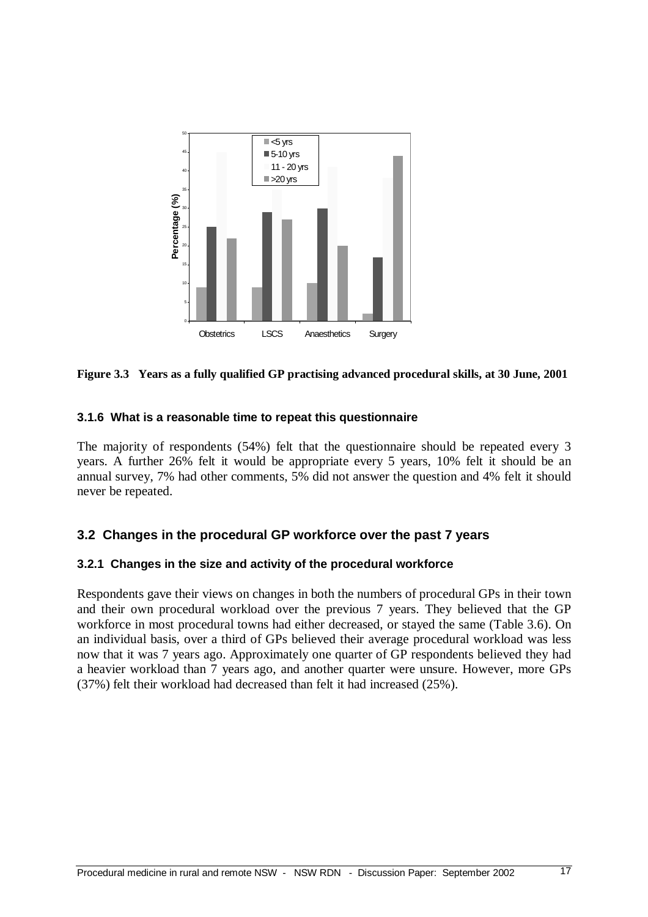**Figure 3.3 Years as a fully qualified GP practising advanced procedural skills, at 30 June, 2001**

### 3.1.6 What is a reasonable time to repeat this questionnaire

The majority of respondents (54%) felt that the questionnaire should be repeated every 3 years. A further 26% felt it would be appropriate every 5 years, 10% felt it should be an annual survey, 7% had other comments, 5% did not answer the question and 4% felt it should never be repeated.

## 3.2 Changes in the procedural GP workforce over the past 7 years

### 3.2.1 Changes in the size and activity of the procedural workforce

Respondents gave their views on changes in both the numbers of procedural GPs in their town and their own procedural workload over the previous 7 years. They believed that the GP workforce in most procedural towns had either decreased, or stayed the same (Table 3.6). On an individual basis, over a third of GPs believed their average procedural workload was less now that it was 7 years ago. Approximately one quarter of GP respondents believed they had a heavier workload than 7 years ago, and another quarter were unsure. However, more GPs (37%) felt their workload had decreased than felt it had increased (25%).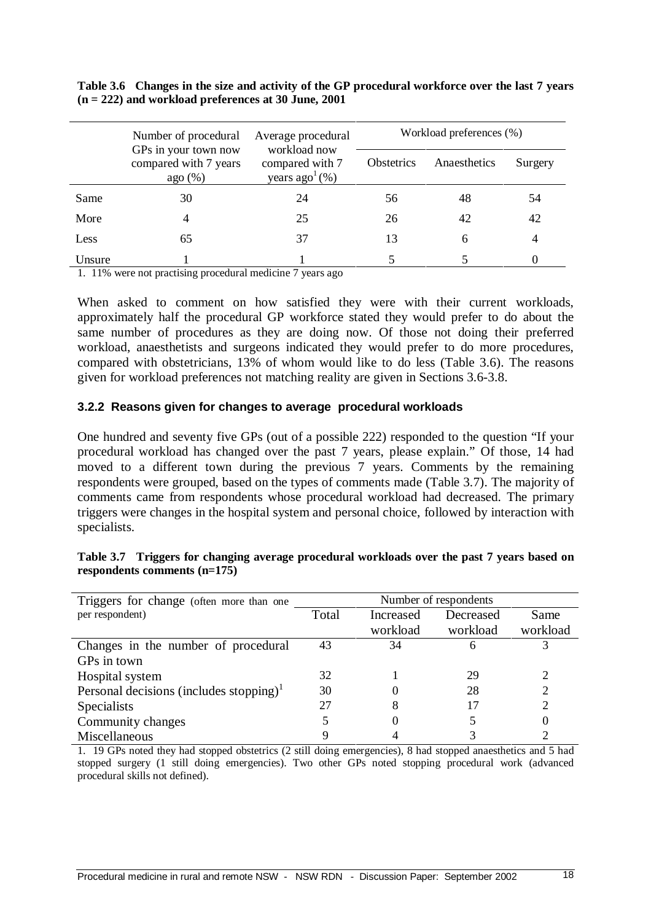**Table 3.6 Changes in the size and activity of the GP procedural workforce over the last 7 years (n = 222) and workload preferences at 30 June, 2001**

| | Number of procedural GPs in your town now compared with 7 years ago (%) | Average procedural workload now compared with 7 years ago[1] (%) | Workload preferences (%) | | |
|---|---|---|---|---|---|
| | | | Obstetrics | Anaesthetics | Surgery |
| Same | 30 | 24 | 56 | 48 | 54 |
| More | 4 | 25 | 26 | 42 | 42 |
| Less | 65 | 37 | 13 | 6 | 4 |
| Unsure | 1 | 1 | 5 | 5 | 0 |

1. 11% were not practising procedural medicine 7 years ago

When asked to comment on how satisfied they were with their current workloads, approximately half the procedural GP workforce stated they would prefer to do about the same number of procedures as they are doing now. Of those not doing their preferred workload, anaesthetists and surgeons indicated they would prefer to do more procedures, compared with obstetricians, 13% of whom would like to do less (Table 3.6). The reasons given for workload preferences not matching reality are given in Sections 3.6-3.8.

### 3.2.2 Reasons given for changes to average procedural workloads

One hundred and seventy five GPs (out of a possible 222) responded to the question "If your procedural workload has changed over the past 7 years, please explain." Of those, 14 had moved to a different town during the previous 7 years. Comments by the remaining respondents were grouped, based on the types of comments made (Table 3.7). The majority of comments came from respondents whose procedural workload had decreased. The primary triggers were changes in the hospital system and personal choice, followed by interaction with specialists.

**Table 3.7 Triggers for changing average procedural workloads over the past 7 years based on respondents comments (n=175)**

| Triggers for change (often more than one per respondent) | Number of respondents | | | |
|---|---|---|---|---|
| | Total | Increased workload | Decreased workload | Same workload |
| Changes in the number of procedural GPs in town | 43 | 34 | 6 | 3 |
| Hospital system | 32 | 1 | 29 | 2 |
| Personal decisions (includes stopping)[1] | 30 | 0 | 28 | 2 |
| Specialists | 27 | 8 | 17 | 2 |
| Community changes | 5 | 0 | 5 | 0 |
| Miscellaneous | 9 | 4 | 3 | 2 |

1. 19 GPs noted they had stopped obstetrics (2 still doing emergencies), 8 had stopped anaesthetics and 5 had stopped surgery (1 still doing emergencies). Two other GPs noted stopping procedural work (advanced procedural skills not defined).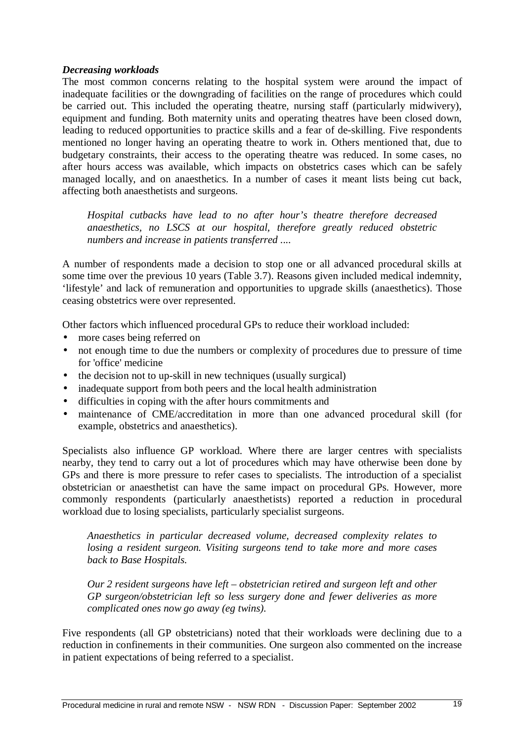***Decreasing workloads***

The most common concerns relating to the hospital system were around the impact of inadequate facilities or the downgrading of facilities on the range of procedures which could be carried out. This included the operating theatre, nursing staff (particularly midwivery), equipment and funding. Both maternity units and operating theatres have been closed down, leading to reduced opportunities to practice skills and a fear of de-skilling. Five respondents mentioned no longer having an operating theatre to work in. Others mentioned that, due to budgetary constraints, their access to the operating theatre was reduced. In some cases, no after hours access was available, which impacts on obstetrics cases which can be safely managed locally, and on anaesthetics. In a number of cases it meant lists being cut back, affecting both anaesthetists and surgeons.

> *Hospital cutbacks have lead to no after hour's theatre therefore decreased anaesthetics, no LSCS at our hospital, therefore greatly reduced obstetric numbers and increase in patients transferred ....*

A number of respondents made a decision to stop one or all advanced procedural skills at some time over the previous 10 years (Table 3.7). Reasons given included medical indemnity, 'lifestyle' and lack of remuneration and opportunities to upgrade skills (anaesthetics). Those ceasing obstetrics were over represented.

Other factors which influenced procedural GPs to reduce their workload included:

- more cases being referred on
- not enough time to due the numbers or complexity of procedures due to pressure of time for 'office' medicine
- the decision not to up-skill in new techniques (usually surgical)
- inadequate support from both peers and the local health administration
- difficulties in coping with the after hours commitments and
- maintenance of CME/accreditation in more than one advanced procedural skill (for example, obstetrics and anaesthetics).

Specialists also influence GP workload. Where there are larger centres with specialists nearby, they tend to carry out a lot of procedures which may have otherwise been done by GPs and there is more pressure to refer cases to specialists. The introduction of a specialist obstetrician or anaesthetist can have the same impact on procedural GPs. However, more commonly respondents (particularly anaesthetists) reported a reduction in procedural workload due to losing specialists, particularly specialist surgeons.

> *Anaesthetics in particular decreased volume, decreased complexity relates to losing a resident surgeon. Visiting surgeons tend to take more and more cases back to Base Hospitals.*

> *Our 2 resident surgeons have left – obstetrician retired and surgeon left and other GP surgeon/obstetrician left so less surgery done and fewer deliveries as more complicated ones now go away (eg twins).*

Five respondents (all GP obstetricians) noted that their workloads were declining due to a reduction in confinements in their communities. One surgeon also commented on the increase in patient expectations of being referred to a specialist.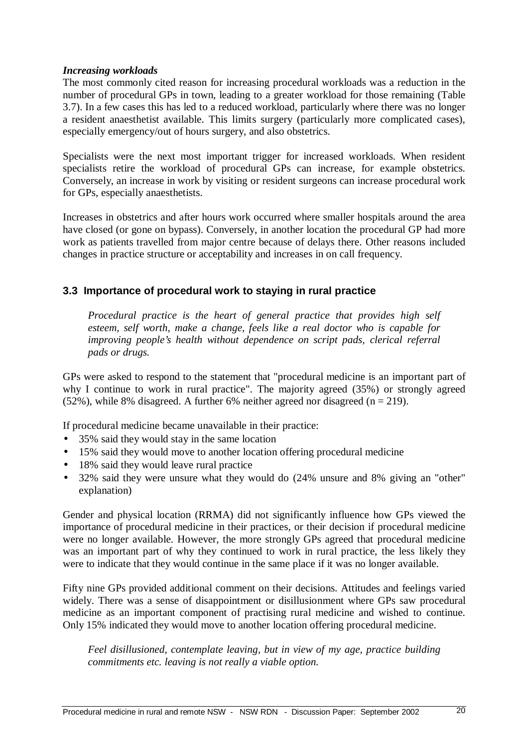***Increasing workloads***

The most commonly cited reason for increasing procedural workloads was a reduction in the number of procedural GPs in town, leading to a greater workload for those remaining (Table 3.7). In a few cases this has led to a reduced workload, particularly where there was no longer a resident anaesthetist available. This limits surgery (particularly more complicated cases), especially emergency/out of hours surgery, and also obstetrics.

Specialists were the next most important trigger for increased workloads. When resident specialists retire the workload of procedural GPs can increase, for example obstetrics. Conversely, an increase in work by visiting or resident surgeons can increase procedural work for GPs, especially anaesthetists.

Increases in obstetrics and after hours work occurred where smaller hospitals around the area have closed (or gone on bypass). Conversely, in another location the procedural GP had more work as patients travelled from major centre because of delays there. Other reasons included changes in practice structure or acceptability and increases in on call frequency.

## 3.3 Importance of procedural work to staying in rural practice

> *Procedural practice is the heart of general practice that provides high self esteem, self worth, make a change, feels like a real doctor who is capable for improving people's health without dependence on script pads, clerical referral pads or drugs.*

GPs were asked to respond to the statement that "procedural medicine is an important part of why I continue to work in rural practice". The majority agreed (35%) or strongly agreed (52%), while 8% disagreed. A further 6% neither agreed nor disagreed (n = 219).

If procedural medicine became unavailable in their practice:

- 35% said they would stay in the same location
- 15% said they would move to another location offering procedural medicine
- 18% said they would leave rural practice
- 32% said they were unsure what they would do (24% unsure and 8% giving an "other" explanation)

Gender and physical location (RRMA) did not significantly influence how GPs viewed the importance of procedural medicine in their practices, or their decision if procedural medicine were no longer available. However, the more strongly GPs agreed that procedural medicine was an important part of why they continued to work in rural practice, the less likely they were to indicate that they would continue in the same place if it was no longer available.

Fifty nine GPs provided additional comment on their decisions. Attitudes and feelings varied widely. There was a sense of disappointment or disillusionment where GPs saw procedural medicine as an important component of practising rural medicine and wished to continue. Only 15% indicated they would move to another location offering procedural medicine.

> *Feel disillusioned, contemplate leaving, but in view of my age, practice building commitments etc. leaving is not really a viable option.*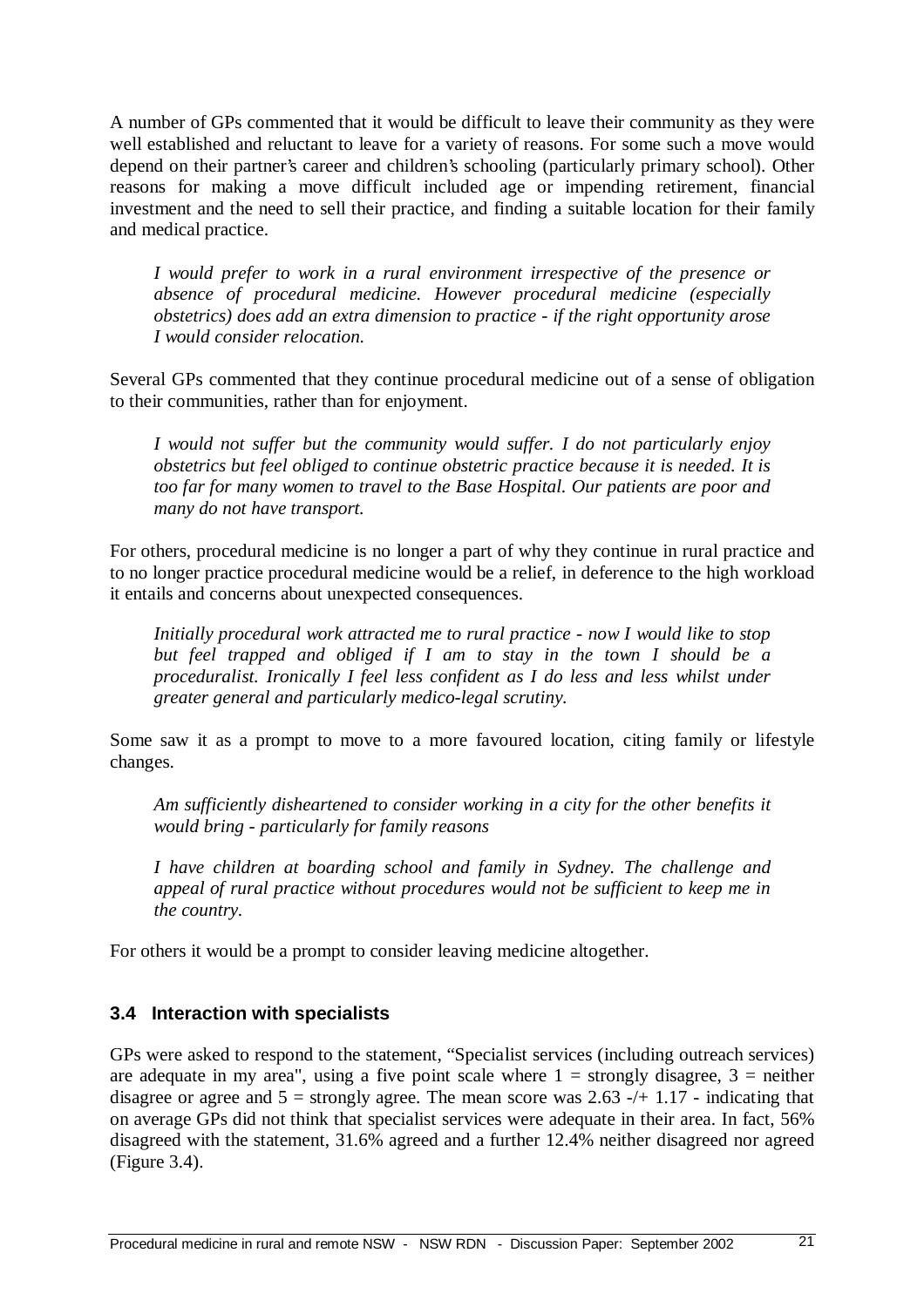A number of GPs commented that it would be difficult to leave their community as they were well established and reluctant to leave for a variety of reasons. For some such a move would depend on their partner's career and children's schooling (particularly primary school). Other reasons for making a move difficult included age or impending retirement, financial investment and the need to sell their practice, and finding a suitable location for their family and medical practice.

> *I would prefer to work in a rural environment irrespective of the presence or absence of procedural medicine. However procedural medicine (especially obstetrics) does add an extra dimension to practice - if the right opportunity arose I would consider relocation.*

Several GPs commented that they continue procedural medicine out of a sense of obligation to their communities, rather than for enjoyment.

> *I would not suffer but the community would suffer. I do not particularly enjoy obstetrics but feel obliged to continue obstetric practice because it is needed. It is too far for many women to travel to the Base Hospital. Our patients are poor and many do not have transport.*

For others, procedural medicine is no longer a part of why they continue in rural practice and to no longer practice procedural medicine would be a relief, in deference to the high workload it entails and concerns about unexpected consequences.

> *Initially procedural work attracted me to rural practice - now I would like to stop but feel trapped and obliged if I am to stay in the town I should be a proceduralist. Ironically I feel less confident as I do less and less whilst under greater general and particularly medico-legal scrutiny.*

Some saw it as a prompt to move to a more favoured location, citing family or lifestyle changes.

> *Am sufficiently disheartened to consider working in a city for the other benefits it would bring - particularly for family reasons*

> *I have children at boarding school and family in Sydney. The challenge and appeal of rural practice without procedures would not be sufficient to keep me in the country.*

For others it would be a prompt to consider leaving medicine altogether.

### 3.4 Interaction with specialists

GPs were asked to respond to the statement, "Specialist services (including outreach services) are adequate in my area", using a five point scale where 1 = strongly disagree, 3 = neither disagree or agree and 5 = strongly agree. The mean score was 2.63 -/+ 1.17 - indicating that on average GPs did not think that specialist services were adequate in their area. In fact, 56% disagreed with the statement, 31.6% agreed and a further 12.4% neither disagreed nor agreed (Figure 3.4).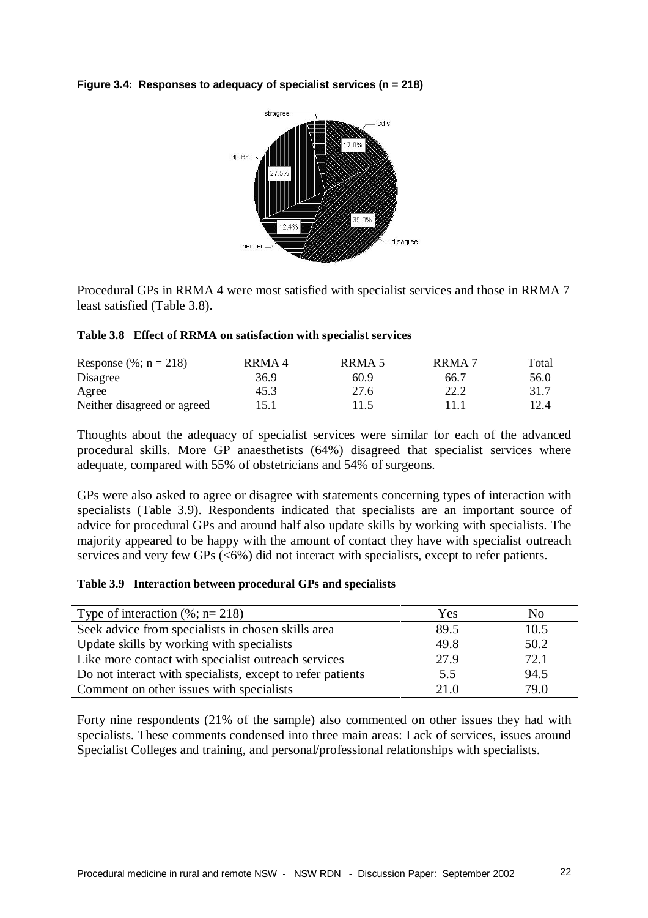**Figure 3.4: Responses to adequacy of specialist services (n = 218)**

Procedural GPs in RRMA 4 were most satisfied with specialist services and those in RRMA 7 least satisfied (Table 3.8).

**Table 3.8 Effect of RRMA on satisfaction with specialist services**

| Response (%; n = 218) | RRMA 4 | RRMA 5 | RRMA 7 | Total |
|---|---|---|---|---|
| Disagree | 36.9 | 60.9 | 66.7 | 56.0 |
| Agree | 45.3 | 27.6 | 22.2 | 31.7 |
| Neither disagreed or agreed | 15.1 | 11.5 | 11.1 | 12.4 |

Thoughts about the adequacy of specialist services were similar for each of the advanced procedural skills. More GP anaesthetists (64%) disagreed that specialist services where adequate, compared with 55% of obstetricians and 54% of surgeons.

GPs were also asked to agree or disagree with statements concerning types of interaction with specialists (Table 3.9). Respondents indicated that specialists are an important source of advice for procedural GPs and around half also update skills by working with specialists. The majority appeared to be happy with the amount of contact they have with specialist outreach services and very few GPs (<6%) did not interact with specialists, except to refer patients.

**Table 3.9 Interaction between procedural GPs and specialists**

| Type of interaction (%; n= 218) | Yes | No |
|---|---|---|
| Seek advice from specialists in chosen skills area | 89.5 | 10.5 |
| Update skills by working with specialists | 49.8 | 50.2 |
| Like more contact with specialist outreach services | 27.9 | 72.1 |
| Do not interact with specialists, except to refer patients | 5.5 | 94.5 |
| Comment on other issues with specialists | 21.0 | 79.0 |

Forty nine respondents (21% of the sample) also commented on other issues they had with specialists. These comments condensed into three main areas: Lack of services, issues around Specialist Colleges and training, and personal/professional relationships with specialists.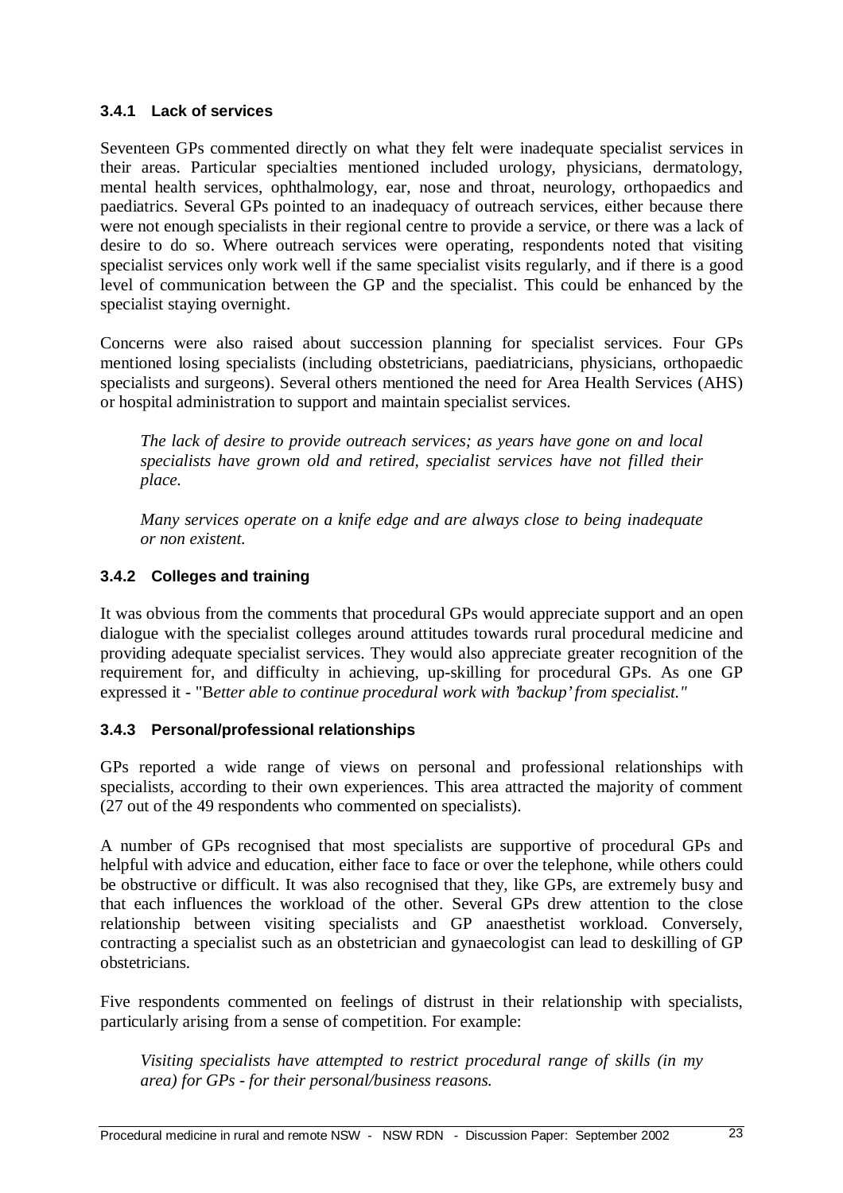### 3.4.1 Lack of services

Seventeen GPs commented directly on what they felt were inadequate specialist services in their areas. Particular specialties mentioned included urology, physicians, dermatology, mental health services, ophthalmology, ear, nose and throat, neurology, orthopaedics and paediatrics. Several GPs pointed to an inadequacy of outreach services, either because there were not enough specialists in their regional centre to provide a service, or there was a lack of desire to do so. Where outreach services were operating, respondents noted that visiting specialist services only work well if the same specialist visits regularly, and if there is a good level of communication between the GP and the specialist. This could be enhanced by the specialist staying overnight.

Concerns were also raised about succession planning for specialist services. Four GPs mentioned losing specialists (including obstetricians, paediatricians, physicians, orthopaedic specialists and surgeons). Several others mentioned the need for Area Health Services (AHS) or hospital administration to support and maintain specialist services.

> *The lack of desire to provide outreach services; as years have gone on and local specialists have grown old and retired, specialist services have not filled their place.*
>
> *Many services operate on a knife edge and are always close to being inadequate or non existent.*

### 3.4.2 Colleges and training

It was obvious from the comments that procedural GPs would appreciate support and an open dialogue with the specialist colleges around attitudes towards rural procedural medicine and providing adequate specialist services. They would also appreciate greater recognition of the requirement for, and difficulty in achieving, up-skilling for procedural GPs. As one GP expressed it - "B*etter able to continue procedural work with 'backup' from specialist."*

### 3.4.3 Personal/professional relationships

GPs reported a wide range of views on personal and professional relationships with specialists, according to their own experiences. This area attracted the majority of comment (27 out of the 49 respondents who commented on specialists).

A number of GPs recognised that most specialists are supportive of procedural GPs and helpful with advice and education, either face to face or over the telephone, while others could be obstructive or difficult. It was also recognised that they, like GPs, are extremely busy and that each influences the workload of the other. Several GPs drew attention to the close relationship between visiting specialists and GP anaesthetist workload. Conversely, contracting a specialist such as an obstetrician and gynaecologist can lead to deskilling of GP obstetricians.

Five respondents commented on feelings of distrust in their relationship with specialists, particularly arising from a sense of competition. For example:

> *Visiting specialists have attempted to restrict procedural range of skills (in my area) for GPs - for their personal/business reasons.*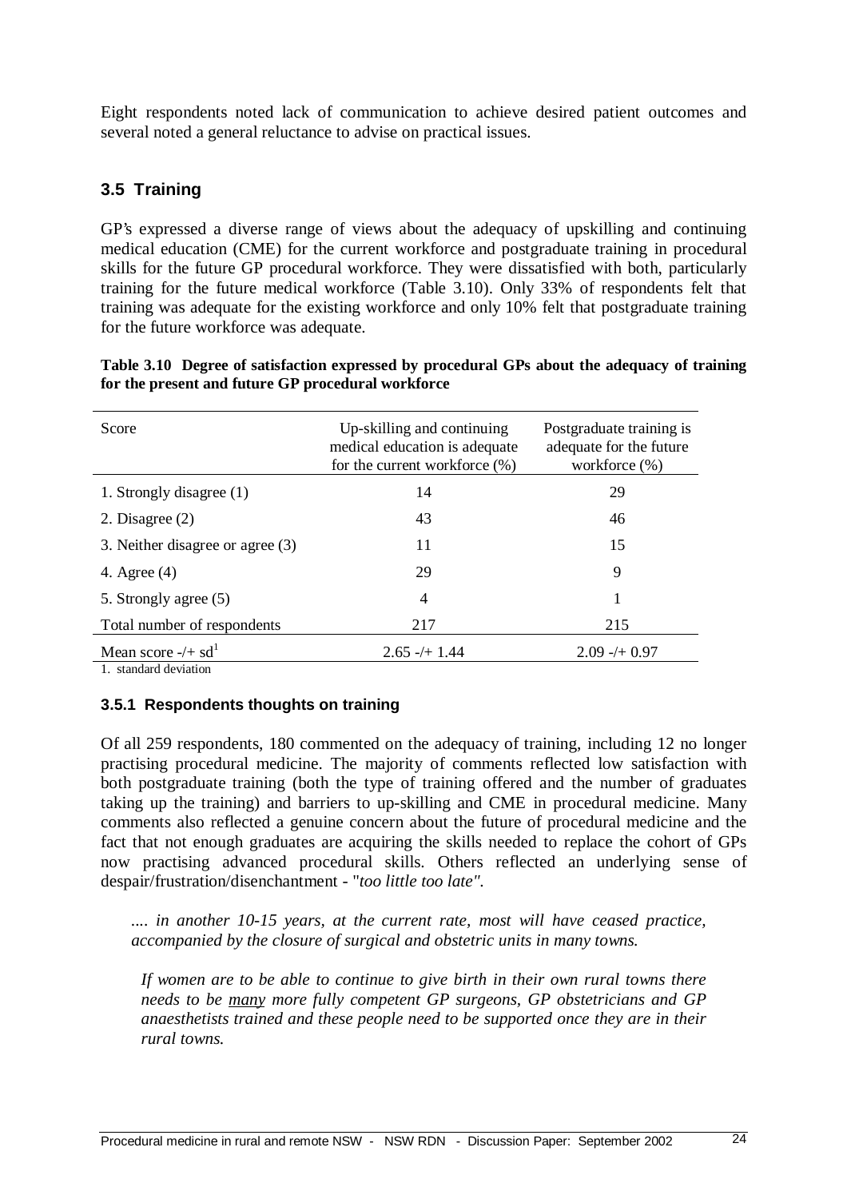Eight respondents noted lack of communication to achieve desired patient outcomes and several noted a general reluctance to advise on practical issues.

## 3.5 Training

GP's expressed a diverse range of views about the adequacy of upskilling and continuing medical education (CME) for the current workforce and postgraduate training in procedural skills for the future GP procedural workforce. They were dissatisfied with both, particularly training for the future medical workforce (Table 3.10). Only 33% of respondents felt that training was adequate for the existing workforce and only 10% felt that postgraduate training for the future workforce was adequate.

**Table 3.10 Degree of satisfaction expressed by procedural GPs about the adequacy of training for the present and future GP procedural workforce**

| Score | Up-skilling and continuing medical education is adequate for the current workforce (%) | Postgraduate training is adequate for the future workforce (%) |
|---|---|---|
| 1. Strongly disagree (1) | 14 | 29 |
| 2. Disagree (2) | 43 | 46 |
| 3. Neither disagree or agree (3) | 11 | 15 |
| 4. Agree (4) | 29 | 9 |
| 5. Strongly agree (5) | 4 | 1 |
| Total number of respondents | 217 | 215 |
| Mean score -/+ sd[1] | 2.65 -/+ 1.44 | 2.09 -/+ 0.97 |

1. standard deviation

### 3.5.1 Respondents thoughts on training

Of all 259 respondents, 180 commented on the adequacy of training, including 12 no longer practising procedural medicine. The majority of comments reflected low satisfaction with both postgraduate training (both the type of training offered and the number of graduates taking up the training) and barriers to up-skilling and CME in procedural medicine. Many comments also reflected a genuine concern about the future of procedural medicine and the fact that not enough graduates are acquiring the skills needed to replace the cohort of GPs now practising advanced procedural skills. Others reflected an underlying sense of despair/frustration/disenchantment - "*too little too late"*.

> *.... in another 10-15 years, at the current rate, most will have ceased practice, accompanied by the closure of surgical and obstetric units in many towns.*

> *If women are to be able to continue to give birth in their own rural towns there needs to be many more fully competent GP surgeons, GP obstetricians and GP anaesthetists trained and these people need to be supported once they are in their rural towns.*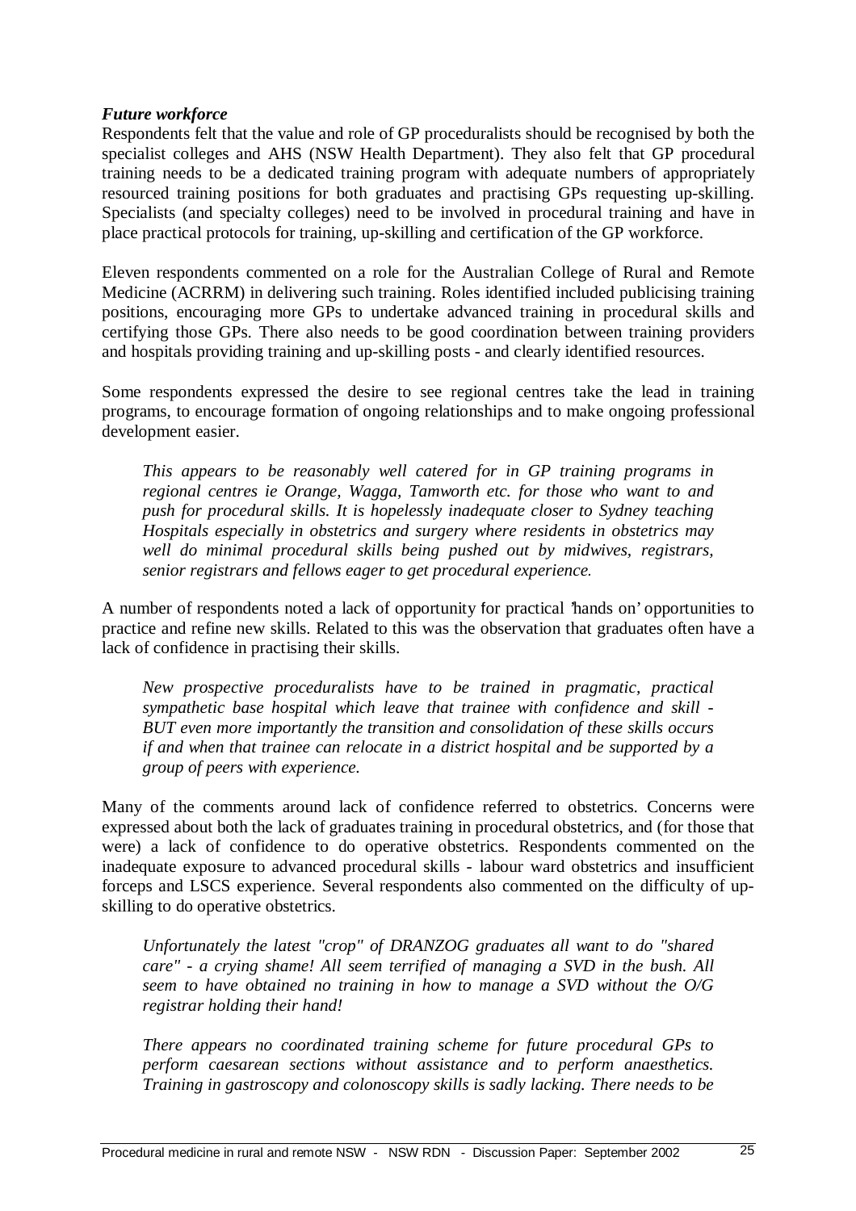***Future workforce***

Respondents felt that the value and role of GP proceduralists should be recognised by both the specialist colleges and AHS (NSW Health Department). They also felt that GP procedural training needs to be a dedicated training program with adequate numbers of appropriately resourced training positions for both graduates and practising GPs requesting up-skilling. Specialists (and specialty colleges) need to be involved in procedural training and have in place practical protocols for training, up-skilling and certification of the GP workforce.

Eleven respondents commented on a role for the Australian College of Rural and Remote Medicine (ACRRM) in delivering such training. Roles identified included publicising training positions, encouraging more GPs to undertake advanced training in procedural skills and certifying those GPs. There also needs to be good coordination between training providers and hospitals providing training and up-skilling posts - and clearly identified resources.

Some respondents expressed the desire to see regional centres take the lead in training programs, to encourage formation of ongoing relationships and to make ongoing professional development easier.

> *This appears to be reasonably well catered for in GP training programs in regional centres ie Orange, Wagga, Tamworth etc. for those who want to and push for procedural skills. It is hopelessly inadequate closer to Sydney teaching Hospitals especially in obstetrics and surgery where residents in obstetrics may well do minimal procedural skills being pushed out by midwives, registrars, senior registrars and fellows eager to get procedural experience.*

A number of respondents noted a lack of opportunity for practical 'hands on' opportunities to practice and refine new skills. Related to this was the observation that graduates often have a lack of confidence in practising their skills.

> *New prospective proceduralists have to be trained in pragmatic, practical sympathetic base hospital which leave that trainee with confidence and skill - BUT even more importantly the transition and consolidation of these skills occurs if and when that trainee can relocate in a district hospital and be supported by a group of peers with experience.*

Many of the comments around lack of confidence referred to obstetrics. Concerns were expressed about both the lack of graduates training in procedural obstetrics, and (for those that were) a lack of confidence to do operative obstetrics. Respondents commented on the inadequate exposure to advanced procedural skills - labour ward obstetrics and insufficient forceps and LSCS experience. Several respondents also commented on the difficulty of up-skilling to do operative obstetrics.

> *Unfortunately the latest "crop" of DRANZOG graduates all want to do "shared care" - a crying shame! All seem terrified of managing a SVD in the bush. All seem to have obtained no training in how to manage a SVD without the O/G registrar holding their hand!*

> *There appears no coordinated training scheme for future procedural GPs to perform caesarean sections without assistance and to perform anaesthetics. Training in gastroscopy and colonoscopy skills is sadly lacking. There needs to be*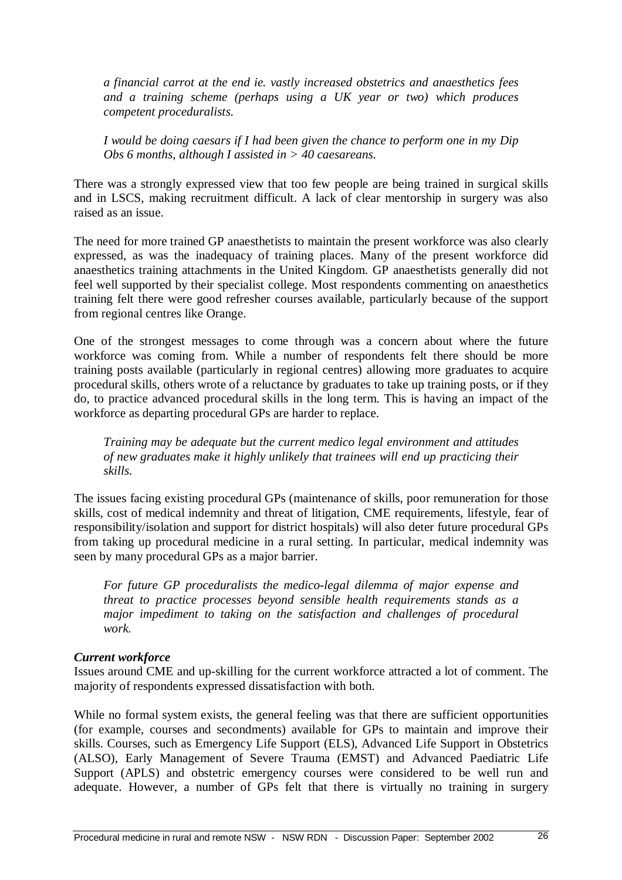*a financial carrot at the end ie. vastly increased obstetrics and anaesthetics fees and a training scheme (perhaps using a UK year or two) which produces competent proceduralists.*

*I would be doing caesars if I had been given the chance to perform one in my Dip Obs 6 months, although I assisted in > 40 caesareans.*

There was a strongly expressed view that too few people are being trained in surgical skills and in LSCS, making recruitment difficult. A lack of clear mentorship in surgery was also raised as an issue.

The need for more trained GP anaesthetists to maintain the present workforce was also clearly expressed, as was the inadequacy of training places. Many of the present workforce did anaesthetics training attachments in the United Kingdom. GP anaesthetists generally did not feel well supported by their specialist college. Most respondents commenting on anaesthetics training felt there were good refresher courses available, particularly because of the support from regional centres like Orange.

One of the strongest messages to come through was a concern about where the future workforce was coming from. While a number of respondents felt there should be more training posts available (particularly in regional centres) allowing more graduates to acquire procedural skills, others wrote of a reluctance by graduates to take up training posts, or if they do, to practice advanced procedural skills in the long term. This is having an impact of the workforce as departing procedural GPs are harder to replace.

*Training may be adequate but the current medico legal environment and attitudes of new graduates make it highly unlikely that trainees will end up practicing their skills.*

The issues facing existing procedural GPs (maintenance of skills, poor remuneration for those skills, cost of medical indemnity and threat of litigation, CME requirements, lifestyle, fear of responsibility/isolation and support for district hospitals) will also deter future procedural GPs from taking up procedural medicine in a rural setting. In particular, medical indemnity was seen by many procedural GPs as a major barrier.

*For future GP proceduralists the medico-legal dilemma of major expense and threat to practice processes beyond sensible health requirements stands as a major impediment to taking on the satisfaction and challenges of procedural work.*

***Current workforce***

Issues around CME and up-skilling for the current workforce attracted a lot of comment. The majority of respondents expressed dissatisfaction with both.

While no formal system exists, the general feeling was that there are sufficient opportunities (for example, courses and secondments) available for GPs to maintain and improve their skills. Courses, such as Emergency Life Support (ELS), Advanced Life Support in Obstetrics (ALSO), Early Management of Severe Trauma (EMST) and Advanced Paediatric Life Support (APLS) and obstetric emergency courses were considered to be well run and adequate. However, a number of GPs felt that there is virtually no training in surgery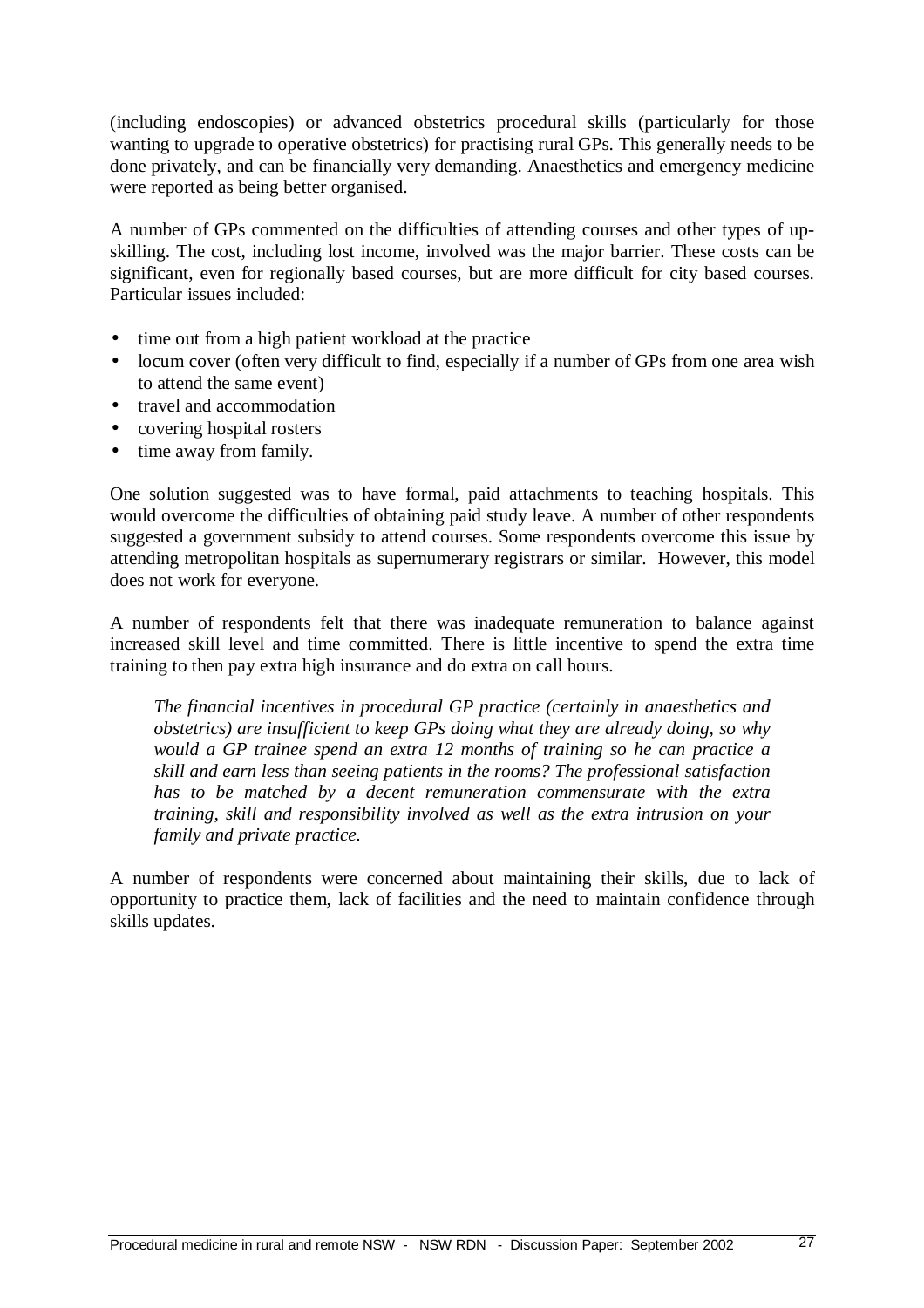(including endoscopies) or advanced obstetrics procedural skills (particularly for those wanting to upgrade to operative obstetrics) for practising rural GPs. This generally needs to be done privately, and can be financially very demanding. Anaesthetics and emergency medicine were reported as being better organised.

A number of GPs commented on the difficulties of attending courses and other types of up-skilling. The cost, including lost income, involved was the major barrier. These costs can be significant, even for regionally based courses, but are more difficult for city based courses. Particular issues included:

- time out from a high patient workload at the practice
- locum cover (often very difficult to find, especially if a number of GPs from one area wish to attend the same event)
- travel and accommodation
- covering hospital rosters
- time away from family.

One solution suggested was to have formal, paid attachments to teaching hospitals. This would overcome the difficulties of obtaining paid study leave. A number of other respondents suggested a government subsidy to attend courses. Some respondents overcome this issue by attending metropolitan hospitals as supernumerary registrars or similar. However, this model does not work for everyone.

A number of respondents felt that there was inadequate remuneration to balance against increased skill level and time committed. There is little incentive to spend the extra time training to then pay extra high insurance and do extra on call hours.

> *The financial incentives in procedural GP practice (certainly in anaesthetics and obstetrics) are insufficient to keep GPs doing what they are already doing, so why would a GP trainee spend an extra 12 months of training so he can practice a skill and earn less than seeing patients in the rooms? The professional satisfaction has to be matched by a decent remuneration commensurate with the extra training, skill and responsibility involved as well as the extra intrusion on your family and private practice.*

A number of respondents were concerned about maintaining their skills, due to lack of opportunity to practice them, lack of facilities and the need to maintain confidence through skills updates.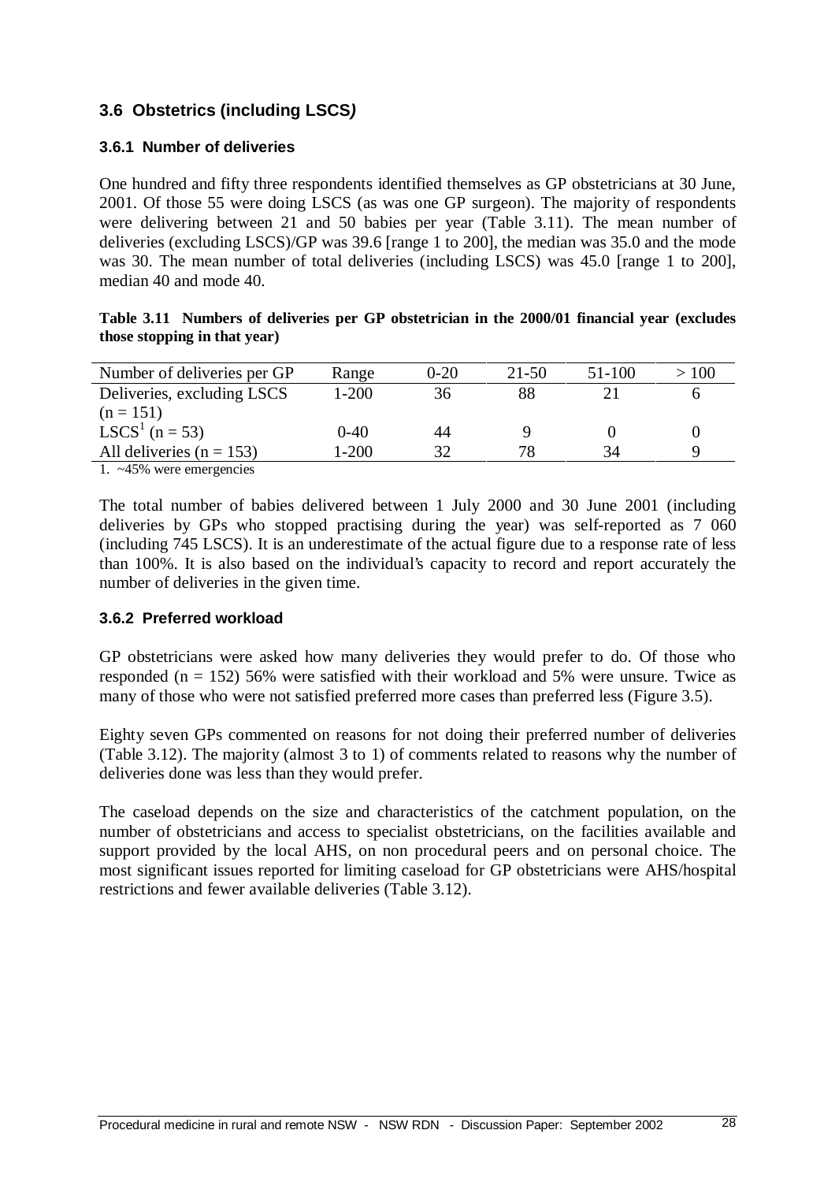## 3.6 Obstetrics (including LSCS*)*

### 3.6.1 Number of deliveries

One hundred and fifty three respondents identified themselves as GP obstetricians at 30 June, 2001. Of those 55 were doing LSCS (as was one GP surgeon). The majority of respondents were delivering between 21 and 50 babies per year (Table 3.11). The mean number of deliveries (excluding LSCS)/GP was 39.6 [range 1 to 200], the median was 35.0 and the mode was 30. The mean number of total deliveries (including LSCS) was 45.0 [range 1 to 200], median 40 and mode 40.

**Table 3.11 Numbers of deliveries per GP obstetrician in the 2000/01 financial year (excludes those stopping in that year)**

| Number of deliveries per GP | Range | 0-20 | 21-50 | 51-100 | > 100 |
|---|---|---|---|---|---|
| Deliveries, excluding LSCS (n = 151) | 1-200 | 36 | 88 | 21 | 6 |
| LSCS[1] (n = 53) | 0-40 | 44 | 9 | 0 | 0 |
| All deliveries (n = 153) | 1-200 | 32 | 78 | 34 | 9 |

1. ~45% were emergencies

The total number of babies delivered between 1 July 2000 and 30 June 2001 (including deliveries by GPs who stopped practising during the year) was self-reported as 7 060 (including 745 LSCS). It is an underestimate of the actual figure due to a response rate of less than 100%. It is also based on the individual's capacity to record and report accurately the number of deliveries in the given time.

### 3.6.2 Preferred workload

GP obstetricians were asked how many deliveries they would prefer to do. Of those who responded (n = 152) 56% were satisfied with their workload and 5% were unsure. Twice as many of those who were not satisfied preferred more cases than preferred less (Figure 3.5).

Eighty seven GPs commented on reasons for not doing their preferred number of deliveries (Table 3.12). The majority (almost 3 to 1) of comments related to reasons why the number of deliveries done was less than they would prefer.

The caseload depends on the size and characteristics of the catchment population, on the number of obstetricians and access to specialist obstetricians, on the facilities available and support provided by the local AHS, on non procedural peers and on personal choice. The most significant issues reported for limiting caseload for GP obstetricians were AHS/hospital restrictions and fewer available deliveries (Table 3.12).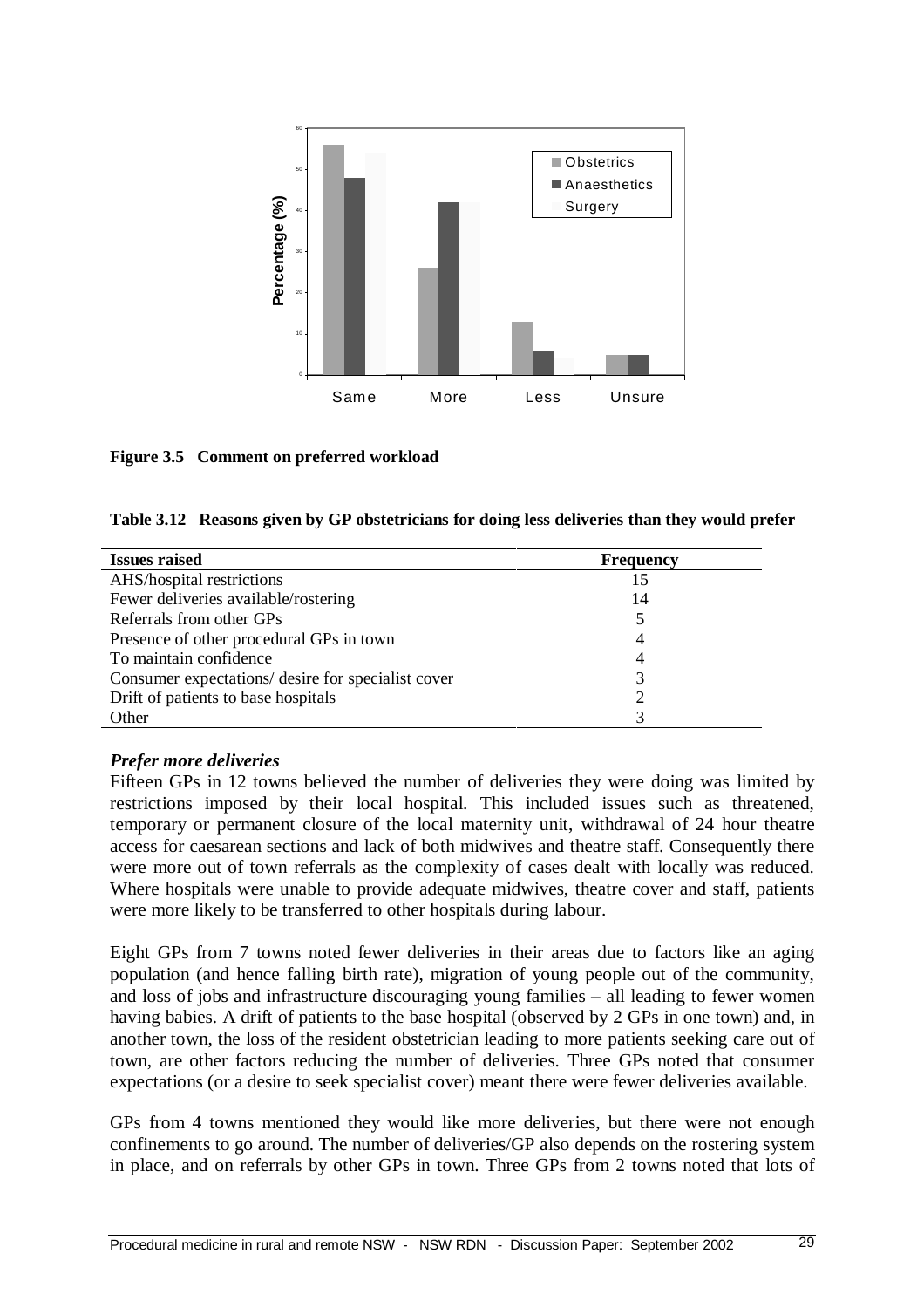**Figure 3.5 Comment on preferred workload**

**Table 3.12 Reasons given by GP obstetricians for doing less deliveries than they would prefer**

| Issues raised | Frequency |
|---|---|
| AHS/hospital restrictions | 15 |
| Fewer deliveries available/rostering | 14 |
| Referrals from other GPs | 5 |
| Presence of other procedural GPs in town | 4 |
| To maintain confidence | 4 |
| Consumer expectations/ desire for specialist cover | 3 |
| Drift of patients to base hospitals | 2 |
| Other | 3 |

### *Prefer more deliveries*

Fifteen GPs in 12 towns believed the number of deliveries they were doing was limited by restrictions imposed by their local hospital. This included issues such as threatened, temporary or permanent closure of the local maternity unit, withdrawal of 24 hour theatre access for caesarean sections and lack of both midwives and theatre staff. Consequently there were more out of town referrals as the complexity of cases dealt with locally was reduced. Where hospitals were unable to provide adequate midwives, theatre cover and staff, patients were more likely to be transferred to other hospitals during labour.

Eight GPs from 7 towns noted fewer deliveries in their areas due to factors like an aging population (and hence falling birth rate), migration of young people out of the community, and loss of jobs and infrastructure discouraging young families – all leading to fewer women having babies. A drift of patients to the base hospital (observed by 2 GPs in one town) and, in another town, the loss of the resident obstetrician leading to more patients seeking care out of town, are other factors reducing the number of deliveries. Three GPs noted that consumer expectations (or a desire to seek specialist cover) meant there were fewer deliveries available.

GPs from 4 towns mentioned they would like more deliveries, but there were not enough confinements to go around. The number of deliveries/GP also depends on the rostering system in place, and on referrals by other GPs in town. Three GPs from 2 towns noted that lots of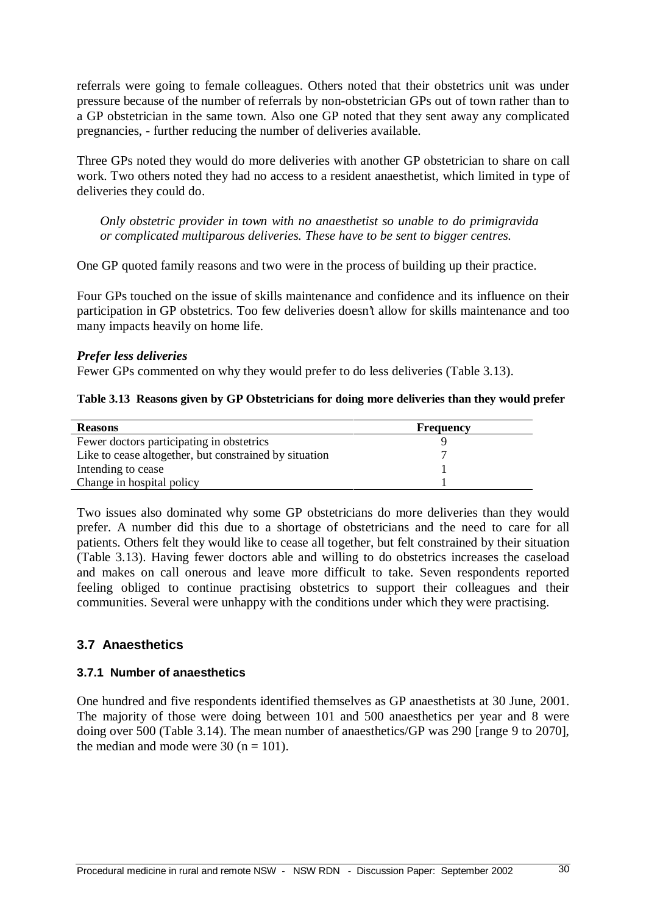referrals were going to female colleagues. Others noted that their obstetrics unit was under pressure because of the number of referrals by non-obstetrician GPs out of town rather than to a GP obstetrician in the same town. Also one GP noted that they sent away any complicated pregnancies, - further reducing the number of deliveries available.

Three GPs noted they would do more deliveries with another GP obstetrician to share on call work. Two others noted they had no access to a resident anaesthetist, which limited in type of deliveries they could do.

> *Only obstetric provider in town with no anaesthetist so unable to do primigravida or complicated multiparous deliveries. These have to be sent to bigger centres.*

One GP quoted family reasons and two were in the process of building up their practice.

Four GPs touched on the issue of skills maintenance and confidence and its influence on their participation in GP obstetrics. Too few deliveries doesn't allow for skills maintenance and too many impacts heavily on home life.

***Prefer less deliveries***

Fewer GPs commented on why they would prefer to do less deliveries (Table 3.13).

**Table 3.13 Reasons given by GP Obstetricians for doing more deliveries than they would prefer**

| Reasons | Frequency |
|---|---|
| Fewer doctors participating in obstetrics | 9 |
| Like to cease altogether, but constrained by situation | 7 |
| Intending to cease | 1 |
| Change in hospital policy | 1 |

Two issues also dominated why some GP obstetricians do more deliveries than they would prefer. A number did this due to a shortage of obstetricians and the need to care for all patients. Others felt they would like to cease all together, but felt constrained by their situation (Table 3.13). Having fewer doctors able and willing to do obstetrics increases the caseload and makes on call onerous and leave more difficult to take. Seven respondents reported feeling obliged to continue practising obstetrics to support their colleagues and their communities. Several were unhappy with the conditions under which they were practising.

## 3.7 Anaesthetics

### 3.7.1 Number of anaesthetics

One hundred and five respondents identified themselves as GP anaesthetists at 30 June, 2001. The majority of those were doing between 101 and 500 anaesthetics per year and 8 were doing over 500 (Table 3.14). The mean number of anaesthetics/GP was 290 [range 9 to 2070], the median and mode were 30 (n = 101).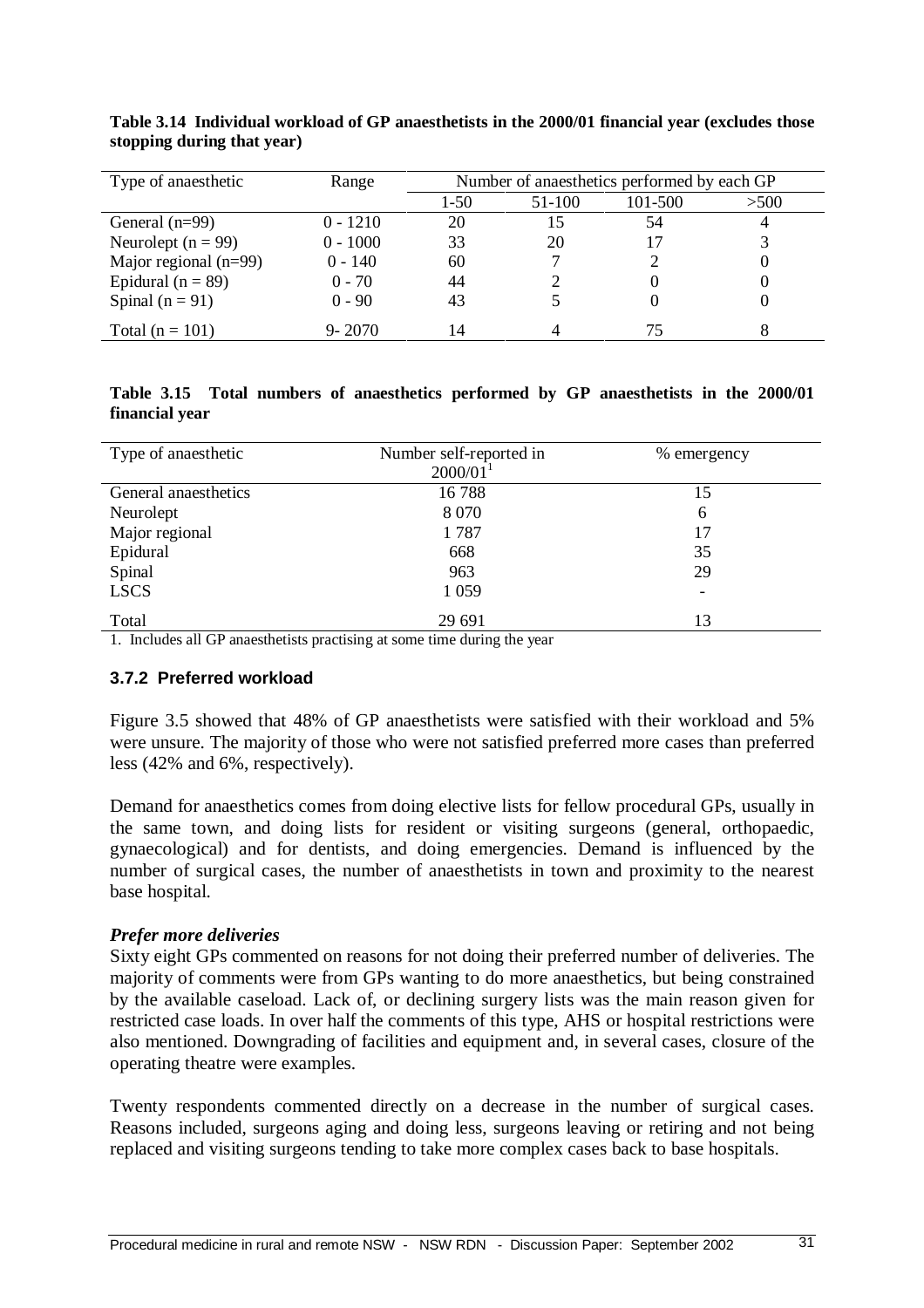**Table 3.14 Individual workload of GP anaesthetists in the 2000/01 financial year (excludes those stopping during that year)**

| Type of anaesthetic | Range | Number of anaesthetics performed by each GP | | | |
|---|---|---|---|---|---|
| | | 1-50 | 51-100 | 101-500 | >500 |
| General (n=99) | 0 - 1210 | 20 | 15 | 54 | 4 |
| Neurolept (n = 99) | 0 - 1000 | 33 | 20 | 17 | 3 |
| Major regional (n=99) | 0 - 140 | 60 | 7 | 2 | 0 |
| Epidural (n = 89) | 0 - 70 | 44 | 2 | 0 | 0 |
| Spinal (n = 91) | 0 - 90 | 43 | 5 | 0 | 0 |
| Total (n = 101) | 9- 2070 | 14 | 4 | 75 | 8 |

**Table 3.15 Total numbers of anaesthetics performed by GP anaesthetists in the 2000/01 financial year**

| Type of anaesthetic | Number self-reported in 2000/01[1] | % emergency |
|---|---|---|
| General anaesthetics | 16 788 | 15 |
| Neurolept | 8 070 | 6 |
| Major regional | 1 787 | 17 |
| Epidural | 668 | 35 |
| Spinal | 963 | 29 |
| LSCS | 1 059 | - |
| Total | 29 691 | 13 |

1. Includes all GP anaesthetists practising at some time during the year

### 3.7.2 Preferred workload

Figure 3.5 showed that 48% of GP anaesthetists were satisfied with their workload and 5% were unsure. The majority of those who were not satisfied preferred more cases than preferred less (42% and 6%, respectively).

Demand for anaesthetics comes from doing elective lists for fellow procedural GPs, usually in the same town, and doing lists for resident or visiting surgeons (general, orthopaedic, gynaecological) and for dentists, and doing emergencies. Demand is influenced by the number of surgical cases, the number of anaesthetists in town and proximity to the nearest base hospital.

***Prefer more deliveries***

Sixty eight GPs commented on reasons for not doing their preferred number of deliveries. The majority of comments were from GPs wanting to do more anaesthetics, but being constrained by the available caseload. Lack of, or declining surgery lists was the main reason given for restricted case loads. In over half the comments of this type, AHS or hospital restrictions were also mentioned. Downgrading of facilities and equipment and, in several cases, closure of the operating theatre were examples.

Twenty respondents commented directly on a decrease in the number of surgical cases. Reasons included, surgeons aging and doing less, surgeons leaving or retiring and not being replaced and visiting surgeons tending to take more complex cases back to base hospitals.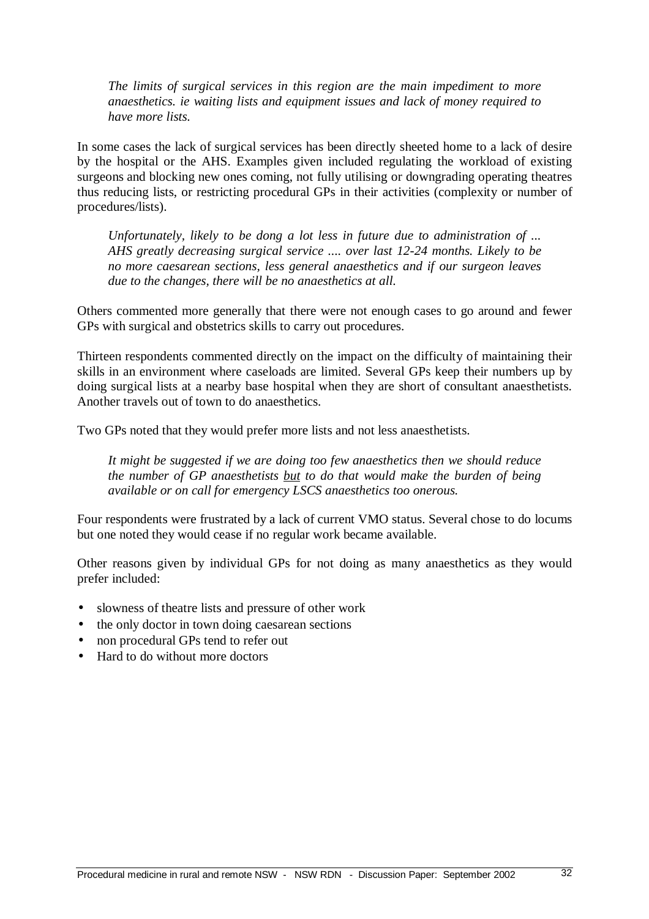> *The limits of surgical services in this region are the main impediment to more anaesthetics. ie waiting lists and equipment issues and lack of money required to have more lists.*

In some cases the lack of surgical services has been directly sheeted home to a lack of desire by the hospital or the AHS. Examples given included regulating the workload of existing surgeons and blocking new ones coming, not fully utilising or downgrading operating theatres thus reducing lists, or restricting procedural GPs in their activities (complexity or number of procedures/lists).

> *Unfortunately, likely to be dong a lot less in future due to administration of ... AHS greatly decreasing surgical service .... over last 12-24 months. Likely to be no more caesarean sections, less general anaesthetics and if our surgeon leaves due to the changes, there will be no anaesthetics at all.*

Others commented more generally that there were not enough cases to go around and fewer GPs with surgical and obstetrics skills to carry out procedures.

Thirteen respondents commented directly on the impact on the difficulty of maintaining their skills in an environment where caseloads are limited. Several GPs keep their numbers up by doing surgical lists at a nearby base hospital when they are short of consultant anaesthetists. Another travels out of town to do anaesthetics.

Two GPs noted that they would prefer more lists and not less anaesthetists.

> *It might be suggested if we are doing too few anaesthetics then we should reduce the number of GP anaesthetists <u>but</u> to do that would make the burden of being available or on call for emergency LSCS anaesthetics too onerous.*

Four respondents were frustrated by a lack of current VMO status. Several chose to do locums but one noted they would cease if no regular work became available.

Other reasons given by individual GPs for not doing as many anaesthetics as they would prefer included:

- slowness of theatre lists and pressure of other work
- the only doctor in town doing caesarean sections
- non procedural GPs tend to refer out
- Hard to do without more doctors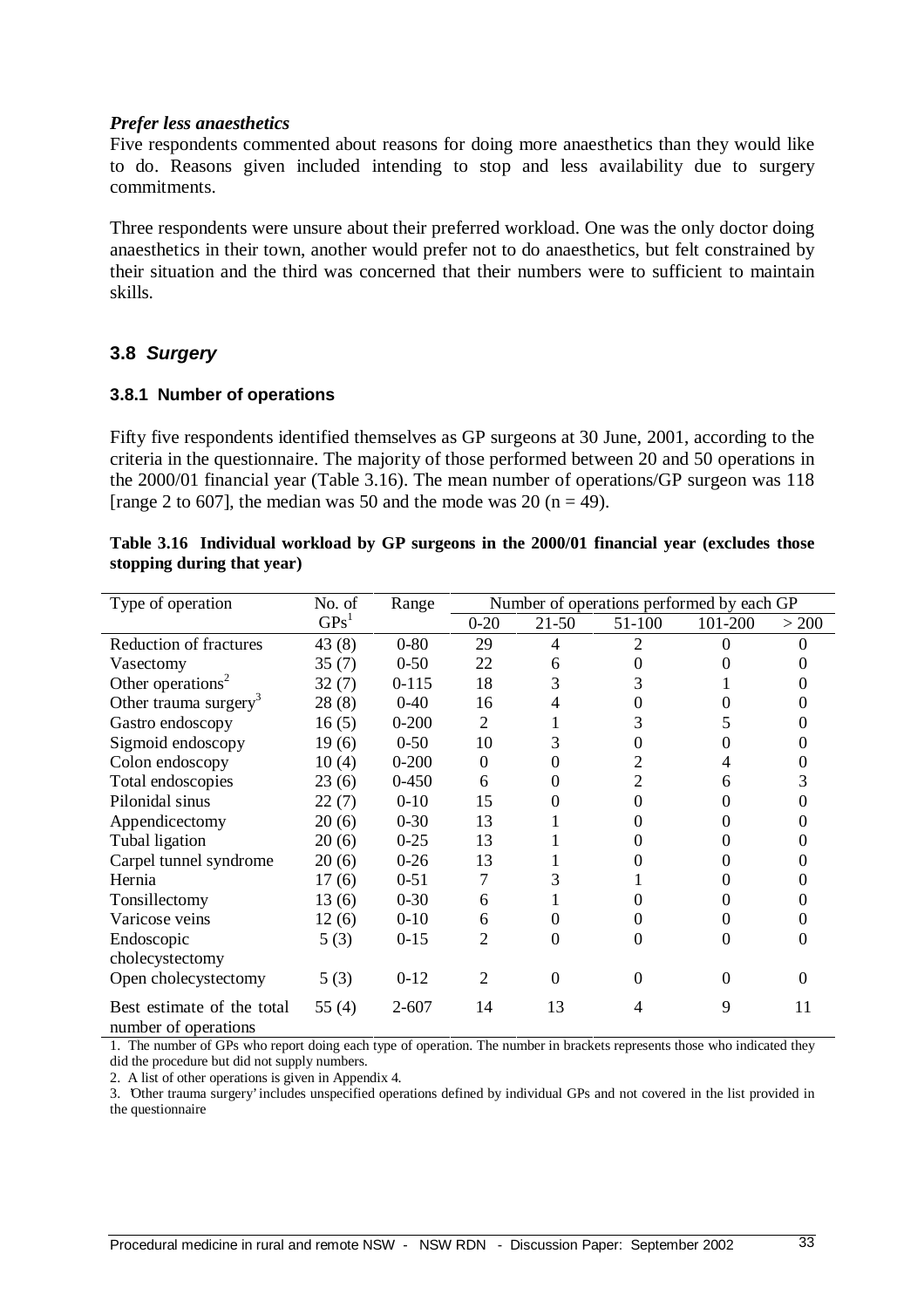*Prefer less anaesthetics*

Five respondents commented about reasons for doing more anaesthetics than they would like to do. Reasons given included intending to stop and less availability due to surgery commitments.

Three respondents were unsure about their preferred workload. One was the only doctor doing anaesthetics in their town, another would prefer not to do anaesthetics, but felt constrained by their situation and the third was concerned that their numbers were to sufficient to maintain skills.

## 3.8 *Surgery*

### 3.8.1 Number of operations

Fifty five respondents identified themselves as GP surgeons at 30 June, 2001, according to the criteria in the questionnaire. The majority of those performed between 20 and 50 operations in the 2000/01 financial year (Table 3.16). The mean number of operations/GP surgeon was 118 [range 2 to 607], the median was 50 and the mode was 20 (n = 49).

**Table 3.16 Individual workload by GP surgeons in the 2000/01 financial year (excludes those stopping during that year)**

| Type of operation | No. of GPs[1] | Range | Number of operations performed by each GP | | | | |
|---|---|---|---|---|---|---|---|
| | | | 0-20 | 21-50 | 51-100 | 101-200 | > 200 |
| Reduction of fractures | 43 (8) | 0-80 | 29 | 4 | 2 | 0 | 0 |
| Vasectomy | 35 (7) | 0-50 | 22 | 6 | 0 | 0 | 0 |
| Other operations[2] | 32 (7) | 0-115 | 18 | 3 | 3 | 1 | 0 |
| Other trauma surgery[3] | 28 (8) | 0-40 | 16 | 4 | 0 | 0 | 0 |
| Gastro endoscopy | 16 (5) | 0-200 | 2 | 1 | 3 | 5 | 0 |
| Sigmoid endoscopy | 19 (6) | 0-50 | 10 | 3 | 0 | 0 | 0 |
| Colon endoscopy | 10 (4) | 0-200 | 0 | 0 | 2 | 4 | 0 |
| Total endoscopies | 23 (6) | 0-450 | 6 | 0 | 2 | 6 | 3 |
| Pilonidal sinus | 22 (7) | 0-10 | 15 | 0 | 0 | 0 | 0 |
| Appendicectomy | 20 (6) | 0-30 | 13 | 1 | 0 | 0 | 0 |
| Tubal ligation | 20 (6) | 0-25 | 13 | 1 | 0 | 0 | 0 |
| Carpel tunnel syndrome | 20 (6) | 0-26 | 13 | 1 | 0 | 0 | 0 |
| Hernia | 17 (6) | 0-51 | 7 | 3 | 1 | 0 | 0 |
| Tonsillectomy | 13 (6) | 0-30 | 6 | 1 | 0 | 0 | 0 |
| Varicose veins | 12 (6) | 0-10 | 6 | 0 | 0 | 0 | 0 |
| Endoscopic cholecystectomy | 5 (3) | 0-15 | 2 | 0 | 0 | 0 | 0 |
| Open cholecystectomy | 5 (3) | 0-12 | 2 | 0 | 0 | 0 | 0 |
| Best estimate of the total number of operations | 55 (4) | 2-607 | 14 | 13 | 4 | 9 | 11 |

1. The number of GPs who report doing each type of operation. The number in brackets represents those who indicated they did the procedure but did not supply numbers.

2. A list of other operations is given in Appendix 4.

3. 'Other trauma surgery' includes unspecified operations defined by individual GPs and not covered in the list provided in the questionnaire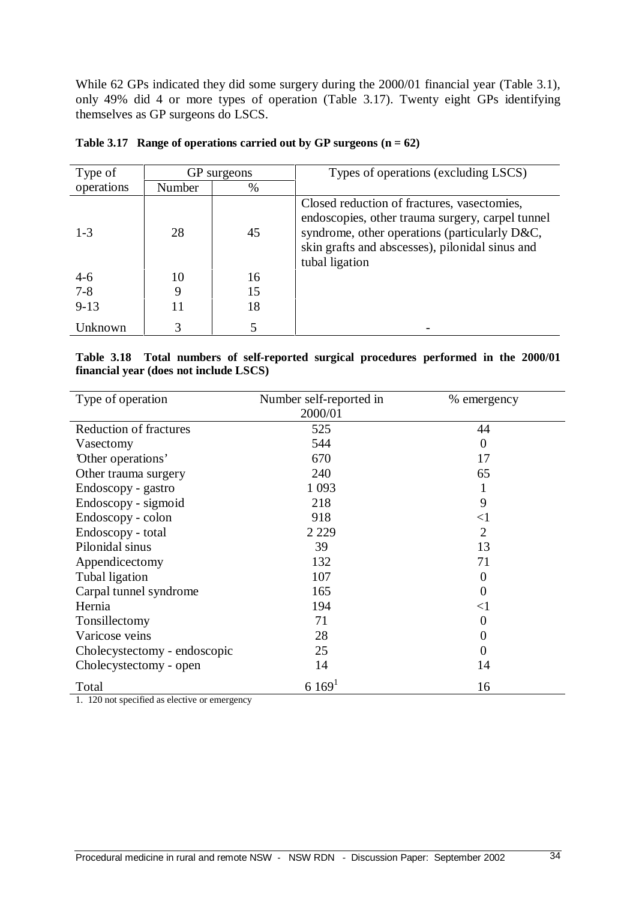While 62 GPs indicated they did some surgery during the 2000/01 financial year (Table 3.1), only 49% did 4 or more types of operation (Table 3.17). Twenty eight GPs identifying themselves as GP surgeons do LSCS.

**Table 3.17 Range of operations carried out by GP surgeons (n = 62)**

| Type of operations | GP surgeons | | Types of operations (excluding LSCS) |
|---|---|---|---|
| | Number | % | |
| 1-3 | 28 | 45 | Closed reduction of fractures, vasectomies, endoscopies, other trauma surgery, carpel tunnel syndrome, other operations (particularly D&C, skin grafts and abscesses), pilonidal sinus and tubal ligation |
| 4-6 | 10 | 16 | |
| 7-8 | 9 | 15 | |
| 9-13 | 11 | 18 | |
| Unknown | 3 | 5 | - |

**Table 3.18 Total numbers of self-reported surgical procedures performed in the 2000/01 financial year (does not include LSCS)**

| Type of operation | Number self-reported in 2000/01 | % emergency |
|---|---|---|
| Reduction of fractures | 525 | 44 |
| Vasectomy | 544 | 0 |
| 'Other operations' | 670 | 17 |
| Other trauma surgery | 240 | 65 |
| Endoscopy - gastro | 1 093 | 1 |
| Endoscopy - sigmoid | 218 | 9 |
| Endoscopy - colon | 918 | <1 |
| Endoscopy - total | 2 229 | 2 |
| Pilonidal sinus | 39 | 13 |
| Appendicectomy | 132 | 71 |
| Tubal ligation | 107 | 0 |
| Carpal tunnel syndrome | 165 | 0 |
| Hernia | 194 | <1 |
| Tonsillectomy | 71 | 0 |
| Varicose veins | 28 | 0 |
| Cholecystectomy - endoscopic | 25 | 0 |
| Cholecystectomy - open | 14 | 14 |
| Total | 6 169[1] | 16 |

1. 120 not specified as elective or emergency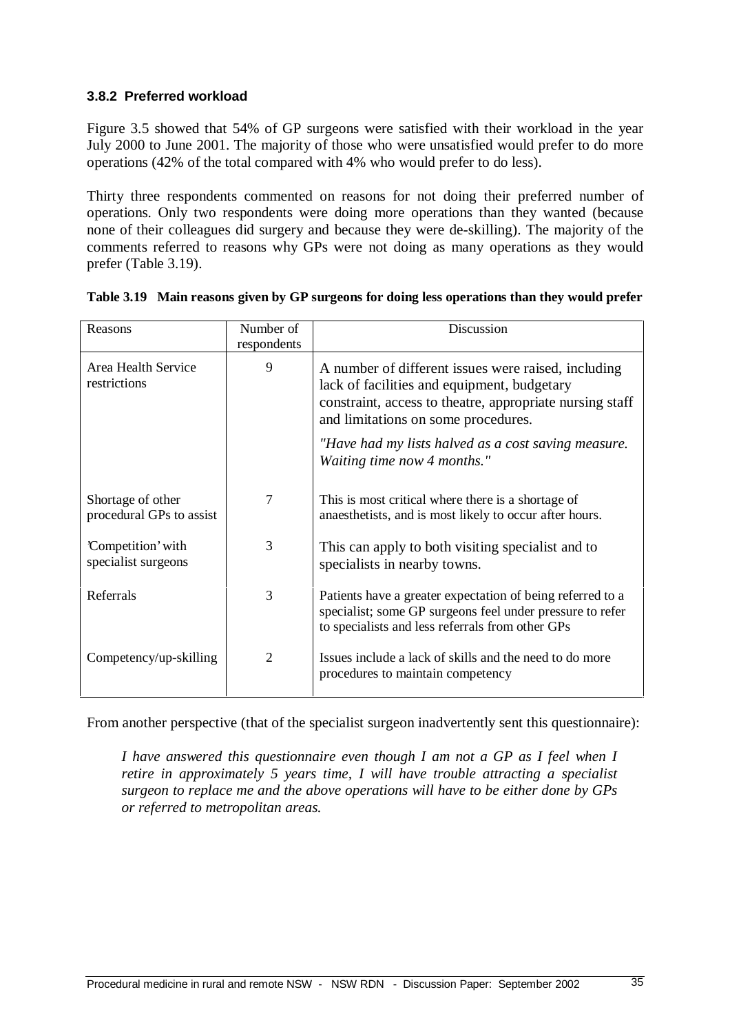### 3.8.2 Preferred workload

Figure 3.5 showed that 54% of GP surgeons were satisfied with their workload in the year July 2000 to June 2001. The majority of those who were unsatisfied would prefer to do more operations (42% of the total compared with 4% who would prefer to do less).

Thirty three respondents commented on reasons for not doing their preferred number of operations. Only two respondents were doing more operations than they wanted (because none of their colleagues did surgery and because they were de-skilling). The majority of the comments referred to reasons why GPs were not doing as many operations as they would prefer (Table 3.19).

**Table 3.19 Main reasons given by GP surgeons for doing less operations than they would prefer**

| Reasons | Number of respondents | Discussion |
|---|---|---|
| Area Health Service restrictions | 9 | A number of different issues were raised, including lack of facilities and equipment, budgetary constraint, access to theatre, appropriate nursing staff and limitations on some procedures. *"Have had my lists halved as a cost saving measure. Waiting time now 4 months."* |
| Shortage of other procedural GPs to assist | 7 | This is most critical where there is a shortage of anaesthetists, and is most likely to occur after hours. |
| 'Competition' with specialist surgeons | 3 | This can apply to both visiting specialist and to specialists in nearby towns. |
| Referrals | 3 | Patients have a greater expectation of being referred to a specialist; some GP surgeons feel under pressure to refer to specialists and less referrals from other GPs |
| Competency/up-skilling | 2 | Issues include a lack of skills and the need to do more procedures to maintain competency |

From another perspective (that of the specialist surgeon inadvertently sent this questionnaire):

> *I have answered this questionnaire even though I am not a GP as I feel when I retire in approximately 5 years time, I will have trouble attracting a specialist surgeon to replace me and the above operations will have to be either done by GPs or referred to metropolitan areas.*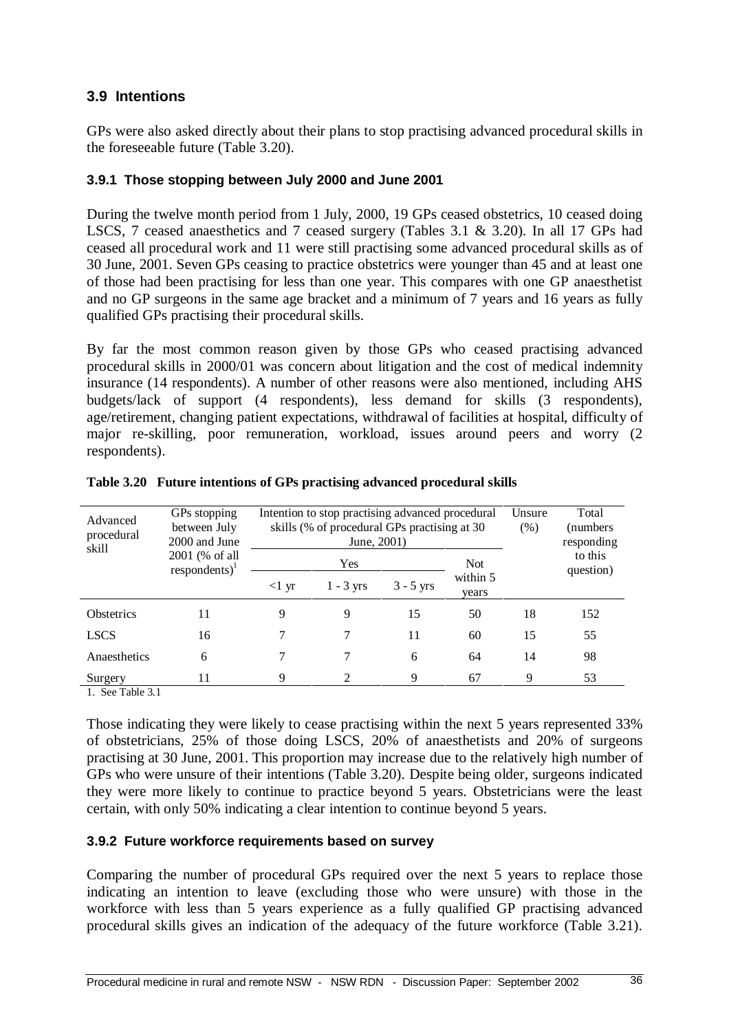## 3.9 Intentions

GPs were also asked directly about their plans to stop practising advanced procedural skills in the foreseeable future (Table 3.20).

### 3.9.1 Those stopping between July 2000 and June 2001

During the twelve month period from 1 July, 2000, 19 GPs ceased obstetrics, 10 ceased doing LSCS, 7 ceased anaesthetics and 7 ceased surgery (Tables 3.1 & 3.20). In all 17 GPs had ceased all procedural work and 11 were still practising some advanced procedural skills as of 30 June, 2001. Seven GPs ceasing to practice obstetrics were younger than 45 and at least one of those had been practising for less than one year. This compares with one GP anaesthetist and no GP surgeons in the same age bracket and a minimum of 7 years and 16 years as fully qualified GPs practising their procedural skills.

By far the most common reason given by those GPs who ceased practising advanced procedural skills in 2000/01 was concern about litigation and the cost of medical indemnity insurance (14 respondents). A number of other reasons were also mentioned, including AHS budgets/lack of support (4 respondents), less demand for skills (3 respondents), age/retirement, changing patient expectations, withdrawal of facilities at hospital, difficulty of major re-skilling, poor remuneration, workload, issues around peers and worry (2 respondents).

**Table 3.20 Future intentions of GPs practising advanced procedural skills**

| Advanced procedural skill | GPs stopping between July 2000 and June 2001 (% of all respondents)[1] | Intention to stop practising advanced procedural skills (% of procedural GPs practising at 30 June, 2001) | | | | Unsure (%) | Total (numbers responding to this question) |
|---|---|---|---|---|---|---|---|
| | | Yes | | | Not within 5 years | | |
| | | <1 yr | 1 - 3 yrs | 3 - 5 yrs | | | |
| Obstetrics | 11 | 9 | 9 | 15 | 50 | 18 | 152 |
| LSCS | 16 | 7 | 7 | 11 | 60 | 15 | 55 |
| Anaesthetics | 6 | 7 | 7 | 6 | 64 | 14 | 98 |
| Surgery | 11 | 9 | 2 | 9 | 67 | 9 | 53 |

1. See Table 3.1

Those indicating they were likely to cease practising within the next 5 years represented 33% of obstetricians, 25% of those doing LSCS, 20% of anaesthetists and 20% of surgeons practising at 30 June, 2001. This proportion may increase due to the relatively high number of GPs who were unsure of their intentions (Table 3.20). Despite being older, surgeons indicated they were more likely to continue to practice beyond 5 years. Obstetricians were the least certain, with only 50% indicating a clear intention to continue beyond 5 years.

### 3.9.2 Future workforce requirements based on survey

Comparing the number of procedural GPs required over the next 5 years to replace those indicating an intention to leave (excluding those who were unsure) with those in the workforce with less than 5 years experience as a fully qualified GP practising advanced procedural skills gives an indication of the adequacy of the future workforce (Table 3.21).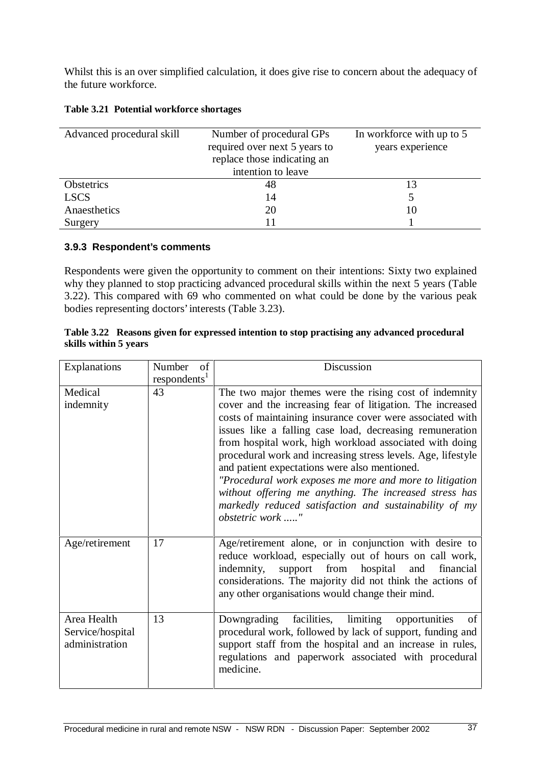Whilst this is an over simplified calculation, it does give rise to concern about the adequacy of the future workforce.

**Table 3.21 Potential workforce shortages**

| Advanced procedural skill | Number of procedural GPs required over next 5 years to replace those indicating an intention to leave | In workforce with up to 5 years experience |
|---|---|---|
| Obstetrics | 48 | 13 |
| LSCS | 14 | 5 |
| Anaesthetics | 20 | 10 |
| Surgery | 11 | 1 |

### 3.9.3 Respondent's comments

Respondents were given the opportunity to comment on their intentions: Sixty two explained why they planned to stop practicing advanced procedural skills within the next 5 years (Table 3.22). This compared with 69 who commented on what could be done by the various peak bodies representing doctors' interests (Table 3.23).

**Table 3.22 Reasons given for expressed intention to stop practising any advanced procedural skills within 5 years**

| Explanations | Number of respondents[1] | Discussion |
|---|---|---|
| Medical indemnity | 43 | The two major themes were the rising cost of indemnity cover and the increasing fear of litigation. The increased costs of maintaining insurance cover were associated with issues like a falling case load, decreasing remuneration from hospital work, high workload associated with doing procedural work and increasing stress levels. Age, lifestyle and patient expectations were also mentioned. *"Procedural work exposes me more and more to litigation without offering me anything. The increased stress has markedly reduced satisfaction and sustainability of my obstetric work ....."* |
| Age/retirement | 17 | Age/retirement alone, or in conjunction with desire to reduce workload, especially out of hours on call work, indemnity, support from hospital and financial considerations. The majority did not think the actions of any other organisations would change their mind. |
| Area Health Service/hospital administration | 13 | Downgrading facilities, limiting opportunities of procedural work, followed by lack of support, funding and support staff from the hospital and an increase in rules, regulations and paperwork associated with procedural medicine. |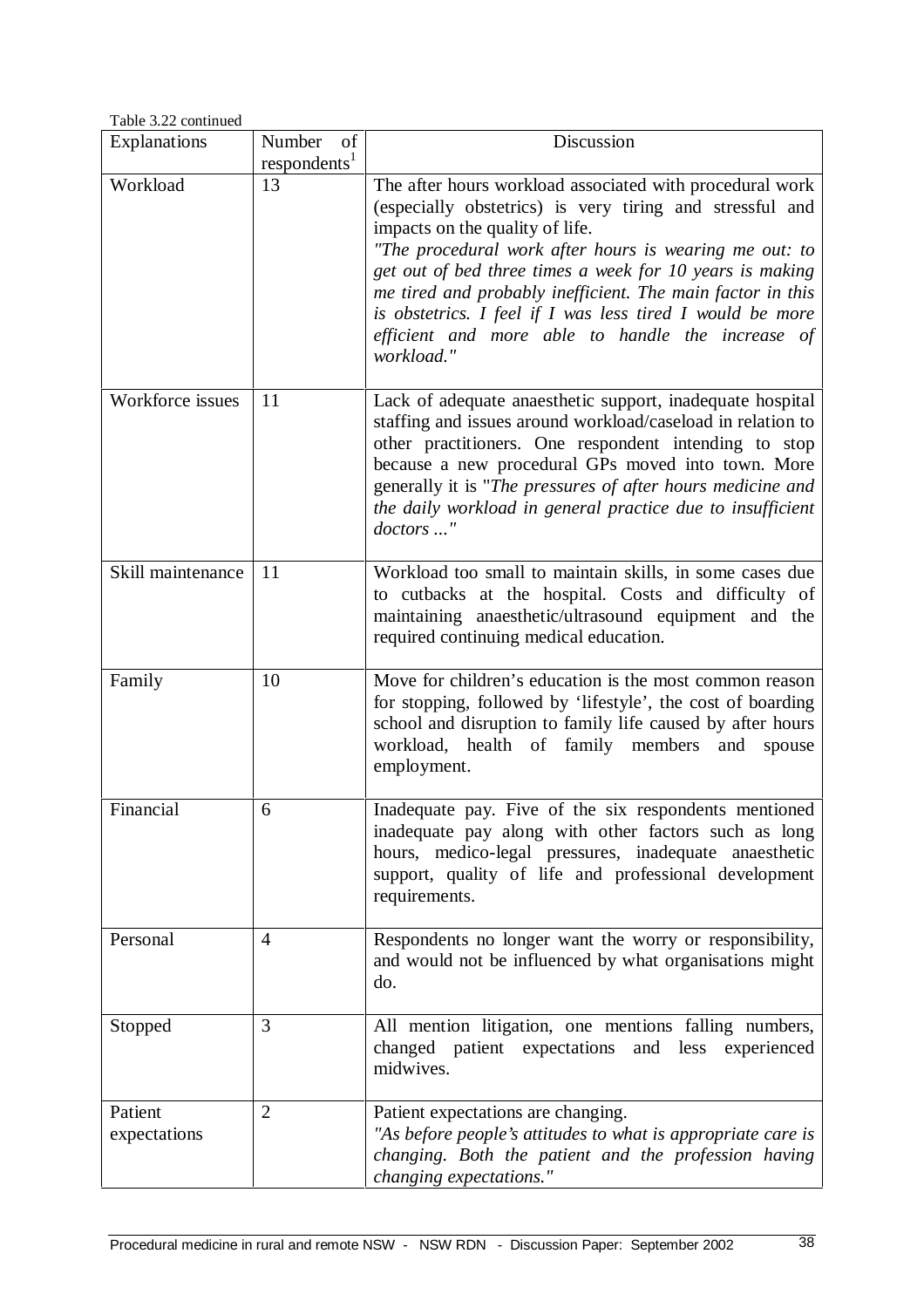Table 3.22 continued

| Explanations | Number of respondents[1] | Discussion |
|---|---|---|
| Workload | 13 | The after hours workload associated with procedural work (especially obstetrics) is very tiring and stressful and impacts on the quality of life. *"The procedural work after hours is wearing me out: to get out of bed three times a week for 10 years is making me tired and probably inefficient. The main factor in this is obstetrics. I feel if I was less tired I would be more efficient and more able to handle the increase of workload."* |
| Workforce issues | 11 | Lack of adequate anaesthetic support, inadequate hospital staffing and issues around workload/caseload in relation to other practitioners. One respondent intending to stop because a new procedural GPs moved into town. More generally it is "*The pressures of after hours medicine and the daily workload in general practice due to insufficient doctors ...*" |
| Skill maintenance | 11 | Workload too small to maintain skills, in some cases due to cutbacks at the hospital. Costs and difficulty of maintaining anaesthetic/ultrasound equipment and the required continuing medical education. |
| Family | 10 | Move for children's education is the most common reason for stopping, followed by 'lifestyle', the cost of boarding school and disruption to family life caused by after hours workload, health of family members and spouse employment. |
| Financial | 6 | Inadequate pay. Five of the six respondents mentioned inadequate pay along with other factors such as long hours, medico-legal pressures, inadequate anaesthetic support, quality of life and professional development requirements. |
| Personal | 4 | Respondents no longer want the worry or responsibility, and would not be influenced by what organisations might do. |
| Stopped | 3 | All mention litigation, one mentions falling numbers, changed patient expectations and less experienced midwives. |
| Patient expectations | 2 | Patient expectations are changing. *"As before people's attitudes to what is appropriate care is changing. Both the patient and the profession having changing expectations."* |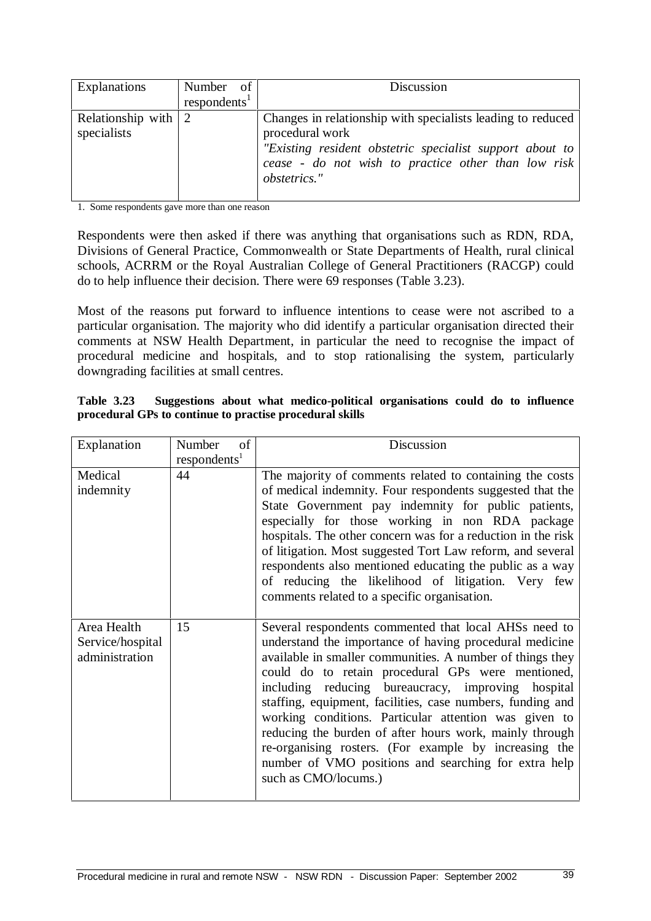| Explanations | Number of respondents[1] | Discussion |
|---|---|---|
| Relationship with specialists | 2 | Changes in relationship with specialists leading to reduced procedural work *"Existing resident obstetric specialist support about to cease - do not wish to practice other than low risk obstetrics."* |

1. Some respondents gave more than one reason

Respondents were then asked if there was anything that organisations such as RDN, RDA, Divisions of General Practice, Commonwealth or State Departments of Health, rural clinical schools, ACRRM or the Royal Australian College of General Practitioners (RACGP) could do to help influence their decision. There were 69 responses (Table 3.23).

Most of the reasons put forward to influence intentions to cease were not ascribed to a particular organisation. The majority who did identify a particular organisation directed their comments at NSW Health Department, in particular the need to recognise the impact of procedural medicine and hospitals, and to stop rationalising the system, particularly downgrading facilities at small centres.

**Table 3.23 Suggestions about what medico-political organisations could do to influence procedural GPs to continue to practise procedural skills**

| Explanation | Number of respondents[1] | Discussion |
|---|---|---|
| Medical indemnity | 44 | The majority of comments related to containing the costs of medical indemnity. Four respondents suggested that the State Government pay indemnity for public patients, especially for those working in non RDA package hospitals. The other concern was for a reduction in the risk of litigation. Most suggested Tort Law reform, and several respondents also mentioned educating the public as a way of reducing the likelihood of litigation. Very few comments related to a specific organisation. |
| Area Health Service/hospital administration | 15 | Several respondents commented that local AHSs need to understand the importance of having procedural medicine available in smaller communities. A number of things they could do to retain procedural GPs were mentioned, including reducing bureaucracy, improving hospital staffing, equipment, facilities, case numbers, funding and working conditions. Particular attention was given to reducing the burden of after hours work, mainly through re-organising rosters. (For example by increasing the number of VMO positions and searching for extra help such as CMO/locums.) |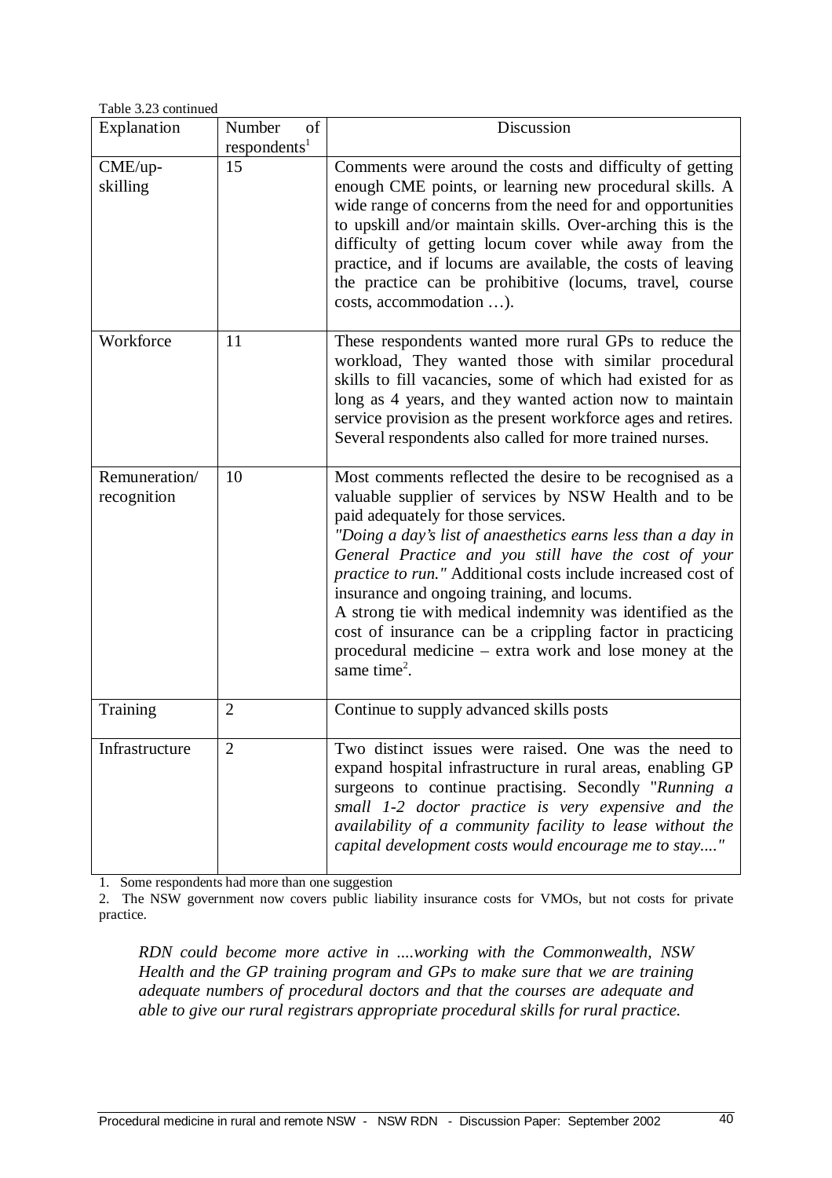Table 3.23 continued

| Explanation | Number of respondents[1] | Discussion |
|---|---|---|
| CME/up-skilling | 15 | Comments were around the costs and difficulty of getting enough CME points, or learning new procedural skills. A wide range of concerns from the need for and opportunities to upskill and/or maintain skills. Over-arching this is the difficulty of getting locum cover while away from the practice, and if locums are available, the costs of leaving the practice can be prohibitive (locums, travel, course costs, accommodation …). |
| Workforce | 11 | These respondents wanted more rural GPs to reduce the workload, They wanted those with similar procedural skills to fill vacancies, some of which had existed for as long as 4 years, and they wanted action now to maintain service provision as the present workforce ages and retires. Several respondents also called for more trained nurses. |
| Remuneration/ recognition | 10 | Most comments reflected the desire to be recognised as a valuable supplier of services by NSW Health and to be paid adequately for those services. *"Doing a day's list of anaesthetics earns less than a day in General Practice and you still have the cost of your practice to run."* Additional costs include increased cost of insurance and ongoing training, and locums. A strong tie with medical indemnity was identified as the cost of insurance can be a crippling factor in practicing procedural medicine – extra work and lose money at the same time[2]. |
| Training | 2 | Continue to supply advanced skills posts |
| Infrastructure | 2 | Two distinct issues were raised. One was the need to expand hospital infrastructure in rural areas, enabling GP surgeons to continue practising. Secondly "*Running a small 1-2 doctor practice is very expensive and the availability of a community facility to lease without the capital development costs would encourage me to stay...."* |

1. Some respondents had more than one suggestion
2. The NSW government now covers public liability insurance costs for VMOs, but not costs for private practice.

> *RDN could become more active in ....working with the Commonwealth, NSW Health and the GP training program and GPs to make sure that we are training adequate numbers of procedural doctors and that the courses are adequate and able to give our rural registrars appropriate procedural skills for rural practice.*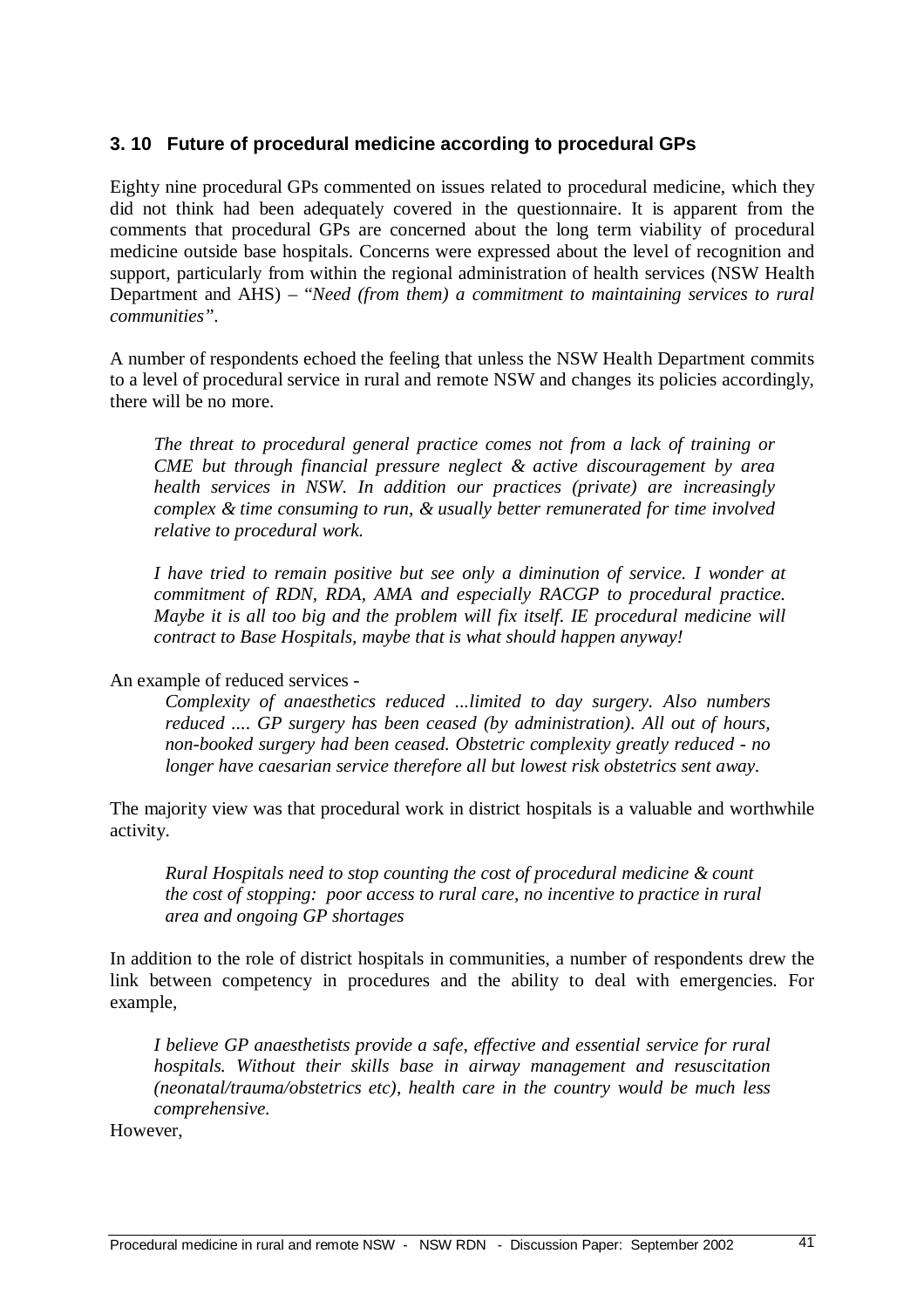## 3. 10 Future of procedural medicine according to procedural GPs

Eighty nine procedural GPs commented on issues related to procedural medicine, which they did not think had been adequately covered in the questionnaire. It is apparent from the comments that procedural GPs are concerned about the long term viability of procedural medicine outside base hospitals. Concerns were expressed about the level of recognition and support, particularly from within the regional administration of health services (NSW Health Department and AHS) – "*Need (from them) a commitment to maintaining services to rural communities*".

A number of respondents echoed the feeling that unless the NSW Health Department commits to a level of procedural service in rural and remote NSW and changes its policies accordingly, there will be no more.

> *The threat to procedural general practice comes not from a lack of training or CME but through financial pressure neglect & active discouragement by area health services in NSW. In addition our practices (private) are increasingly complex & time consuming to run, & usually better remunerated for time involved relative to procedural work.*
>
> *I have tried to remain positive but see only a diminution of service. I wonder at commitment of RDN, RDA, AMA and especially RACGP to procedural practice. Maybe it is all too big and the problem will fix itself. IE procedural medicine will contract to Base Hospitals, maybe that is what should happen anyway!*

An example of reduced services -

> *Complexity of anaesthetics reduced ...limited to day surgery. Also numbers reduced .... GP surgery has been ceased (by administration). All out of hours, non-booked surgery had been ceased. Obstetric complexity greatly reduced - no longer have caesarian service therefore all but lowest risk obstetrics sent away.*

The majority view was that procedural work in district hospitals is a valuable and worthwhile activity.

> *Rural Hospitals need to stop counting the cost of procedural medicine & count the cost of stopping: poor access to rural care, no incentive to practice in rural area and ongoing GP shortages*

In addition to the role of district hospitals in communities, a number of respondents drew the link between competency in procedures and the ability to deal with emergencies. For example,

> *I believe GP anaesthetists provide a safe, effective and essential service for rural hospitals. Without their skills base in airway management and resuscitation (neonatal/trauma/obstetrics etc), health care in the country would be much less comprehensive.*

However,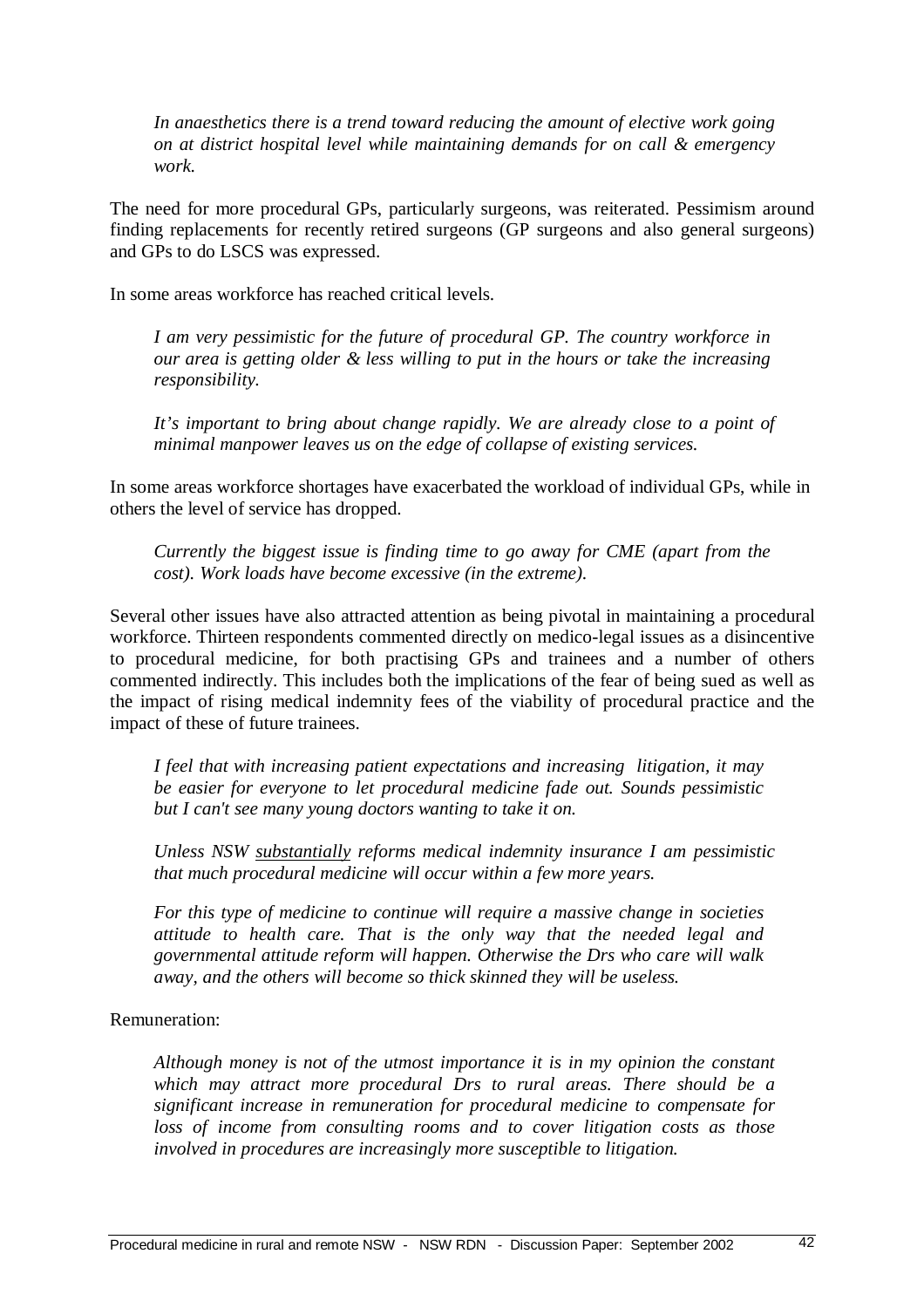*In anaesthetics there is a trend toward reducing the amount of elective work going on at district hospital level while maintaining demands for on call & emergency work.*

The need for more procedural GPs, particularly surgeons, was reiterated. Pessimism around finding replacements for recently retired surgeons (GP surgeons and also general surgeons) and GPs to do LSCS was expressed.

In some areas workforce has reached critical levels.

*I am very pessimistic for the future of procedural GP. The country workforce in our area is getting older & less willing to put in the hours or take the increasing responsibility.*

*It's important to bring about change rapidly. We are already close to a point of minimal manpower leaves us on the edge of collapse of existing services.*

In some areas workforce shortages have exacerbated the workload of individual GPs, while in others the level of service has dropped.

*Currently the biggest issue is finding time to go away for CME (apart from the cost). Work loads have become excessive (in the extreme).*

Several other issues have also attracted attention as being pivotal in maintaining a procedural workforce. Thirteen respondents commented directly on medico-legal issues as a disincentive to procedural medicine, for both practising GPs and trainees and a number of others commented indirectly. This includes both the implications of the fear of being sued as well as the impact of rising medical indemnity fees of the viability of procedural practice and the impact of these of future trainees.

*I feel that with increasing patient expectations and increasing litigation, it may be easier for everyone to let procedural medicine fade out. Sounds pessimistic but I can't see many young doctors wanting to take it on.*

*Unless NSW <u>substantially</u> reforms medical indemnity insurance I am pessimistic that much procedural medicine will occur within a few more years.*

*For this type of medicine to continue will require a massive change in societies attitude to health care. That is the only way that the needed legal and governmental attitude reform will happen. Otherwise the Drs who care will walk away, and the others will become so thick skinned they will be useless.*

Remuneration:

*Although money is not of the utmost importance it is in my opinion the constant which may attract more procedural Drs to rural areas. There should be a significant increase in remuneration for procedural medicine to compensate for loss of income from consulting rooms and to cover litigation costs as those involved in procedures are increasingly more susceptible to litigation.*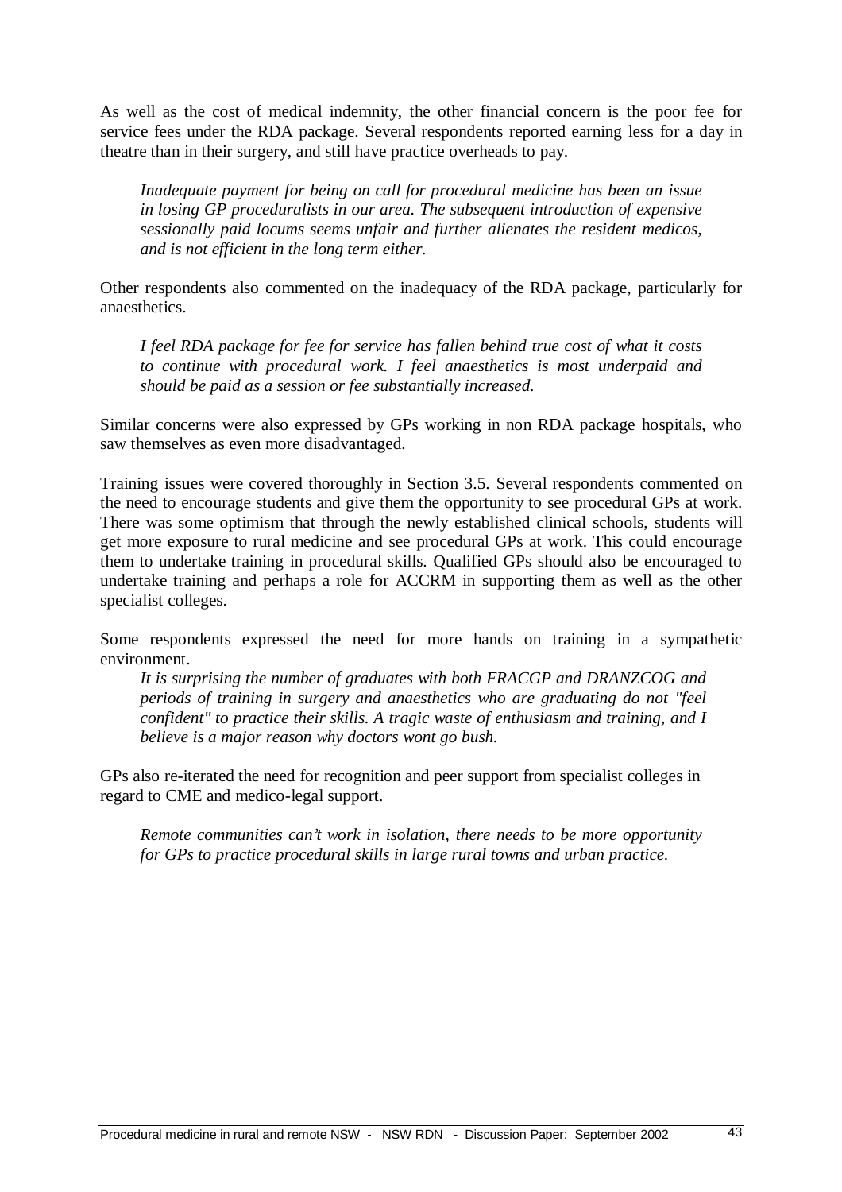As well as the cost of medical indemnity, the other financial concern is the poor fee for service fees under the RDA package. Several respondents reported earning less for a day in theatre than in their surgery, and still have practice overheads to pay.

> *Inadequate payment for being on call for procedural medicine has been an issue in losing GP proceduralists in our area. The subsequent introduction of expensive sessionally paid locums seems unfair and further alienates the resident medicos, and is not efficient in the long term either.*

Other respondents also commented on the inadequacy of the RDA package, particularly for anaesthetics.

> *I feel RDA package for fee for service has fallen behind true cost of what it costs to continue with procedural work. I feel anaesthetics is most underpaid and should be paid as a session or fee substantially increased.*

Similar concerns were also expressed by GPs working in non RDA package hospitals, who saw themselves as even more disadvantaged.

Training issues were covered thoroughly in Section 3.5. Several respondents commented on the need to encourage students and give them the opportunity to see procedural GPs at work. There was some optimism that through the newly established clinical schools, students will get more exposure to rural medicine and see procedural GPs at work. This could encourage them to undertake training in procedural skills. Qualified GPs should also be encouraged to undertake training and perhaps a role for ACCRM in supporting them as well as the other specialist colleges.

Some respondents expressed the need for more hands on training in a sympathetic environment.

> *It is surprising the number of graduates with both FRACGP and DRANZCOG and periods of training in surgery and anaesthetics who are graduating do not "feel confident" to practice their skills. A tragic waste of enthusiasm and training, and I believe is a major reason why doctors wont go bush.*

GPs also re-iterated the need for recognition and peer support from specialist colleges in regard to CME and medico-legal support.

> *Remote communities can't work in isolation, there needs to be more opportunity for GPs to practice procedural skills in large rural towns and urban practice.*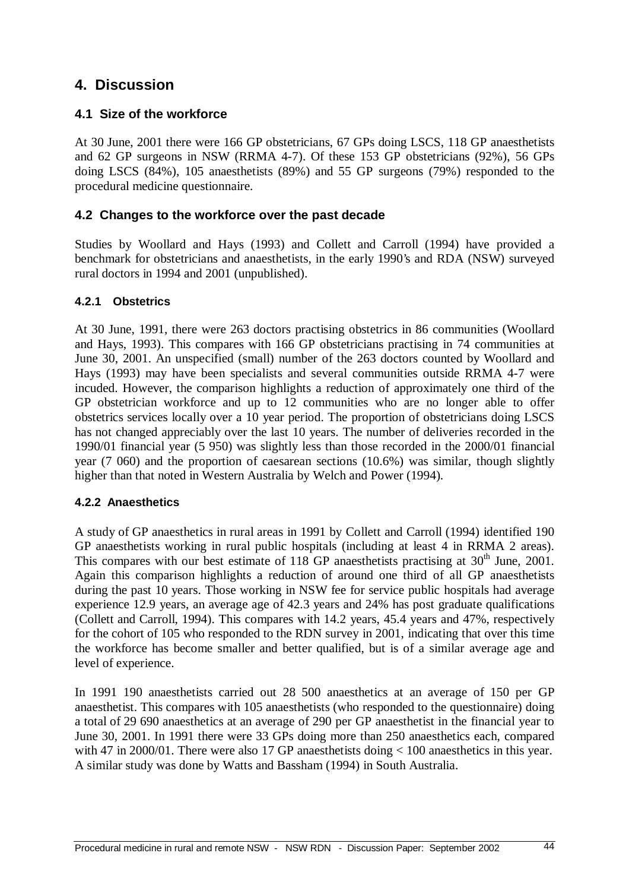## 4. Discussion

### 4.1 Size of the workforce

At 30 June, 2001 there were 166 GP obstetricians, 67 GPs doing LSCS, 118 GP anaesthetists and 62 GP surgeons in NSW (RRMA 4-7). Of these 153 GP obstetricians (92%), 56 GPs doing LSCS (84%), 105 anaesthetists (89%) and 55 GP surgeons (79%) responded to the procedural medicine questionnaire.

### 4.2 Changes to the workforce over the past decade

Studies by Woollard and Hays (1993) and Collett and Carroll (1994) have provided a benchmark for obstetricians and anaesthetists, in the early 1990's and RDA (NSW) surveyed rural doctors in 1994 and 2001 (unpublished).

#### 4.2.1 Obstetrics

At 30 June, 1991, there were 263 doctors practising obstetrics in 86 communities (Woollard and Hays, 1993). This compares with 166 GP obstetricians practising in 74 communities at June 30, 2001. An unspecified (small) number of the 263 doctors counted by Woollard and Hays (1993) may have been specialists and several communities outside RRMA 4-7 were incuded. However, the comparison highlights a reduction of approximately one third of the GP obstetrician workforce and up to 12 communities who are no longer able to offer obstetrics services locally over a 10 year period. The proportion of obstetricians doing LSCS has not changed appreciably over the last 10 years. The number of deliveries recorded in the 1990/01 financial year (5 950) was slightly less than those recorded in the 2000/01 financial year (7 060) and the proportion of caesarean sections (10.6%) was similar, though slightly higher than that noted in Western Australia by Welch and Power (1994).

#### 4.2.2 Anaesthetics

A study of GP anaesthetics in rural areas in 1991 by Collett and Carroll (1994) identified 190 GP anaesthetists working in rural public hospitals (including at least 4 in RRMA 2 areas). This compares with our best estimate of 118 GP anaesthetists practising at 30th June, 2001. Again this comparison highlights a reduction of around one third of all GP anaesthetists during the past 10 years. Those working in NSW fee for service public hospitals had average experience 12.9 years, an average age of 42.3 years and 24% has post graduate qualifications (Collett and Carroll, 1994). This compares with 14.2 years, 45.4 years and 47%, respectively for the cohort of 105 who responded to the RDN survey in 2001, indicating that over this time the workforce has become smaller and better qualified, but is of a similar average age and level of experience.

In 1991 190 anaesthetists carried out 28 500 anaesthetics at an average of 150 per GP anaesthetist. This compares with 105 anaesthetists (who responded to the questionnaire) doing a total of 29 690 anaesthetics at an average of 290 per GP anaesthetist in the financial year to June 30, 2001. In 1991 there were 33 GPs doing more than 250 anaesthetics each, compared with 47 in 2000/01. There were also 17 GP anaesthetists doing < 100 anaesthetics in this year. A similar study was done by Watts and Bassham (1994) in South Australia.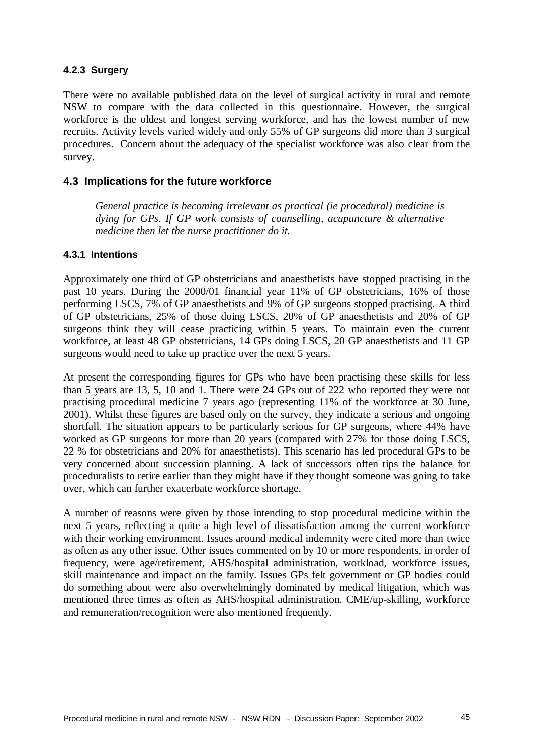#### 4.2.3 Surgery

There were no available published data on the level of surgical activity in rural and remote NSW to compare with the data collected in this questionnaire. However, the surgical workforce is the oldest and longest serving workforce, and has the lowest number of new recruits. Activity levels varied widely and only 55% of GP surgeons did more than 3 surgical procedures. Concern about the adequacy of the specialist workforce was also clear from the survey.

### 4.3 Implications for the future workforce

> *General practice is becoming irrelevant as practical (ie procedural) medicine is dying for GPs. If GP work consists of counselling, acupuncture & alternative medicine then let the nurse practitioner do it.*

#### 4.3.1 Intentions

Approximately one third of GP obstetricians and anaesthetists have stopped practising in the past 10 years. During the 2000/01 financial year 11% of GP obstetricians, 16% of those performing LSCS, 7% of GP anaesthetists and 9% of GP surgeons stopped practising. A third of GP obstetricians, 25% of those doing LSCS, 20% of GP anaesthetists and 20% of GP surgeons think they will cease practicing within 5 years. To maintain even the current workforce, at least 48 GP obstetricians, 14 GPs doing LSCS, 20 GP anaesthetists and 11 GP surgeons would need to take up practice over the next 5 years.

At present the corresponding figures for GPs who have been practising these skills for less than 5 years are 13, 5, 10 and 1. There were 24 GPs out of 222 who reported they were not practising procedural medicine 7 years ago (representing 11% of the workforce at 30 June, 2001). Whilst these figures are based only on the survey, they indicate a serious and ongoing shortfall. The situation appears to be particularly serious for GP surgeons, where 44% have worked as GP surgeons for more than 20 years (compared with 27% for those doing LSCS, 22 % for obstetricians and 20% for anaesthetists). This scenario has led procedural GPs to be very concerned about succession planning. A lack of successors often tips the balance for proceduralists to retire earlier than they might have if they thought someone was going to take over, which can further exacerbate workforce shortage.

A number of reasons were given by those intending to stop procedural medicine within the next 5 years, reflecting a quite a high level of dissatisfaction among the current workforce with their working environment. Issues around medical indemnity were cited more than twice as often as any other issue. Other issues commented on by 10 or more respondents, in order of frequency, were age/retirement, AHS/hospital administration, workload, workforce issues, skill maintenance and impact on the family. Issues GPs felt government or GP bodies could do something about were also overwhelmingly dominated by medical litigation, which was mentioned three times as often as AHS/hospital administration. CME/up-skilling, workforce and remuneration/recognition were also mentioned frequently.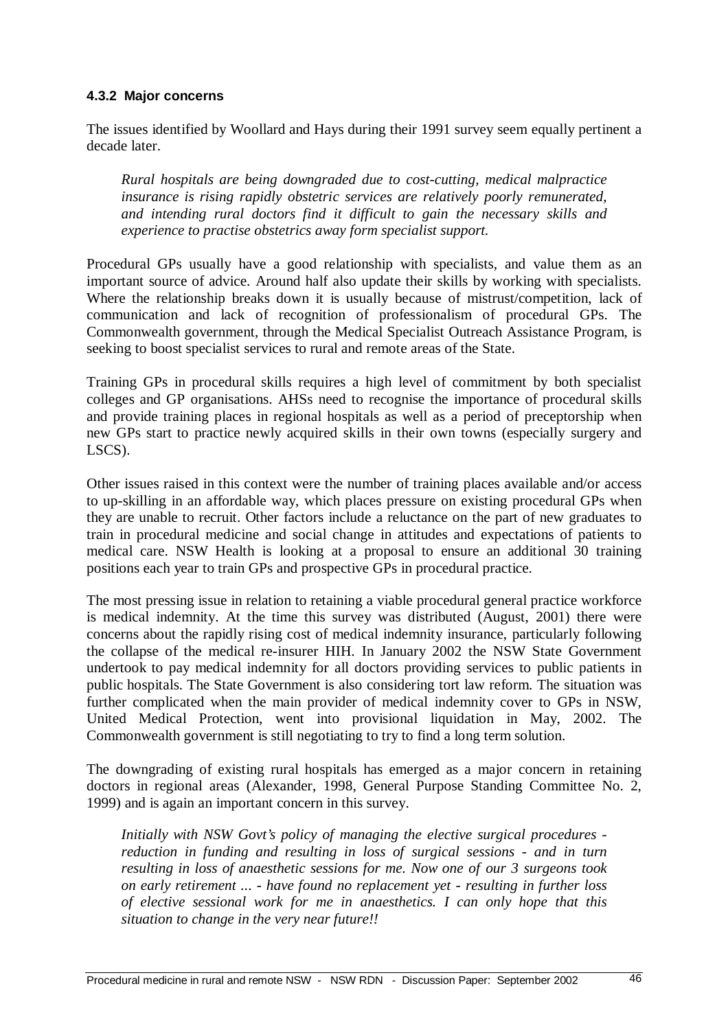### 4.3.2 Major concerns

The issues identified by Woollard and Hays during their 1991 survey seem equally pertinent a decade later.

> *Rural hospitals are being downgraded due to cost-cutting, medical malpractice insurance is rising rapidly obstetric services are relatively poorly remunerated, and intending rural doctors find it difficult to gain the necessary skills and experience to practise obstetrics away form specialist support.*

Procedural GPs usually have a good relationship with specialists, and value them as an important source of advice. Around half also update their skills by working with specialists. Where the relationship breaks down it is usually because of mistrust/competition, lack of communication and lack of recognition of professionalism of procedural GPs. The Commonwealth government, through the Medical Specialist Outreach Assistance Program, is seeking to boost specialist services to rural and remote areas of the State.

Training GPs in procedural skills requires a high level of commitment by both specialist colleges and GP organisations. AHSs need to recognise the importance of procedural skills and provide training places in regional hospitals as well as a period of preceptorship when new GPs start to practice newly acquired skills in their own towns (especially surgery and LSCS).

Other issues raised in this context were the number of training places available and/or access to up-skilling in an affordable way, which places pressure on existing procedural GPs when they are unable to recruit. Other factors include a reluctance on the part of new graduates to train in procedural medicine and social change in attitudes and expectations of patients to medical care. NSW Health is looking at a proposal to ensure an additional 30 training positions each year to train GPs and prospective GPs in procedural practice.

The most pressing issue in relation to retaining a viable procedural general practice workforce is medical indemnity. At the time this survey was distributed (August, 2001) there were concerns about the rapidly rising cost of medical indemnity insurance, particularly following the collapse of the medical re-insurer HIH. In January 2002 the NSW State Government undertook to pay medical indemnity for all doctors providing services to public patients in public hospitals. The State Government is also considering tort law reform. The situation was further complicated when the main provider of medical indemnity cover to GPs in NSW, United Medical Protection, went into provisional liquidation in May, 2002. The Commonwealth government is still negotiating to try to find a long term solution.

The downgrading of existing rural hospitals has emerged as a major concern in retaining doctors in regional areas (Alexander, 1998, General Purpose Standing Committee No. 2, 1999) and is again an important concern in this survey.

> *Initially with NSW Govt's policy of managing the elective surgical procedures - reduction in funding and resulting in loss of surgical sessions - and in turn resulting in loss of anaesthetic sessions for me. Now one of our 3 surgeons took on early retirement ... - have found no replacement yet - resulting in further loss of elective sessional work for me in anaesthetics. I can only hope that this situation to change in the very near future!!*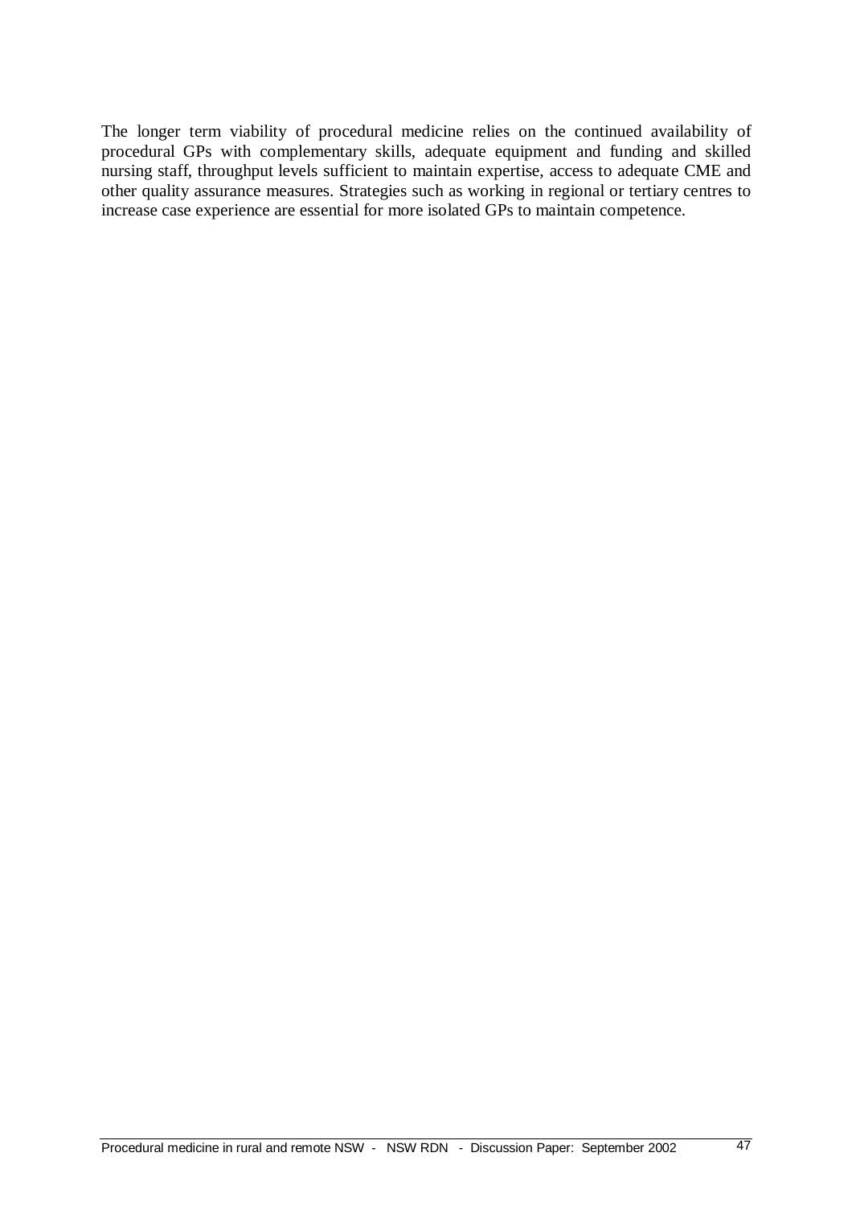The longer term viability of procedural medicine relies on the continued availability of procedural GPs with complementary skills, adequate equipment and funding and skilled nursing staff, throughput levels sufficient to maintain expertise, access to adequate CME and other quality assurance measures. Strategies such as working in regional or tertiary centres to increase case experience are essential for more isolated GPs to maintain competence.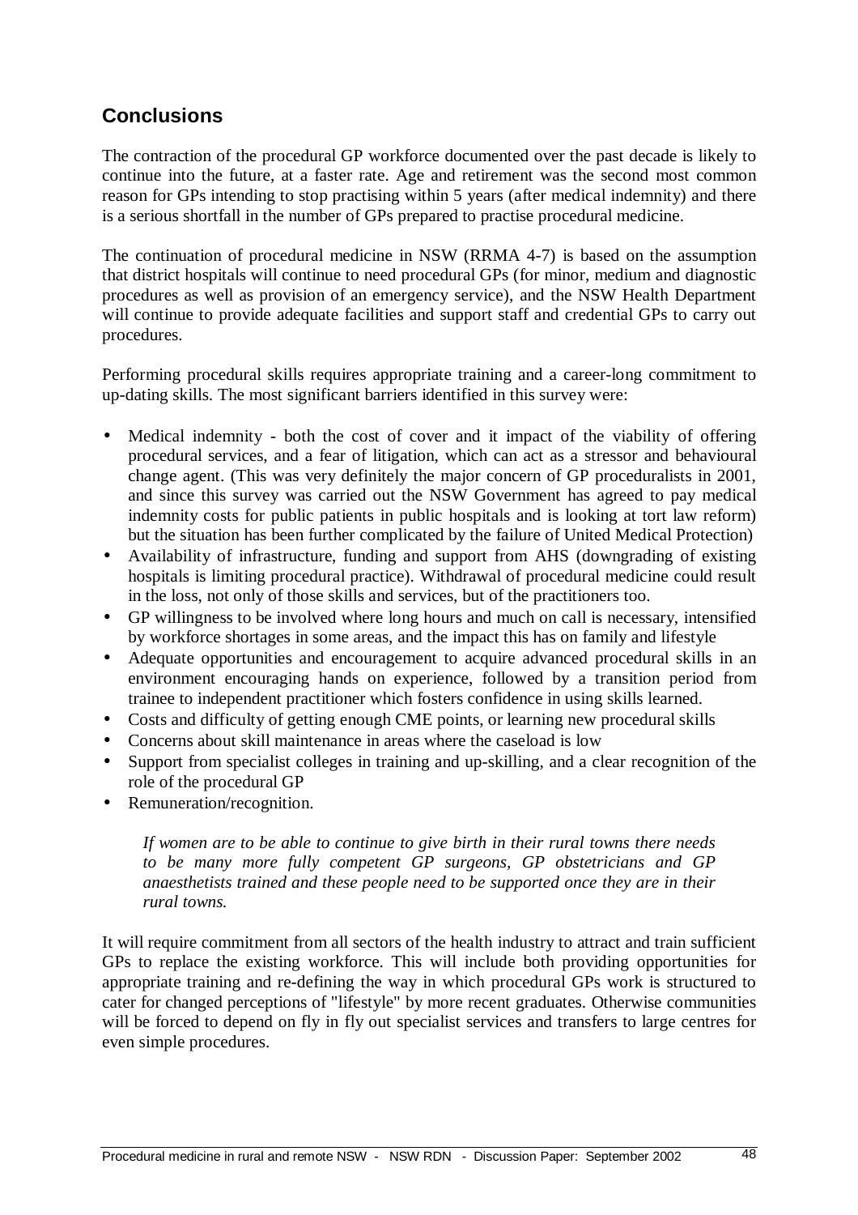## Conclusions

The contraction of the procedural GP workforce documented over the past decade is likely to continue into the future, at a faster rate. Age and retirement was the second most common reason for GPs intending to stop practising within 5 years (after medical indemnity) and there is a serious shortfall in the number of GPs prepared to practise procedural medicine.

The continuation of procedural medicine in NSW (RRMA 4-7) is based on the assumption that district hospitals will continue to need procedural GPs (for minor, medium and diagnostic procedures as well as provision of an emergency service), and the NSW Health Department will continue to provide adequate facilities and support staff and credential GPs to carry out procedures.

Performing procedural skills requires appropriate training and a career-long commitment to up-dating skills. The most significant barriers identified in this survey were:

- Medical indemnity - both the cost of cover and it impact of the viability of offering procedural services, and a fear of litigation, which can act as a stressor and behavioural change agent. (This was very definitely the major concern of GP proceduralists in 2001, and since this survey was carried out the NSW Government has agreed to pay medical indemnity costs for public patients in public hospitals and is looking at tort law reform) but the situation has been further complicated by the failure of United Medical Protection)
- Availability of infrastructure, funding and support from AHS (downgrading of existing hospitals is limiting procedural practice). Withdrawal of procedural medicine could result in the loss, not only of those skills and services, but of the practitioners too.
- GP willingness to be involved where long hours and much on call is necessary, intensified by workforce shortages in some areas, and the impact this has on family and lifestyle
- Adequate opportunities and encouragement to acquire advanced procedural skills in an environment encouraging hands on experience, followed by a transition period from trainee to independent practitioner which fosters confidence in using skills learned.
- Costs and difficulty of getting enough CME points, or learning new procedural skills
- Concerns about skill maintenance in areas where the caseload is low
- Support from specialist colleges in training and up-skilling, and a clear recognition of the role of the procedural GP
- Remuneration/recognition.

> *If women are to be able to continue to give birth in their rural towns there needs to be many more fully competent GP surgeons, GP obstetricians and GP anaesthetists trained and these people need to be supported once they are in their rural towns.*

It will require commitment from all sectors of the health industry to attract and train sufficient GPs to replace the existing workforce. This will include both providing opportunities for appropriate training and re-defining the way in which procedural GPs work is structured to cater for changed perceptions of "lifestyle" by more recent graduates. Otherwise communities will be forced to depend on fly in fly out specialist services and transfers to large centres for even simple procedures.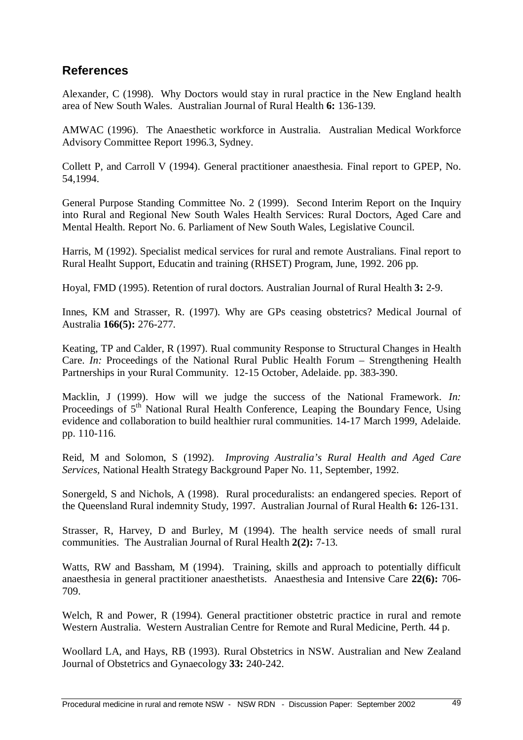## References

Alexander, C (1998). Why Doctors would stay in rural practice in the New England health area of New South Wales. Australian Journal of Rural Health **6:** 136-139.

AMWAC (1996). The Anaesthetic workforce in Australia. Australian Medical Workforce Advisory Committee Report 1996.3, Sydney.

Collett P, and Carroll V (1994). General practitioner anaesthesia. Final report to GPEP, No. 54,1994.

General Purpose Standing Committee No. 2 (1999). Second Interim Report on the Inquiry into Rural and Regional New South Wales Health Services: Rural Doctors, Aged Care and Mental Health. Report No. 6. Parliament of New South Wales, Legislative Council.

Harris, M (1992). Specialist medical services for rural and remote Australians. Final report to Rural Healht Support, Educatin and training (RHSET) Program, June, 1992. 206 pp.

Hoyal, FMD (1995). Retention of rural doctors. Australian Journal of Rural Health **3:** 2-9.

Innes, KM and Strasser, R. (1997). Why are GPs ceasing obstetrics? Medical Journal of Australia **166(5):** 276-277.

Keating, TP and Calder, R (1997). Rual community Response to Structural Changes in Health Care. *In:* Proceedings of the National Rural Public Health Forum – Strengthening Health Partnerships in your Rural Community. 12-15 October, Adelaide. pp. 383-390.

Macklin, J (1999). How will we judge the success of the National Framework. *In:* Proceedings of 5th National Rural Health Conference, Leaping the Boundary Fence, Using evidence and collaboration to build healthier rural communities. 14-17 March 1999, Adelaide. pp. 110-116.

Reid, M and Solomon, S (1992). *Improving Australia's Rural Health and Aged Care Services*, National Health Strategy Background Paper No. 11, September, 1992.

Sonergeld, S and Nichols, A (1998). Rural proceduralists: an endangered species. Report of the Queensland Rural indemnity Study, 1997. Australian Journal of Rural Health **6:** 126-131.

Strasser, R, Harvey, D and Burley, M (1994). The health service needs of small rural communities. The Australian Journal of Rural Health **2(2):** 7-13.

Watts, RW and Bassham, M (1994). Training, skills and approach to potentially difficult anaesthesia in general practitioner anaesthetists. Anaesthesia and Intensive Care **22(6):** 706-709.

Welch, R and Power, R (1994). General practitioner obstetric practice in rural and remote Western Australia. Western Australian Centre for Remote and Rural Medicine, Perth. 44 p.

Woollard LA, and Hays, RB (1993). Rural Obstetrics in NSW. Australian and New Zealand Journal of Obstetrics and Gynaecology **33:** 240-242.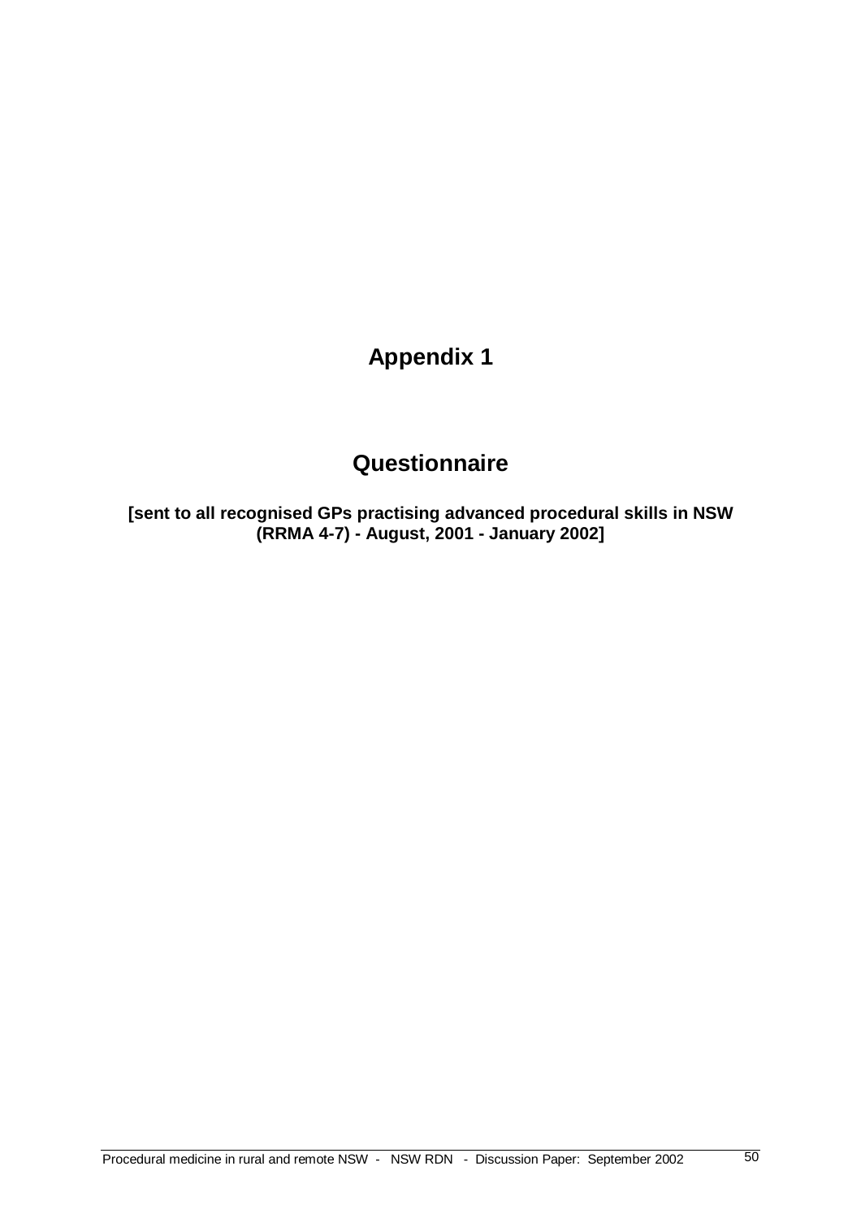# Appendix 1

# Questionnaire

**[sent to all recognised GPs practising advanced procedural skills in NSW (RRMA 4-7) - August, 2001 - January 2002]**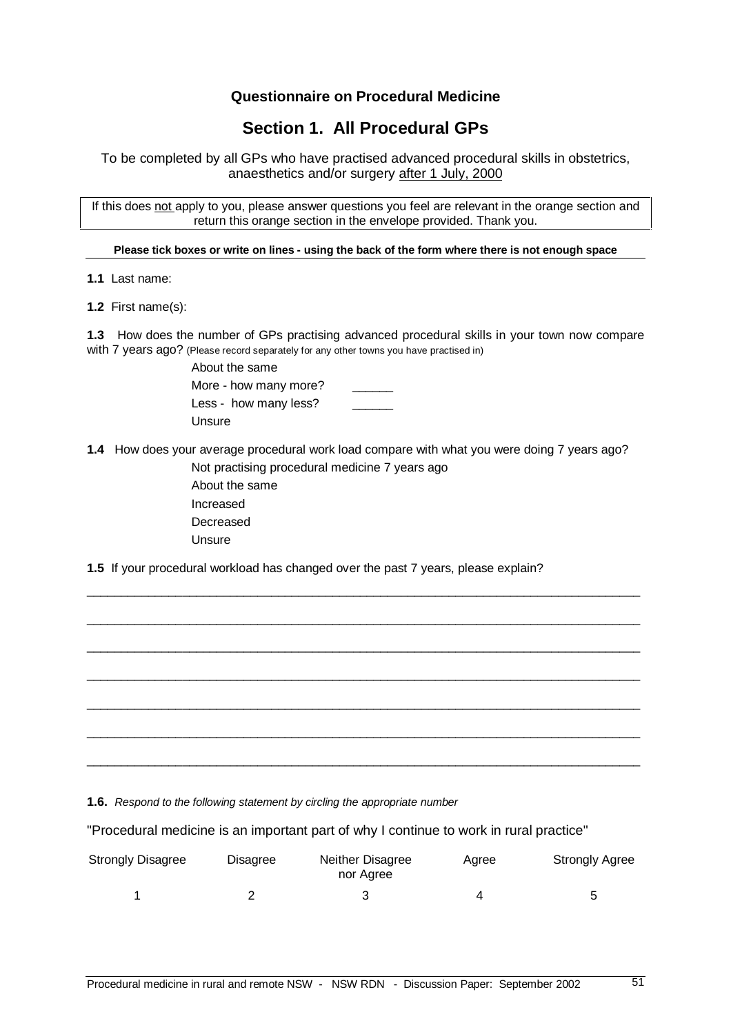**Questionnaire on Procedural Medicine**

# Section 1. All Procedural GPs

To be completed by all GPs who have practised advanced procedural skills in obstetrics, anaesthetics and/or surgery after 1 July, 2000

If this does not apply to you, please answer questions you feel are relevant in the orange section and return this orange section in the envelope provided. Thank you.

**Please tick boxes or write on lines - using the back of the form where there is not enough space**

**1.1** Last name:

**1.2** First name(s):

**1.3** How does the number of GPs practising advanced procedural skills in your town now compare with 7 years ago? (Please record separately for any other towns you have practised in)

- About the same
- More - how many more? ______
- Less - how many less? ______
- Unsure

**1.4** How does your average procedural work load compare with what you were doing 7 years ago?

- Not practising procedural medicine 7 years ago
- About the same
- Increased
- Decreased
- Unsure

**1.5** If your procedural workload has changed over the past 7 years, please explain?

_______________________________________________________________________________

_______________________________________________________________________________

_______________________________________________________________________________

_______________________________________________________________________________

_______________________________________________________________________________

_______________________________________________________________________________

_______________________________________________________________________________

**1.6.** *Respond to the following statement by circling the appropriate number*

"Procedural medicine is an important part of why I continue to work in rural practice"

| Strongly Disagree | Disagree | Neither Disagree nor Agree | Agree | Strongly Agree |
|---|---|---|---|---|
| 1 | 2 | 3 | 4 | 5 |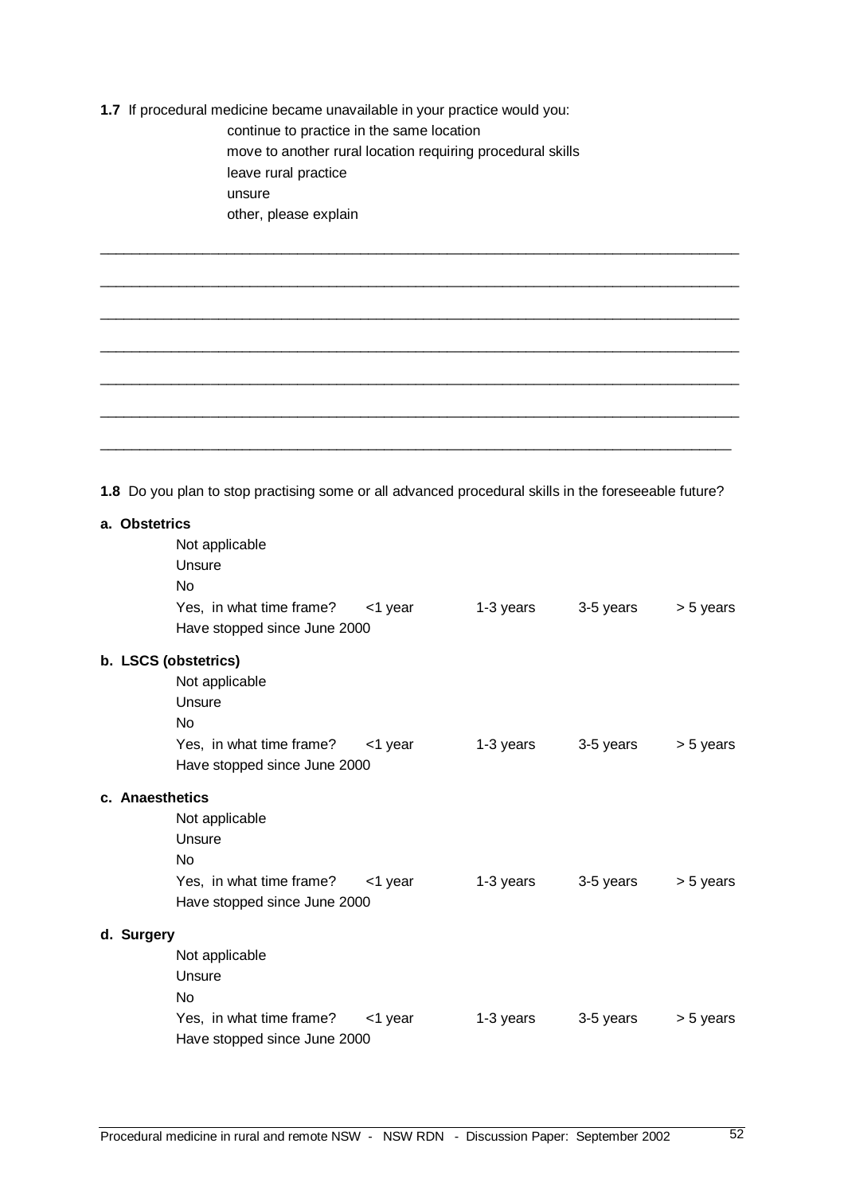**1.7** If procedural medicine became unavailable in your practice would you:

- continue to practice in the same location
- move to another rural location requiring procedural skills
- leave rural practice
- unsure
- other, please explain

\_\_\_\_\_\_\_\_\_\_\_\_\_\_\_\_\_\_\_\_\_\_\_\_\_\_\_\_\_\_\_\_\_\_\_\_\_\_\_\_\_\_\_\_\_\_\_\_\_\_\_\_\_\_\_\_\_\_\_\_\_\_\_\_\_\_\_\_\_\_\_\_\_\_\_\_

\_\_\_\_\_\_\_\_\_\_\_\_\_\_\_\_\_\_\_\_\_\_\_\_\_\_\_\_\_\_\_\_\_\_\_\_\_\_\_\_\_\_\_\_\_\_\_\_\_\_\_\_\_\_\_\_\_\_\_\_\_\_\_\_\_\_\_\_\_\_\_\_\_\_\_\_

\_\_\_\_\_\_\_\_\_\_\_\_\_\_\_\_\_\_\_\_\_\_\_\_\_\_\_\_\_\_\_\_\_\_\_\_\_\_\_\_\_\_\_\_\_\_\_\_\_\_\_\_\_\_\_\_\_\_\_\_\_\_\_\_\_\_\_\_\_\_\_\_\_\_\_\_

\_\_\_\_\_\_\_\_\_\_\_\_\_\_\_\_\_\_\_\_\_\_\_\_\_\_\_\_\_\_\_\_\_\_\_\_\_\_\_\_\_\_\_\_\_\_\_\_\_\_\_\_\_\_\_\_\_\_\_\_\_\_\_\_\_\_\_\_\_\_\_\_\_\_\_\_

\_\_\_\_\_\_\_\_\_\_\_\_\_\_\_\_\_\_\_\_\_\_\_\_\_\_\_\_\_\_\_\_\_\_\_\_\_\_\_\_\_\_\_\_\_\_\_\_\_\_\_\_\_\_\_\_\_\_\_\_\_\_\_\_\_\_\_\_\_\_\_\_\_\_\_\_

\_\_\_\_\_\_\_\_\_\_\_\_\_\_\_\_\_\_\_\_\_\_\_\_\_\_\_\_\_\_\_\_\_\_\_\_\_\_\_\_\_\_\_\_\_\_\_\_\_\_\_\_\_\_\_\_\_\_\_\_\_\_\_\_\_\_\_\_\_\_\_\_\_\_\_\_

\_\_\_\_\_\_\_\_\_\_\_\_\_\_\_\_\_\_\_\_\_\_\_\_\_\_\_\_\_\_\_\_\_\_\_\_\_\_\_\_\_\_\_\_\_\_\_\_\_\_\_\_\_\_\_\_\_\_\_\_\_\_\_\_\_\_\_\_\_\_\_\_\_\_\_\_

**1.8** Do you plan to stop practising some or all advanced procedural skills in the foreseeable future?

**a. Obstetrics**

- Not applicable
- Unsure
- No
- Yes, in what time frame? &nbsp;&nbsp; <1 year &nbsp;&nbsp; 1-3 years &nbsp;&nbsp; 3-5 years &nbsp;&nbsp; > 5 years
- Have stopped since June 2000

**b. LSCS (obstetrics)**

- Not applicable
- Unsure
- No
- Yes, in what time frame? &nbsp;&nbsp; <1 year &nbsp;&nbsp; 1-3 years &nbsp;&nbsp; 3-5 years &nbsp;&nbsp; > 5 years
- Have stopped since June 2000

**c. Anaesthetics**

- Not applicable
- Unsure
- No
- Yes, in what time frame? &nbsp;&nbsp; <1 year &nbsp;&nbsp; 1-3 years &nbsp;&nbsp; 3-5 years &nbsp;&nbsp; > 5 years
- Have stopped since June 2000

**d. Surgery**

- Not applicable
- Unsure
- No
- Yes, in what time frame? &nbsp;&nbsp; <1 year &nbsp;&nbsp; 1-3 years &nbsp;&nbsp; 3-5 years &nbsp;&nbsp; > 5 years
- Have stopped since June 2000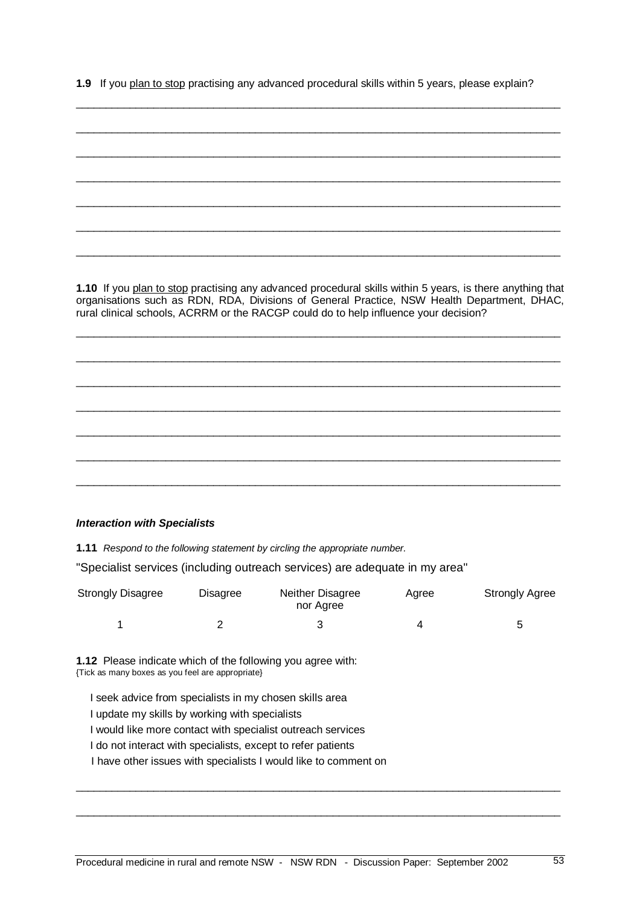**1.9** If you <u>plan to stop</u> practising any advanced procedural skills within 5 years, please explain?

\_\_\_\_\_\_\_\_\_\_\_\_\_\_\_\_\_\_\_\_\_\_\_\_\_\_\_\_\_\_\_\_\_\_\_\_\_\_\_\_\_\_\_\_\_\_\_\_\_\_\_\_\_\_\_\_\_\_\_\_\_\_\_\_\_\_\_\_\_\_\_\_\_\_\_\_\_\_

\_\_\_\_\_\_\_\_\_\_\_\_\_\_\_\_\_\_\_\_\_\_\_\_\_\_\_\_\_\_\_\_\_\_\_\_\_\_\_\_\_\_\_\_\_\_\_\_\_\_\_\_\_\_\_\_\_\_\_\_\_\_\_\_\_\_\_\_\_\_\_\_\_\_\_\_\_\_

\_\_\_\_\_\_\_\_\_\_\_\_\_\_\_\_\_\_\_\_\_\_\_\_\_\_\_\_\_\_\_\_\_\_\_\_\_\_\_\_\_\_\_\_\_\_\_\_\_\_\_\_\_\_\_\_\_\_\_\_\_\_\_\_\_\_\_\_\_\_\_\_\_\_\_\_\_\_

\_\_\_\_\_\_\_\_\_\_\_\_\_\_\_\_\_\_\_\_\_\_\_\_\_\_\_\_\_\_\_\_\_\_\_\_\_\_\_\_\_\_\_\_\_\_\_\_\_\_\_\_\_\_\_\_\_\_\_\_\_\_\_\_\_\_\_\_\_\_\_\_\_\_\_\_\_\_

\_\_\_\_\_\_\_\_\_\_\_\_\_\_\_\_\_\_\_\_\_\_\_\_\_\_\_\_\_\_\_\_\_\_\_\_\_\_\_\_\_\_\_\_\_\_\_\_\_\_\_\_\_\_\_\_\_\_\_\_\_\_\_\_\_\_\_\_\_\_\_\_\_\_\_\_\_\_

\_\_\_\_\_\_\_\_\_\_\_\_\_\_\_\_\_\_\_\_\_\_\_\_\_\_\_\_\_\_\_\_\_\_\_\_\_\_\_\_\_\_\_\_\_\_\_\_\_\_\_\_\_\_\_\_\_\_\_\_\_\_\_\_\_\_\_\_\_\_\_\_\_\_\_\_\_\_

\_\_\_\_\_\_\_\_\_\_\_\_\_\_\_\_\_\_\_\_\_\_\_\_\_\_\_\_\_\_\_\_\_\_\_\_\_\_\_\_\_\_\_\_\_\_\_\_\_\_\_\_\_\_\_\_\_\_\_\_\_\_\_\_\_\_\_\_\_\_\_\_\_\_\_\_\_\_

**1.10** If you <u>plan to stop</u> practising any advanced procedural skills within 5 years, is there anything that organisations such as RDN, RDA, Divisions of General Practice, NSW Health Department, DHAC, rural clinical schools, ACRRM or the RACGP could do to help influence your decision?

\_\_\_\_\_\_\_\_\_\_\_\_\_\_\_\_\_\_\_\_\_\_\_\_\_\_\_\_\_\_\_\_\_\_\_\_\_\_\_\_\_\_\_\_\_\_\_\_\_\_\_\_\_\_\_\_\_\_\_\_\_\_\_\_\_\_\_\_\_\_\_\_\_\_\_\_\_\_

\_\_\_\_\_\_\_\_\_\_\_\_\_\_\_\_\_\_\_\_\_\_\_\_\_\_\_\_\_\_\_\_\_\_\_\_\_\_\_\_\_\_\_\_\_\_\_\_\_\_\_\_\_\_\_\_\_\_\_\_\_\_\_\_\_\_\_\_\_\_\_\_\_\_\_\_\_\_

\_\_\_\_\_\_\_\_\_\_\_\_\_\_\_\_\_\_\_\_\_\_\_\_\_\_\_\_\_\_\_\_\_\_\_\_\_\_\_\_\_\_\_\_\_\_\_\_\_\_\_\_\_\_\_\_\_\_\_\_\_\_\_\_\_\_\_\_\_\_\_\_\_\_\_\_\_\_

\_\_\_\_\_\_\_\_\_\_\_\_\_\_\_\_\_\_\_\_\_\_\_\_\_\_\_\_\_\_\_\_\_\_\_\_\_\_\_\_\_\_\_\_\_\_\_\_\_\_\_\_\_\_\_\_\_\_\_\_\_\_\_\_\_\_\_\_\_\_\_\_\_\_\_\_\_\_

\_\_\_\_\_\_\_\_\_\_\_\_\_\_\_\_\_\_\_\_\_\_\_\_\_\_\_\_\_\_\_\_\_\_\_\_\_\_\_\_\_\_\_\_\_\_\_\_\_\_\_\_\_\_\_\_\_\_\_\_\_\_\_\_\_\_\_\_\_\_\_\_\_\_\_\_\_\_

\_\_\_\_\_\_\_\_\_\_\_\_\_\_\_\_\_\_\_\_\_\_\_\_\_\_\_\_\_\_\_\_\_\_\_\_\_\_\_\_\_\_\_\_\_\_\_\_\_\_\_\_\_\_\_\_\_\_\_\_\_\_\_\_\_\_\_\_\_\_\_\_\_\_\_\_\_\_

\_\_\_\_\_\_\_\_\_\_\_\_\_\_\_\_\_\_\_\_\_\_\_\_\_\_\_\_\_\_\_\_\_\_\_\_\_\_\_\_\_\_\_\_\_\_\_\_\_\_\_\_\_\_\_\_\_\_\_\_\_\_\_\_\_\_\_\_\_\_\_\_\_\_\_\_\_\_

***Interaction with Specialists***

**1.11** *Respond to the following statement by circling the appropriate number.*

"Specialist services (including outreach services) are adequate in my area"

| Strongly Disagree | Disagree | Neither Disagree nor Agree | Agree | Strongly Agree |
|---|---|---|---|---|
| 1 | 2 | 3 | 4 | 5 |

**1.12** Please indicate which of the following you agree with:
{Tick as many boxes as you feel are appropriate}

- I seek advice from specialists in my chosen skills area
- I update my skills by working with specialists
- I would like more contact with specialist outreach services
- I do not interact with specialists, except to refer patients
- I have other issues with specialists I would like to comment on

\_\_\_\_\_\_\_\_\_\_\_\_\_\_\_\_\_\_\_\_\_\_\_\_\_\_\_\_\_\_\_\_\_\_\_\_\_\_\_\_\_\_\_\_\_\_\_\_\_\_\_\_\_\_\_\_\_\_\_\_\_\_\_\_\_\_\_\_\_\_\_\_\_\_\_\_\_\_

\_\_\_\_\_\_\_\_\_\_\_\_\_\_\_\_\_\_\_\_\_\_\_\_\_\_\_\_\_\_\_\_\_\_\_\_\_\_\_\_\_\_\_\_\_\_\_\_\_\_\_\_\_\_\_\_\_\_\_\_\_\_\_\_\_\_\_\_\_\_\_\_\_\_\_\_\_\_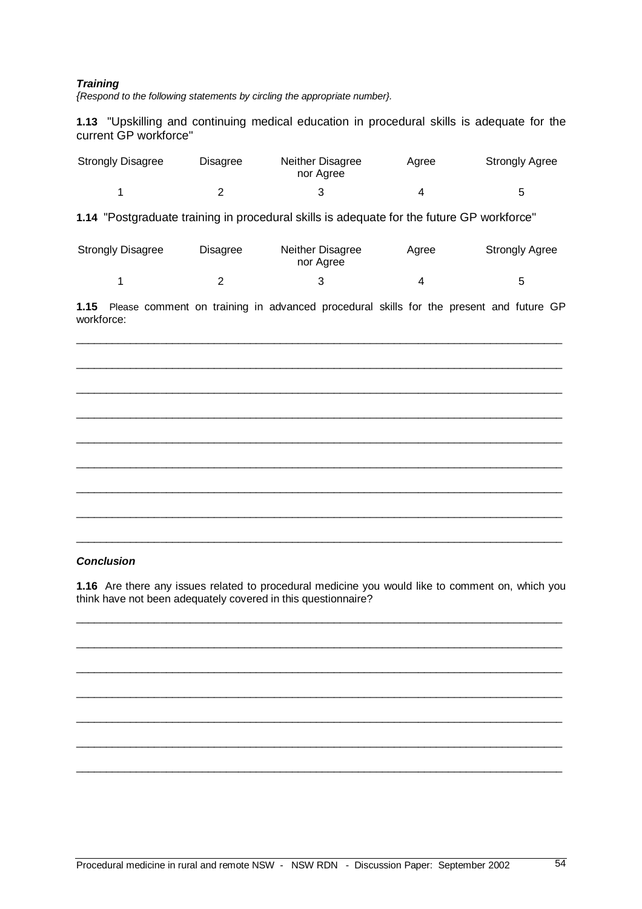***Training***

*{Respond to the following statements by circling the appropriate number}.*

**1.13** "Upskilling and continuing medical education in procedural skills is adequate for the current GP workforce"

| Strongly Disagree | Disagree | Neither Disagree nor Agree | Agree | Strongly Agree |
|---|---|---|---|---|
| 1 | 2 | 3 | 4 | 5 |

**1.14** "Postgraduate training in procedural skills is adequate for the future GP workforce"

| Strongly Disagree | Disagree | Neither Disagree nor Agree | Agree | Strongly Agree |
|---|---|---|---|---|
| 1 | 2 | 3 | 4 | 5 |

**1.15** Please comment on training in advanced procedural skills for the present and future GP workforce:

_______________________________________________________________________________

_______________________________________________________________________________

_______________________________________________________________________________

_______________________________________________________________________________

_______________________________________________________________________________

_______________________________________________________________________________

_______________________________________________________________________________

_______________________________________________________________________________

_______________________________________________________________________________

***Conclusion***

**1.16** Are there any issues related to procedural medicine you would like to comment on, which you think have not been adequately covered in this questionnaire?

_______________________________________________________________________________

_______________________________________________________________________________

_______________________________________________________________________________

_______________________________________________________________________________

_______________________________________________________________________________

_______________________________________________________________________________

_______________________________________________________________________________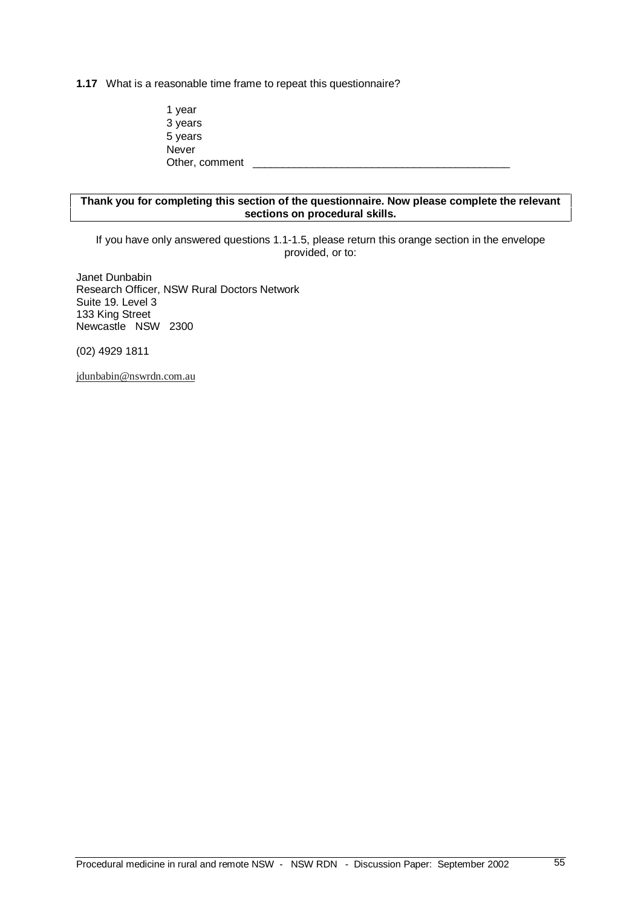**1.17** What is a reasonable time frame to repeat this questionnaire?

1 year
3 years
5 years
Never
Other, comment ___________________________________________

**Thank you for completing this section of the questionnaire. Now please complete the relevant sections on procedural skills.**

If you have only answered questions 1.1-1.5, please return this orange section in the envelope provided, or to:

Janet Dunbabin
Research Officer, NSW Rural Doctors Network
Suite 19. Level 3
133 King Street
Newcastle NSW 2300

(02) 4929 1811

jdunbabin@nswrdn.com.au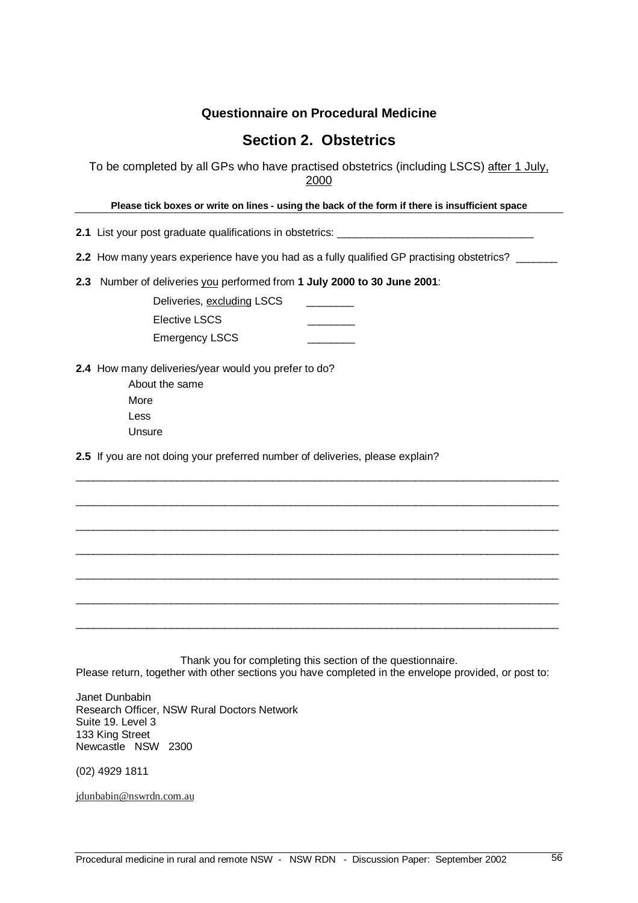**Questionnaire on Procedural Medicine**

## Section 2. Obstetrics

To be completed by all GPs who have practised obstetrics (including LSCS) after 1 July, 2000

**Please tick boxes or write on lines - using the back of the form if there is insufficient space**

**2.1** List your post graduate qualifications in obstetrics: ________________________________

**2.2** How many years experience have you had as a fully qualified GP practising obstetrics? _______

**2.3** Number of deliveries you performed from **1 July 2000 to 30 June 2001**:

- Deliveries, excluding LSCS ________
- Elective LSCS ________
- Emergency LSCS ________

**2.4** How many deliveries/year would you prefer to do?

- About the same
- More
- Less
- Unsure

**2.5** If you are not doing your preferred number of deliveries, please explain?

_______________________________________________________________________________

_______________________________________________________________________________

_______________________________________________________________________________

_______________________________________________________________________________

_______________________________________________________________________________

_______________________________________________________________________________

_______________________________________________________________________________

Thank you for completing this section of the questionnaire.
Please return, together with other sections you have completed in the envelope provided, or post to:

Janet Dunbabin
Research Officer, NSW Rural Doctors Network
Suite 19. Level 3
133 King Street
Newcastle NSW 2300

(02) 4929 1811

jdunbabin@nswrdn.com.au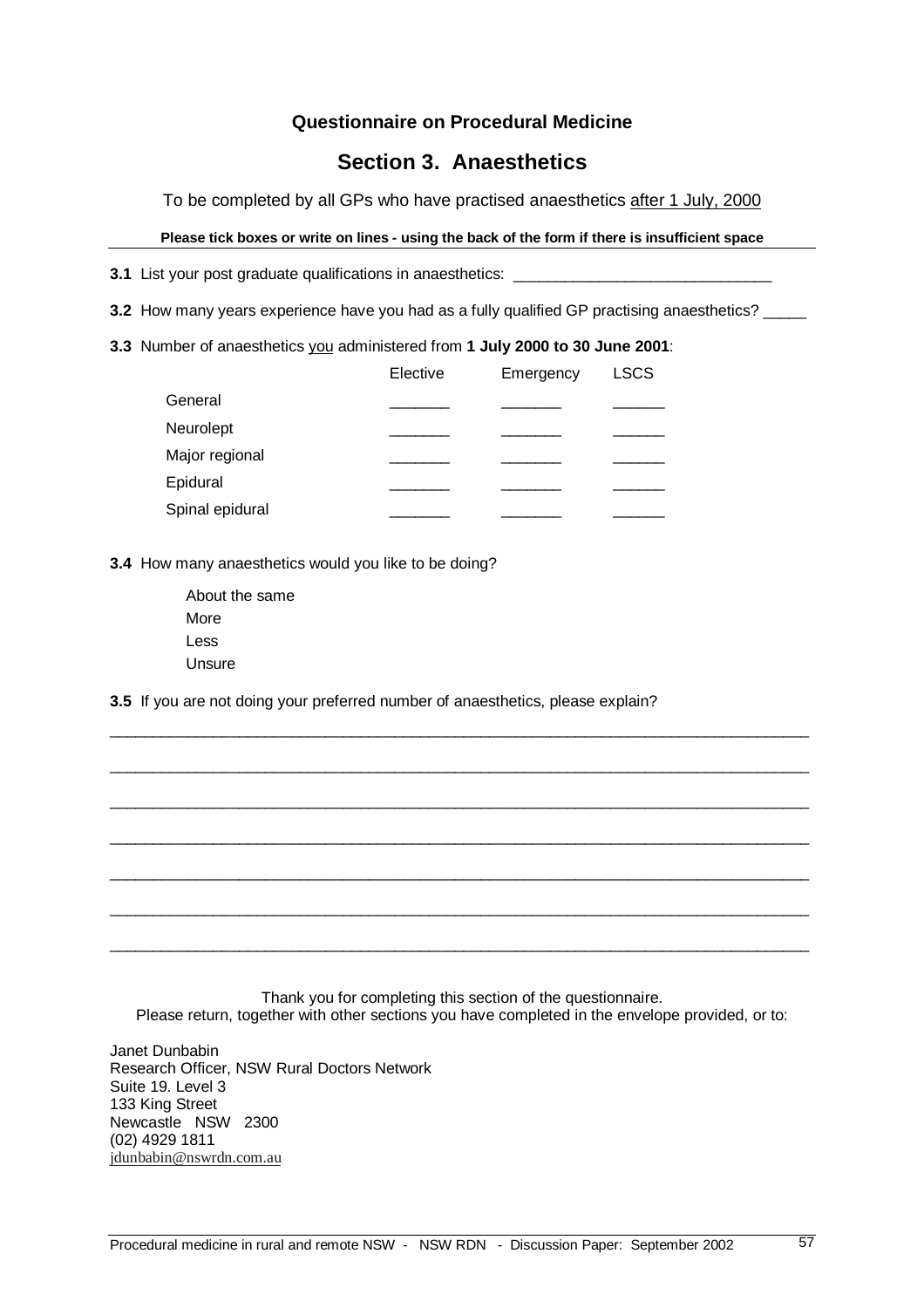### Questionnaire on Procedural Medicine

## Section 3. Anaesthetics

To be completed by all GPs who have practised anaesthetics after 1 July, 2000

**Please tick boxes or write on lines - using the back of the form if there is insufficient space**

---

**3.1** List your post graduate qualifications in anaesthetics: ______________________________

**3.2** How many years experience have you had as a fully qualified GP practising anaesthetics? _____

**3.3** Number of anaesthetics you administered from **1 July 2000 to 30 June 2001**:

| | Elective | Emergency | LSCS |
|---|---|---|---|
| General | _______ | _______ | ______ |
| Neurolept | _______ | _______ | ______ |
| Major regional | _______ | _______ | ______ |
| Epidural | _______ | _______ | ______ |
| Spinal epidural | _______ | _______ | ______ |

**3.4** How many anaesthetics would you like to be doing?

- About the same
- More
- Less
- Unsure

**3.5** If you are not doing your preferred number of anaesthetics, please explain?

________________________________________________________________________________

________________________________________________________________________________

________________________________________________________________________________

________________________________________________________________________________

________________________________________________________________________________

________________________________________________________________________________

________________________________________________________________________________

Thank you for completing this section of the questionnaire.
Please return, together with other sections you have completed in the envelope provided, or to:

Janet Dunbabin
Research Officer, NSW Rural Doctors Network
Suite 19. Level 3
133 King Street
Newcastle NSW 2300
(02) 4929 1811
jdunbabin@nswrdn.com.au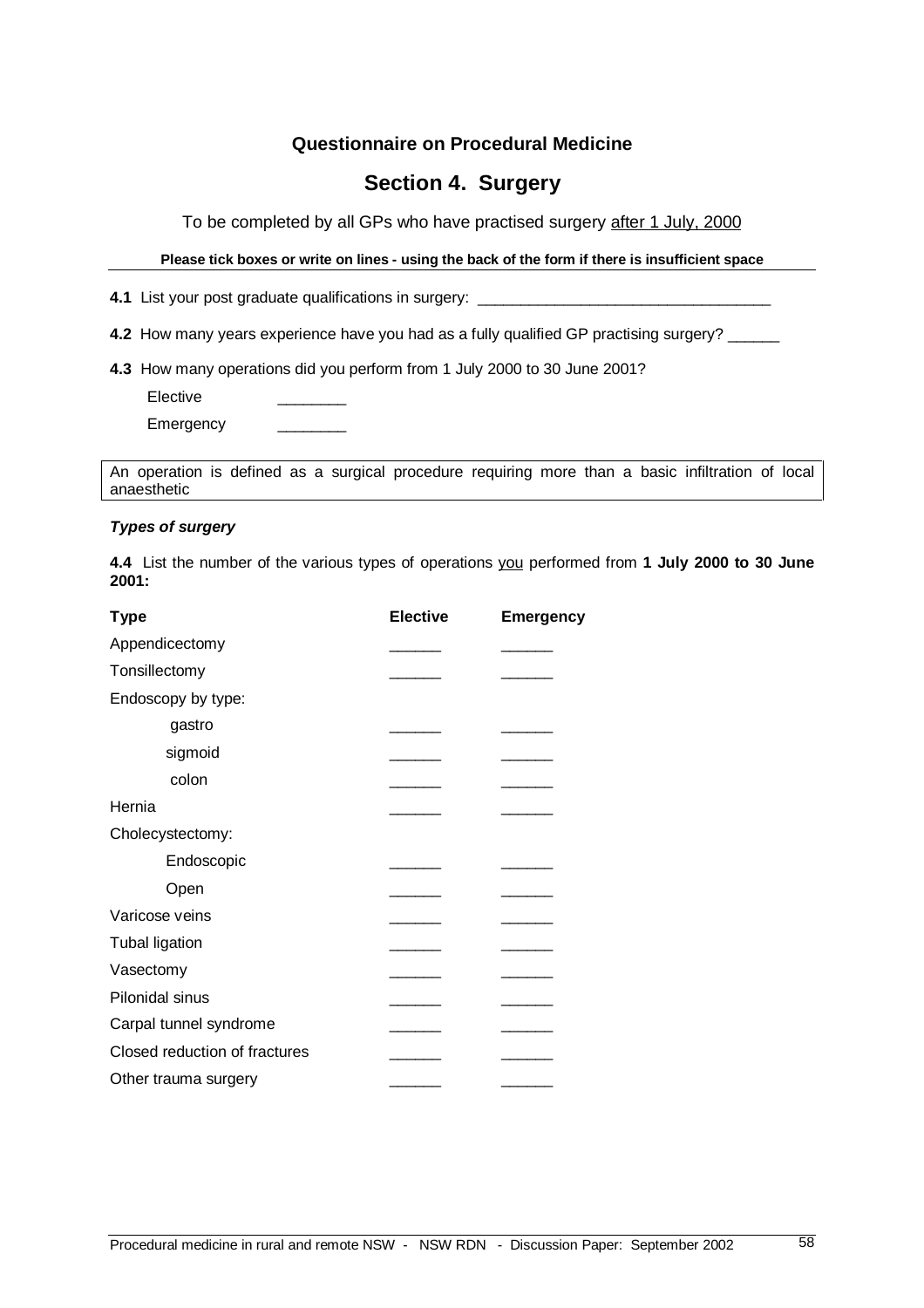## Questionnaire on Procedural Medicine

# Section 4. Surgery

To be completed by all GPs who have practised surgery after 1 July, 2000

**Please tick boxes or write on lines - using the back of the form if there is insufficient space**

**4.1** List your post graduate qualifications in surgery: ________________________________

**4.2** How many years experience have you had as a fully qualified GP practising surgery? ______

**4.3** How many operations did you perform from 1 July 2000 to 30 June 2001?

Elective ________

Emergency ________

An operation is defined as a surgical procedure requiring more than a basic infiltration of local anaesthetic

***Types of surgery***

**4.4** List the number of the various types of operations you performed from **1 July 2000 to 30 June 2001:**

| Type | Elective | Emergency |
|---|---|---|
| Appendicectomy | ______ | ______ |
| Tonsillectomy | ______ | ______ |
| Endoscopy by type: | | |
| gastro | ______ | ______ |
| sigmoid | ______ | ______ |
| colon | ______ | ______ |
| Hernia | ______ | ______ |
| Cholecystectomy: | | |
| Endoscopic | ______ | ______ |
| Open | ______ | ______ |
| Varicose veins | ______ | ______ |
| Tubal ligation | ______ | ______ |
| Vasectomy | ______ | ______ |
| Pilonidal sinus | ______ | ______ |
| Carpal tunnel syndrome | ______ | ______ |
| Closed reduction of fractures | ______ | ______ |
| Other trauma surgery | ______ | ______ |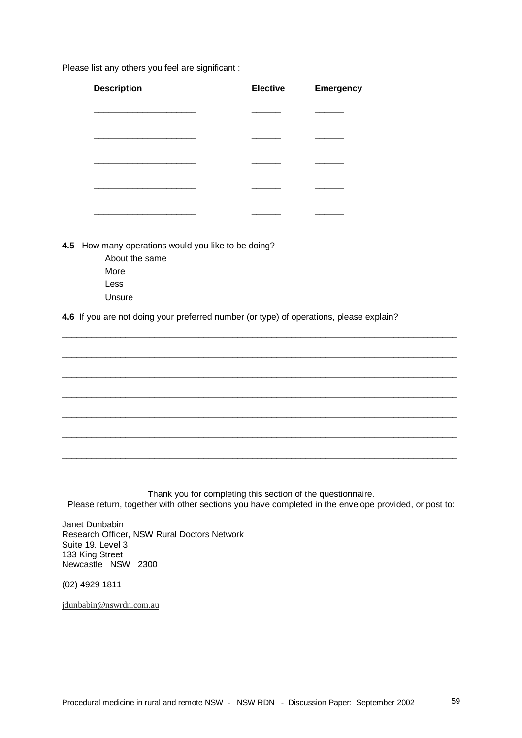Please list any others you feel are significant :

| Description | Elective | Emergency |
|---|---|---|
| ____________________ | ______ | ______ |
| ____________________ | ______ | ______ |
| ____________________ | ______ | ______ |
| ____________________ | ______ | ______ |
| ____________________ | ______ | ______ |

**4.5** How many operations would you like to be doing?

- About the same
- More
- Less
- Unsure

**4.6** If you are not doing your preferred number (or type) of operations, please explain?

________________________________________________________________________________

________________________________________________________________________________

________________________________________________________________________________

________________________________________________________________________________

________________________________________________________________________________

________________________________________________________________________________

________________________________________________________________________________

Thank you for completing this section of the questionnaire.
Please return, together with other sections you have completed in the envelope provided, or post to:

Janet Dunbabin
Research Officer, NSW Rural Doctors Network
Suite 19. Level 3
133 King Street
Newcastle NSW 2300

(02) 4929 1811

jdunbabin@nswrdn.com.au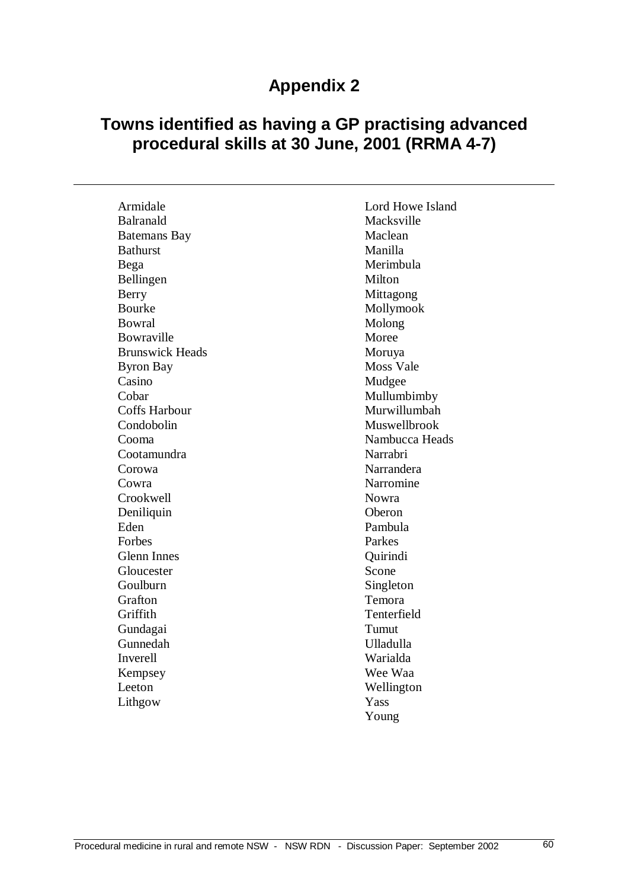# Appendix 2

## Towns identified as having a GP practising advanced procedural skills at 30 June, 2001 (RRMA 4-7)

Armidale
Balranald
Batemans Bay
Bathurst
Bega
Bellingen
Berry
Bourke
Bowral
Bowraville
Brunswick Heads
Byron Bay
Casino
Cobar
Coffs Harbour
Condobolin
Cooma
Cootamundra
Corowa
Cowra
Crookwell
Deniliquin
Eden
Forbes
Glenn Innes
Gloucester
Goulburn
Grafton
Griffith
Gundagai
Gunnedah
Inverell
Kempsey
Leeton
Lithgow
Lord Howe Island
Macksville
Maclean
Manilla
Merimbula
Milton
Mittagong
Mollymook
Molong
Moree
Moruya
Moss Vale
Mudgee
Mullumbimby
Murwillumbah
Muswellbrook
Nambucca Heads
Narrabri
Narrandera
Narromine
Nowra
Oberon
Pambula
Parkes
Quirindi
Scone
Singleton
Temora
Tenterfield
Tumut
Ulladulla
Warialda
Wee Waa
Wellington
Yass
Young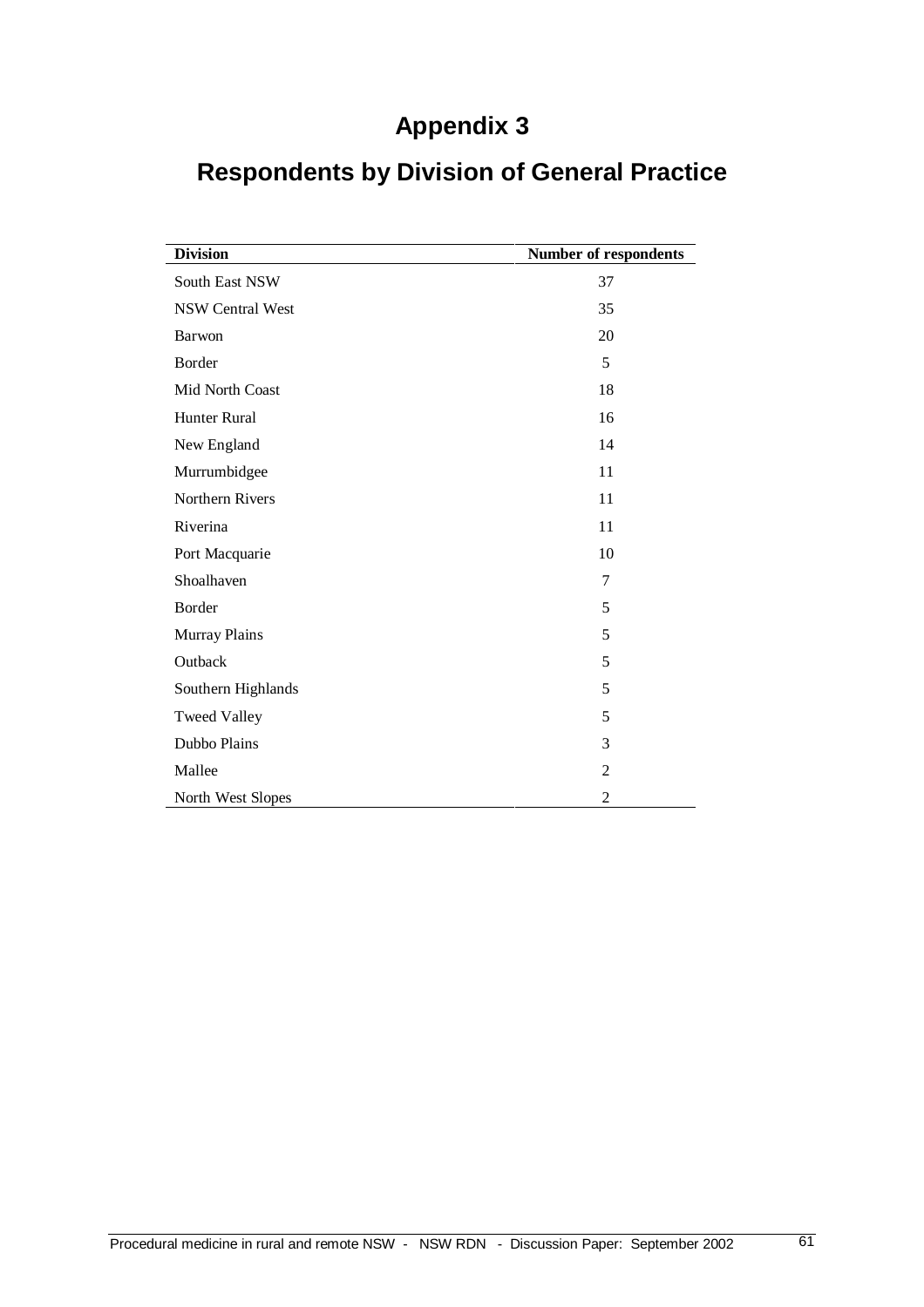# Appendix 3

# Respondents by Division of General Practice

| Division | Number of respondents |
|---|---|
| South East NSW | 37 |
| NSW Central West | 35 |
| Barwon | 20 |
| Border | 5 |
| Mid North Coast | 18 |
| Hunter Rural | 16 |
| New England | 14 |
| Murrumbidgee | 11 |
| Northern Rivers | 11 |
| Riverina | 11 |
| Port Macquarie | 10 |
| Shoalhaven | 7 |
| Border | 5 |
| Murray Plains | 5 |
| Outback | 5 |
| Southern Highlands | 5 |
| Tweed Valley | 5 |
| Dubbo Plains | 3 |
| Mallee | 2 |
| North West Slopes | 2 |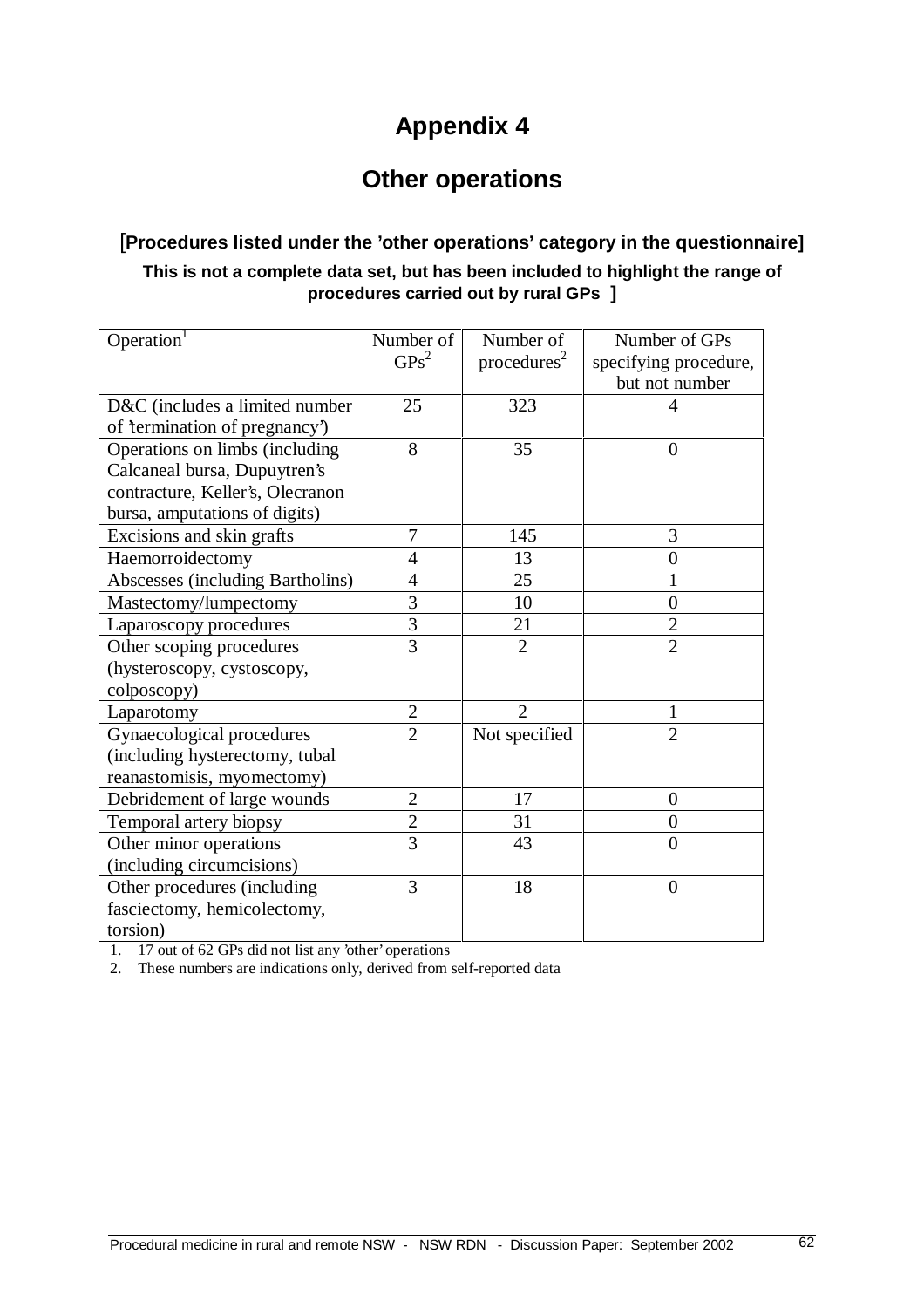# Appendix 4

## Other operations

**[Procedures listed under the 'other operations' category in the questionnaire]**

**This is not a complete data set, but has been included to highlight the range of procedures carried out by rural GPs ]**

| Operation[1] | Number of GPs[2] | Number of procedures[2] | Number of GPs specifying procedure, but not number |
|---|---|---|---|
| D&C (includes a limited number of 'termination of pregnancy') | 25 | 323 | 4 |
| Operations on limbs (including Calcaneal bursa, Dupuytren's contracture, Keller's, Olecranon bursa, amputations of digits) | 8 | 35 | 0 |
| Excisions and skin grafts | 7 | 145 | 3 |
| Haemorroidectomy | 4 | 13 | 0 |
| Abscesses (including Bartholins) | 4 | 25 | 1 |
| Mastectomy/lumpectomy | 3 | 10 | 0 |
| Laparoscopy procedures | 3 | 21 | 2 |
| Other scoping procedures (hysteroscopy, cystoscopy, colposcopy) | 3 | 2 | 2 |
| Laparotomy | 2 | 2 | 1 |
| Gynaecological procedures (including hysterectomy, tubal reanastomisis, myomectomy) | 2 | Not specified | 2 |
| Debridement of large wounds | 2 | 17 | 0 |
| Temporal artery biopsy | 2 | 31 | 0 |
| Other minor operations (including circumcisions) | 3 | 43 | 0 |
| Other procedures (including fasciectomy, hemicolectomy, torsion) | 3 | 18 | 0 |

1. 17 out of 62 GPs did not list any 'other' operations
2. These numbers are indications only, derived from self-reported data